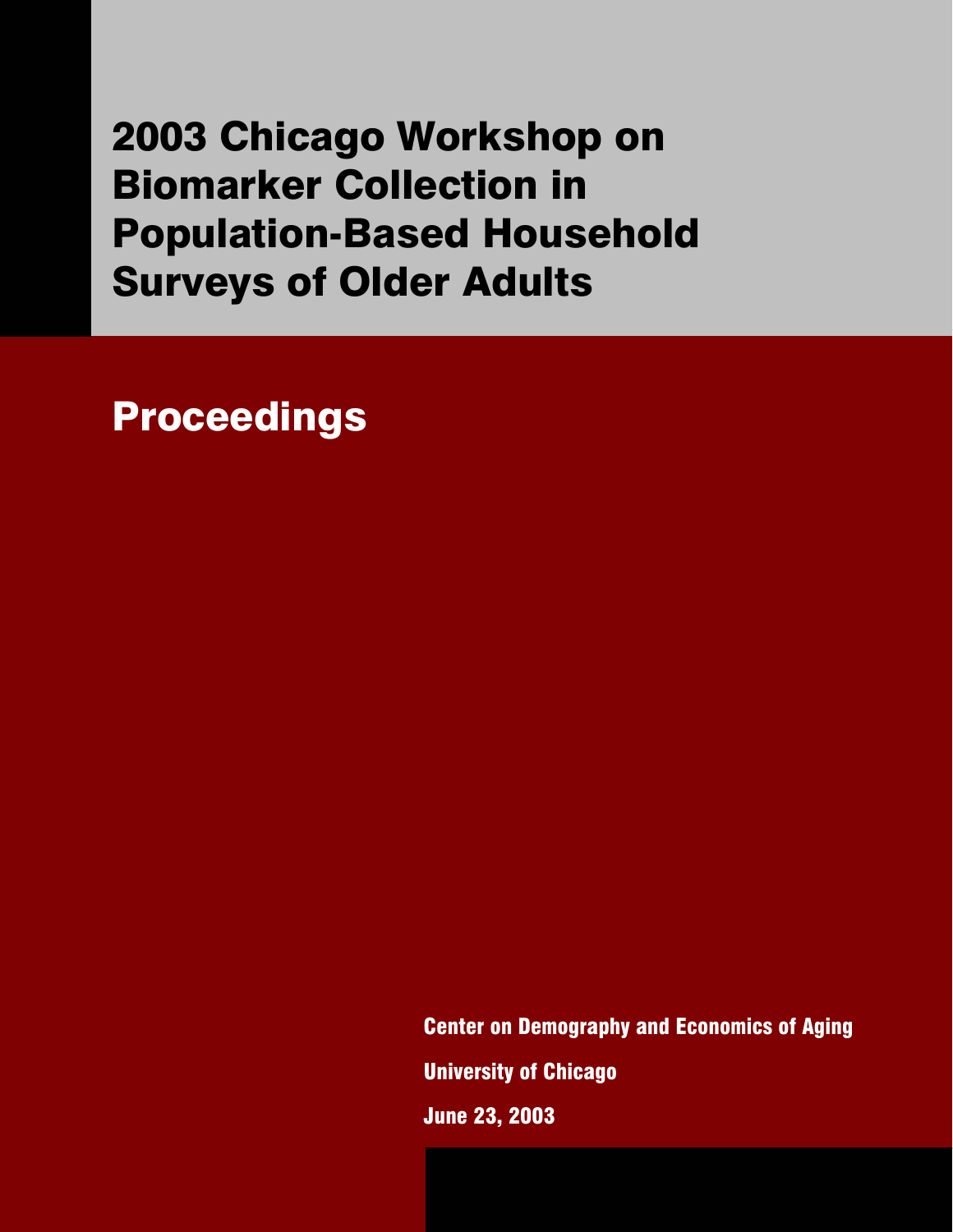# 2003 Chicago Workshop on Biomarker Collection in Population-Based Household Surveys of Older Adults

## Proceedings

Center on Demography and Economics of Aging

University of Chicago

June 23, 2003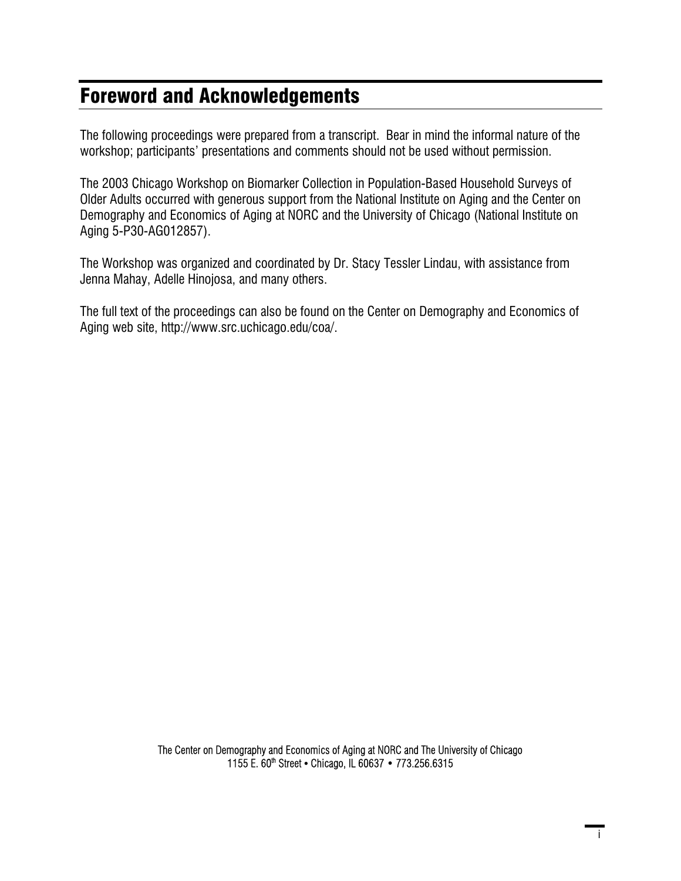# Foreword and Acknowledgements

The following proceedings were prepared from a transcript. Bear in mind the informal nature of the workshop; participants' presentations and comments should not be used without permission.

The 2003 Chicago Workshop on Biomarker Collection in Population-Based Household Surveys of Older Adults occurred with generous support from the National Institute on Aging and the Center on Demography and Economics of Aging at NORC and the University of Chicago (National Institute on Aging 5-P30-AG012857).

The Workshop was organized and coordinated by Dr. Stacy Tessler Lindau, with assistance from Jenna Mahay, Adelle Hinojosa, and many others.

The full text of the proceedings can also be found on the Center on Demography and Economics of Aging web site, http://www.src.uchicago.edu/coa/.

The Center on Demography and Economics of Aging at NORC and The University of Chicago
1155 E. 60th Street • Chicago, IL 60637 • 773.256.6315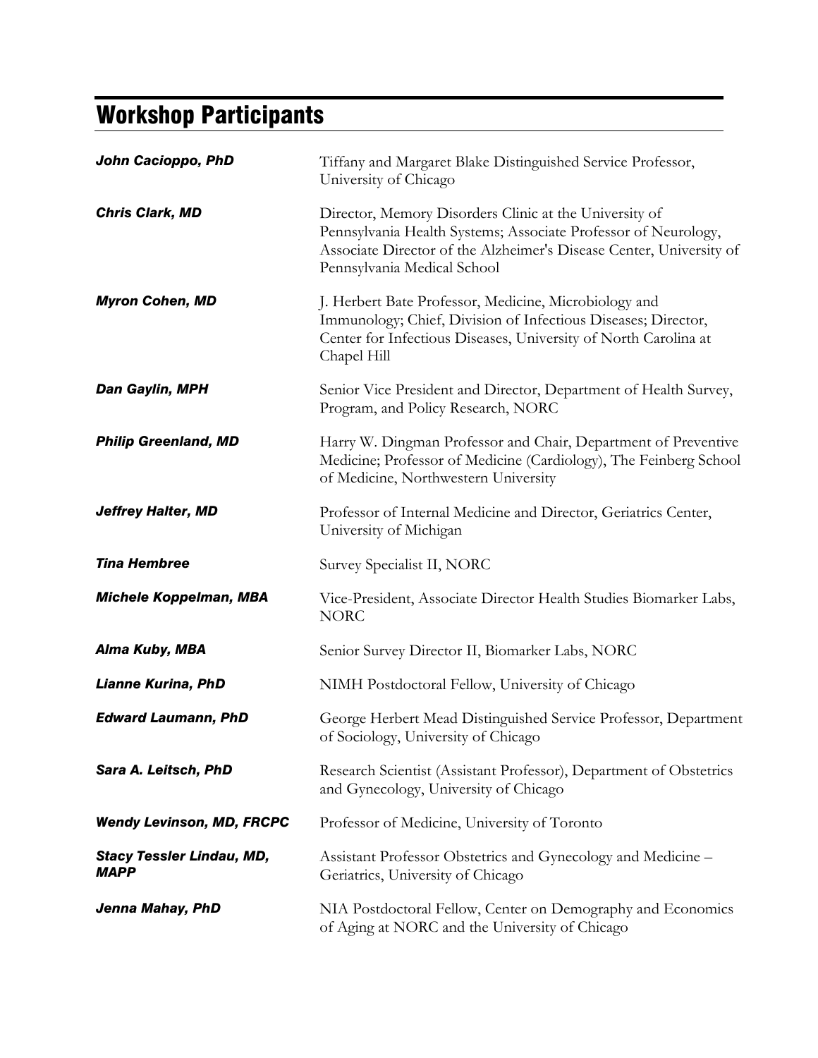# Workshop Participants

| | |
|---|---|
| ***John Cacioppo, PhD*** | Tiffany and Margaret Blake Distinguished Service Professor, University of Chicago |
| ***Chris Clark, MD*** | Director, Memory Disorders Clinic at the University of Pennsylvania Health Systems; Associate Professor of Neurology, Associate Director of the Alzheimer's Disease Center, University of Pennsylvania Medical School |
| ***Myron Cohen, MD*** | J. Herbert Bate Professor, Medicine, Microbiology and Immunology; Chief, Division of Infectious Diseases; Director, Center for Infectious Diseases, University of North Carolina at Chapel Hill |
| ***Dan Gaylin, MPH*** | Senior Vice President and Director, Department of Health Survey, Program, and Policy Research, NORC |
| ***Philip Greenland, MD*** | Harry W. Dingman Professor and Chair, Department of Preventive Medicine; Professor of Medicine (Cardiology), The Feinberg School of Medicine, Northwestern University |
| ***Jeffrey Halter, MD*** | Professor of Internal Medicine and Director, Geriatrics Center, University of Michigan |
| ***Tina Hembree*** | Survey Specialist II, NORC |
| ***Michele Koppelman, MBA*** | Vice-President, Associate Director Health Studies Biomarker Labs, NORC |
| ***Alma Kuby, MBA*** | Senior Survey Director II, Biomarker Labs, NORC |
| ***Lianne Kurina, PhD*** | NIMH Postdoctoral Fellow, University of Chicago |
| ***Edward Laumann, PhD*** | George Herbert Mead Distinguished Service Professor, Department of Sociology, University of Chicago |
| ***Sara A. Leitsch, PhD*** | Research Scientist (Assistant Professor), Department of Obstetrics and Gynecology, University of Chicago |
| ***Wendy Levinson, MD, FRCPC*** | Professor of Medicine, University of Toronto |
| ***Stacy Tessler Lindau, MD, MAPP*** | Assistant Professor Obstetrics and Gynecology and Medicine – Geriatrics, University of Chicago |
| ***Jenna Mahay, PhD*** | NIA Postdoctoral Fellow, Center on Demography and Economics of Aging at NORC and the University of Chicago |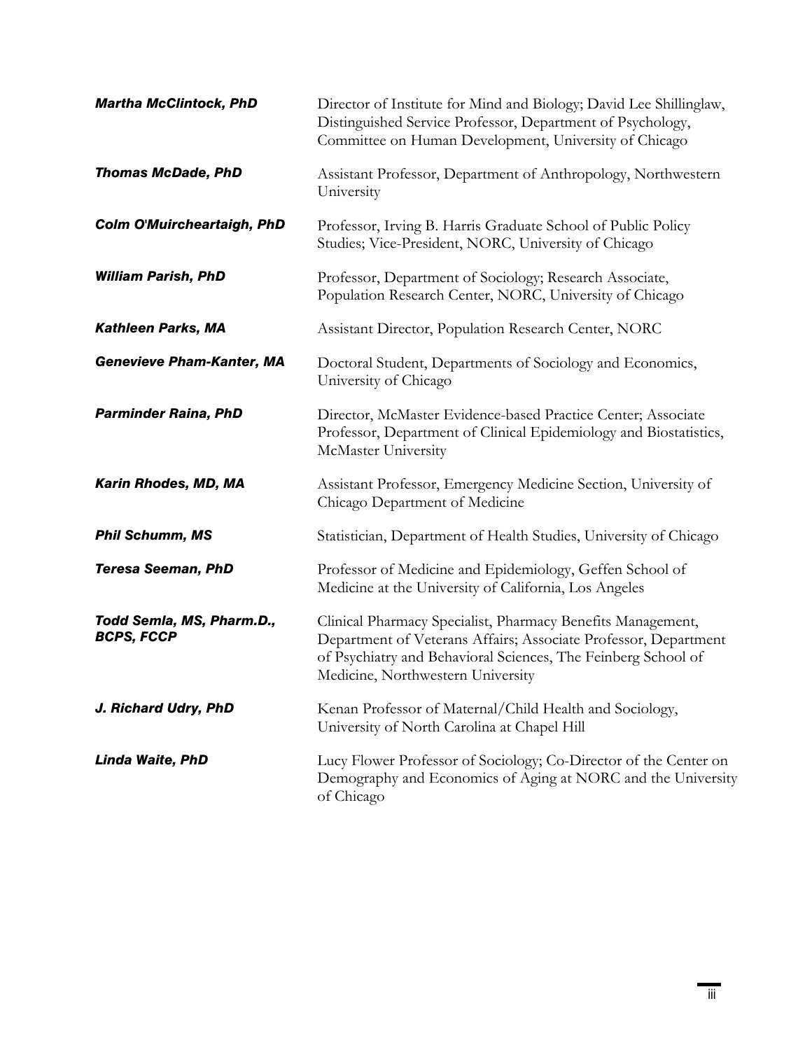| | |
|---|---|
| ***Martha McClintock, PhD*** | Director of Institute for Mind and Biology; David Lee Shillinglaw, Distinguished Service Professor, Department of Psychology, Committee on Human Development, University of Chicago |
| ***Thomas McDade, PhD*** | Assistant Professor, Department of Anthropology, Northwestern University |
| ***Colm O'Muircheartaigh, PhD*** | Professor, Irving B. Harris Graduate School of Public Policy Studies; Vice-President, NORC, University of Chicago |
| ***William Parish, PhD*** | Professor, Department of Sociology; Research Associate, Population Research Center, NORC, University of Chicago |
| ***Kathleen Parks, MA*** | Assistant Director, Population Research Center, NORC |
| ***Genevieve Pham-Kanter, MA*** | Doctoral Student, Departments of Sociology and Economics, University of Chicago |
| ***Parminder Raina, PhD*** | Director, McMaster Evidence-based Practice Center; Associate Professor, Department of Clinical Epidemiology and Biostatistics, McMaster University |
| ***Karin Rhodes, MD, MA*** | Assistant Professor, Emergency Medicine Section, University of Chicago Department of Medicine |
| ***Phil Schumm, MS*** | Statistician, Department of Health Studies, University of Chicago |
| ***Teresa Seeman, PhD*** | Professor of Medicine and Epidemiology, Geffen School of Medicine at the University of California, Los Angeles |
| ***Todd Semla, MS, Pharm.D., BCPS, FCCP*** | Clinical Pharmacy Specialist, Pharmacy Benefits Management, Department of Veterans Affairs; Associate Professor, Department of Psychiatry and Behavioral Sciences, The Feinberg School of Medicine, Northwestern University |
| ***J. Richard Udry, PhD*** | Kenan Professor of Maternal/Child Health and Sociology, University of North Carolina at Chapel Hill |
| ***Linda Waite, PhD*** | Lucy Flower Professor of Sociology; Co-Director of the Center on Demography and Economics of Aging at NORC and the University of Chicago |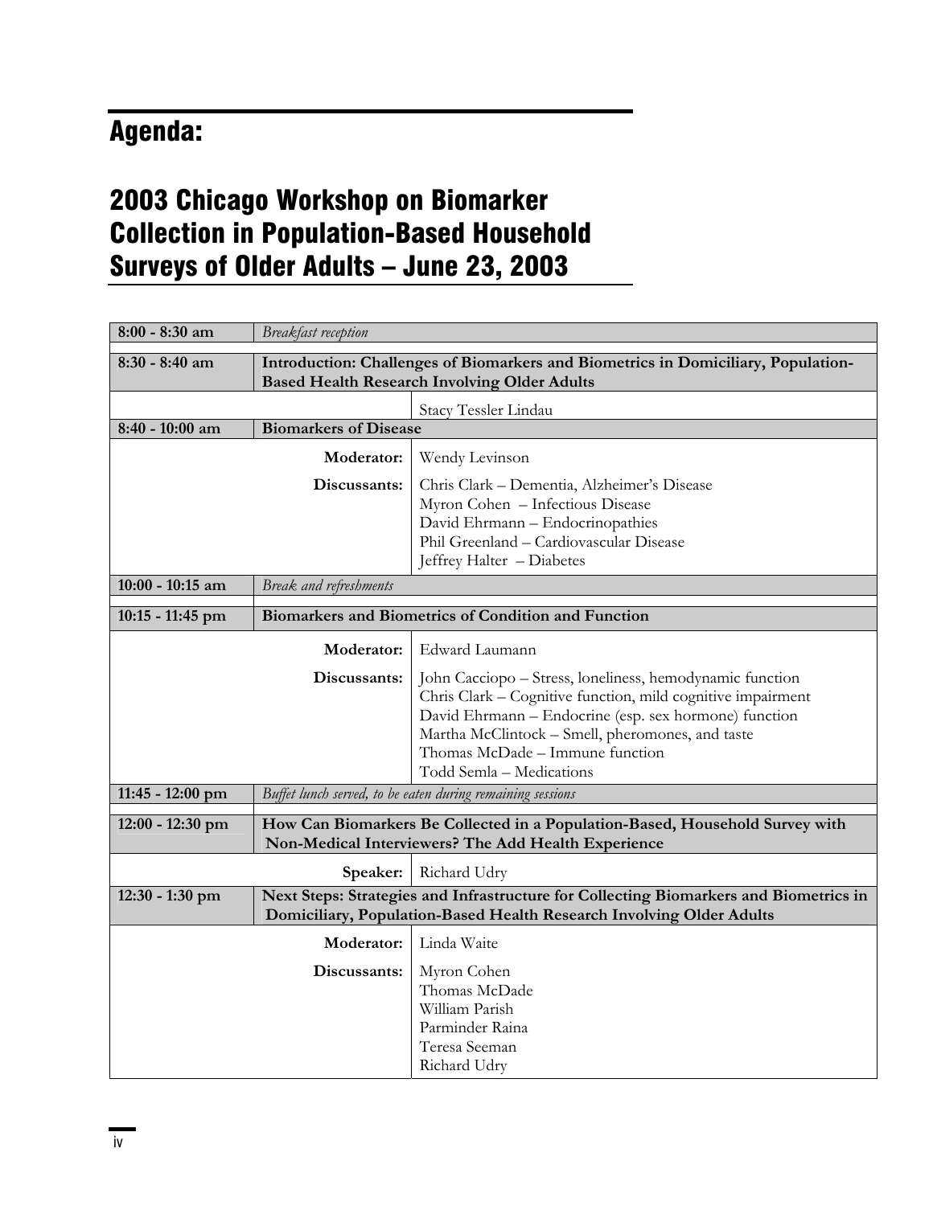# Agenda:

# 2003 Chicago Workshop on Biomarker Collection in Population-Based Household Surveys of Older Adults – June 23, 2003

| | | |
|---|---|---|
| **8:00 - 8:30 am** | *Breakfast reception* | |
| **8:30 - 8:40 am** | **Introduction: Challenges of Biomarkers and Biometrics in Domiciliary, Population-Based Health Research Involving Older Adults** | |
| | | Stacy Tessler Lindau |
| **8:40 - 10:00 am** | **Biomarkers of Disease** | |
| | **Moderator:** | Wendy Levinson |
| | **Discussants:** | Chris Clark – Dementia, Alzheimer's Disease<br>Myron Cohen – Infectious Disease<br>David Ehrmann – Endocrinopathies<br>Phil Greenland – Cardiovascular Disease<br>Jeffrey Halter – Diabetes |
| **10:00 - 10:15 am** | *Break and refreshments* | |
| **10:15 - 11:45 pm** | **Biomarkers and Biometrics of Condition and Function** | |
| | **Moderator:** | Edward Laumann |
| | **Discussants:** | John Cacciopo – Stress, loneliness, hemodynamic function<br>Chris Clark – Cognitive function, mild cognitive impairment<br>David Ehrmann – Endocrine (esp. sex hormone) function<br>Martha McClintock – Smell, pheromones, and taste<br>Thomas McDade – Immune function<br>Todd Semla – Medications |
| **11:45 - 12:00 pm** | *Buffet lunch served, to be eaten during remaining sessions* | |
| **12:00 - 12:30 pm** | **How Can Biomarkers Be Collected in a Population-Based, Household Survey with Non-Medical Interviewers? The Add Health Experience** | |
| | **Speaker:** | Richard Udry |
| **12:30 - 1:30 pm** | **Next Steps: Strategies and Infrastructure for Collecting Biomarkers and Biometrics in Domiciliary, Population-Based Health Research Involving Older Adults** | |
| | **Moderator:** | Linda Waite |
| | **Discussants:** | Myron Cohen<br>Thomas McDade<br>William Parish<br>Parminder Raina<br>Teresa Seeman<br>Richard Udry |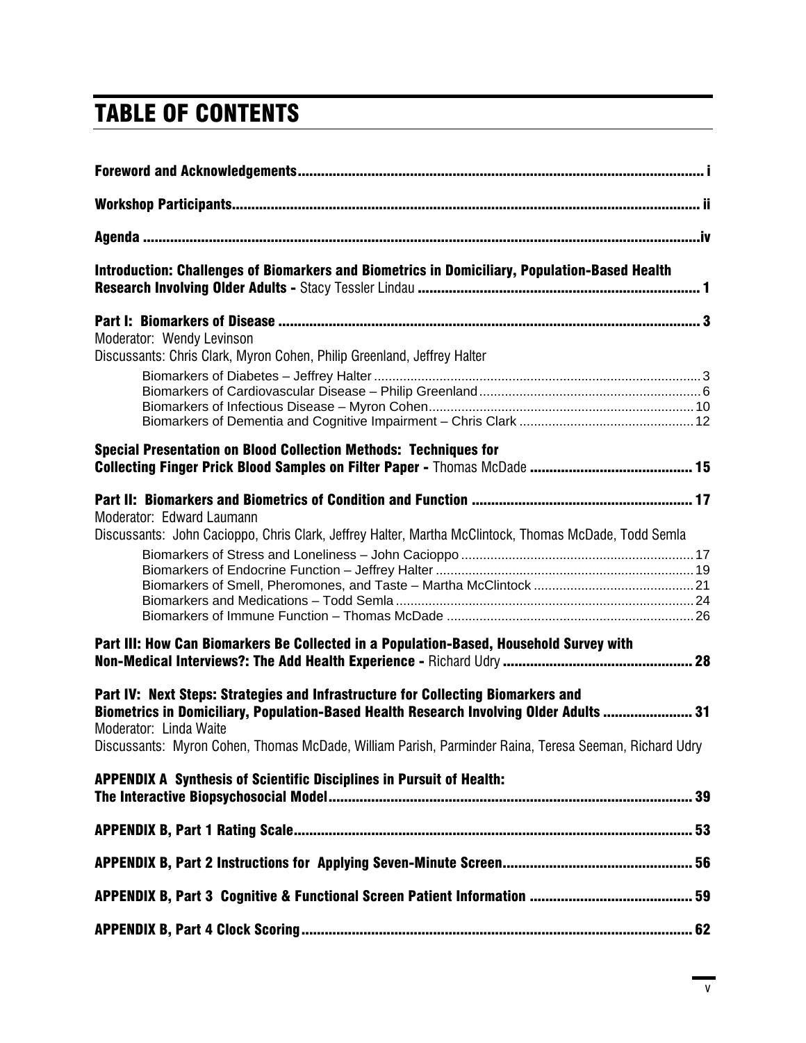# TABLE OF CONTENTS

**Foreword and Acknowledgements** ... i

**Workshop Participants** ... ii

**Agenda** ... iv

**Introduction: Challenges of Biomarkers and Biometrics in Domiciliary, Population-Based Health Research Involving Older Adults -** Stacy Tessler Lindau ... **1**

**Part I: Biomarkers of Disease** ... **3**

Moderator: Wendy Levinson

Discussants: Chris Clark, Myron Cohen, Philip Greenland, Jeffrey Halter

- Biomarkers of Diabetes – Jeffrey Halter ... 3
- Biomarkers of Cardiovascular Disease – Philip Greenland ... 6
- Biomarkers of Infectious Disease – Myron Cohen ... 10
- Biomarkers of Dementia and Cognitive Impairment – Chris Clark ... 12

**Special Presentation on Blood Collection Methods: Techniques for Collecting Finger Prick Blood Samples on Filter Paper -** Thomas McDade ... **15**

**Part II: Biomarkers and Biometrics of Condition and Function** ... **17**

Moderator: Edward Laumann

Discussants: John Cacioppo, Chris Clark, Jeffrey Halter, Martha McClintock, Thomas McDade, Todd Semla

- Biomarkers of Stress and Loneliness – John Cacioppo ... 17
- Biomarkers of Endocrine Function – Jeffrey Halter ... 19
- Biomarkers of Smell, Pheromones, and Taste – Martha McClintock ... 21
- Biomarkers and Medications – Todd Semla ... 24
- Biomarkers of Immune Function – Thomas McDade ... 26

**Part III: How Can Biomarkers Be Collected in a Population-Based, Household Survey with Non-Medical Interviews?: The Add Health Experience -** Richard Udry ... **28**

**Part IV: Next Steps: Strategies and Infrastructure for Collecting Biomarkers and Biometrics in Domiciliary, Population-Based Health Research Involving Older Adults** ... **31**

Moderator: Linda Waite

Discussants: Myron Cohen, Thomas McDade, William Parish, Parminder Raina, Teresa Seeman, Richard Udry

**APPENDIX A Synthesis of Scientific Disciplines in Pursuit of Health: The Interactive Biopsychosocial Model** ... **39**

**APPENDIX B, Part 1 Rating Scale** ... **53**

**APPENDIX B, Part 2 Instructions for Applying Seven-Minute Screen** ... **56**

**APPENDIX B, Part 3 Cognitive & Functional Screen Patient Information** ... **59**

**APPENDIX B, Part 4 Clock Scoring** ... **62**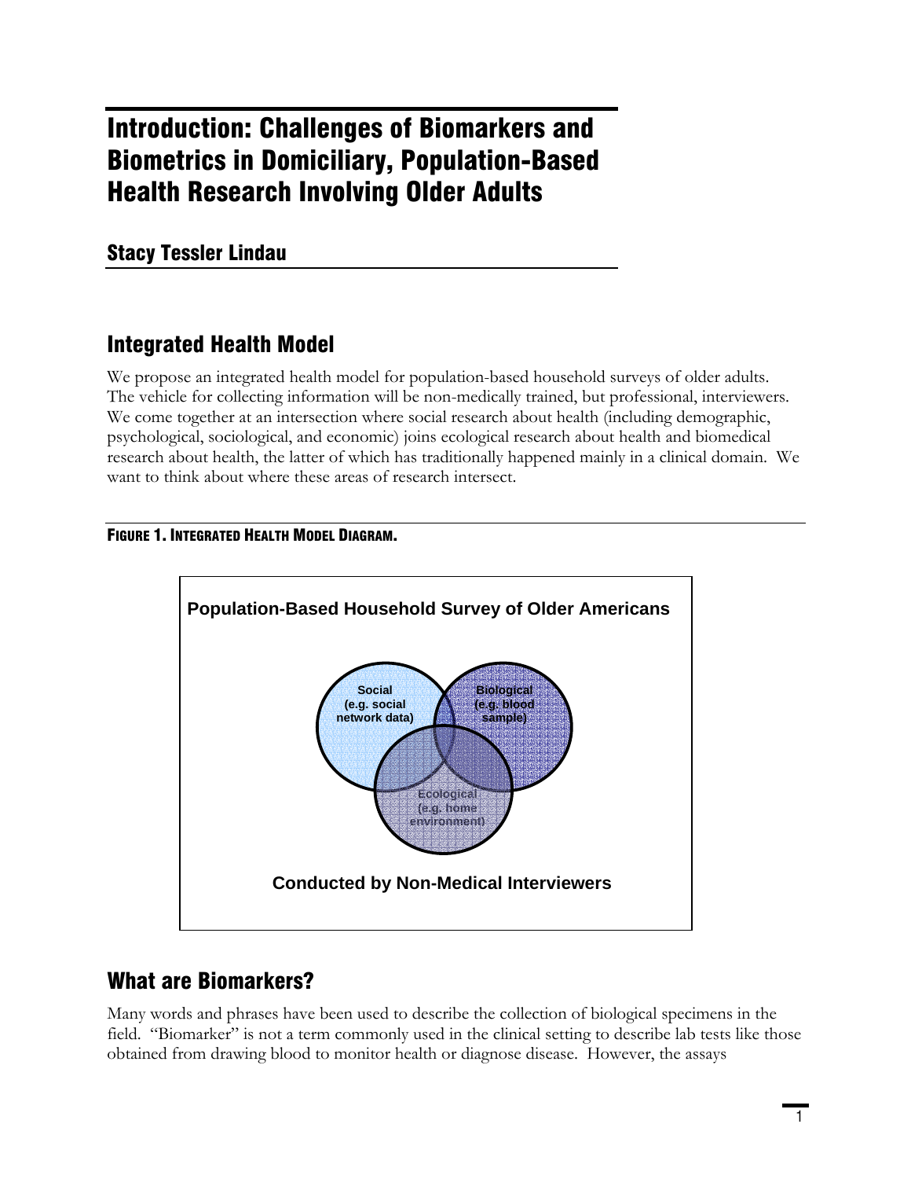# Introduction: Challenges of Biomarkers and Biometrics in Domiciliary, Population-Based Health Research Involving Older Adults

## Stacy Tessler Lindau

## Integrated Health Model

We propose an integrated health model for population-based household surveys of older adults. The vehicle for collecting information will be non-medically trained, but professional, interviewers. We come together at an intersection where social research about health (including demographic, psychological, sociological, and economic) joins ecological research about health and biomedical research about health, the latter of which has traditionally happened mainly in a clinical domain. We want to think about where these areas of research intersect.

**FIGURE 1. INTEGRATED HEALTH MODEL DIAGRAM.**

Population-Based Household Survey of Older Americans

Social (e.g. social network data)

Biological (e.g. blood sample)

Ecological (e.g. home environment)

Conducted by Non-Medical Interviewers

## What are Biomarkers?

Many words and phrases have been used to describe the collection of biological specimens in the field. "Biomarker" is not a term commonly used in the clinical setting to describe lab tests like those obtained from drawing blood to monitor health or diagnose disease. However, the assays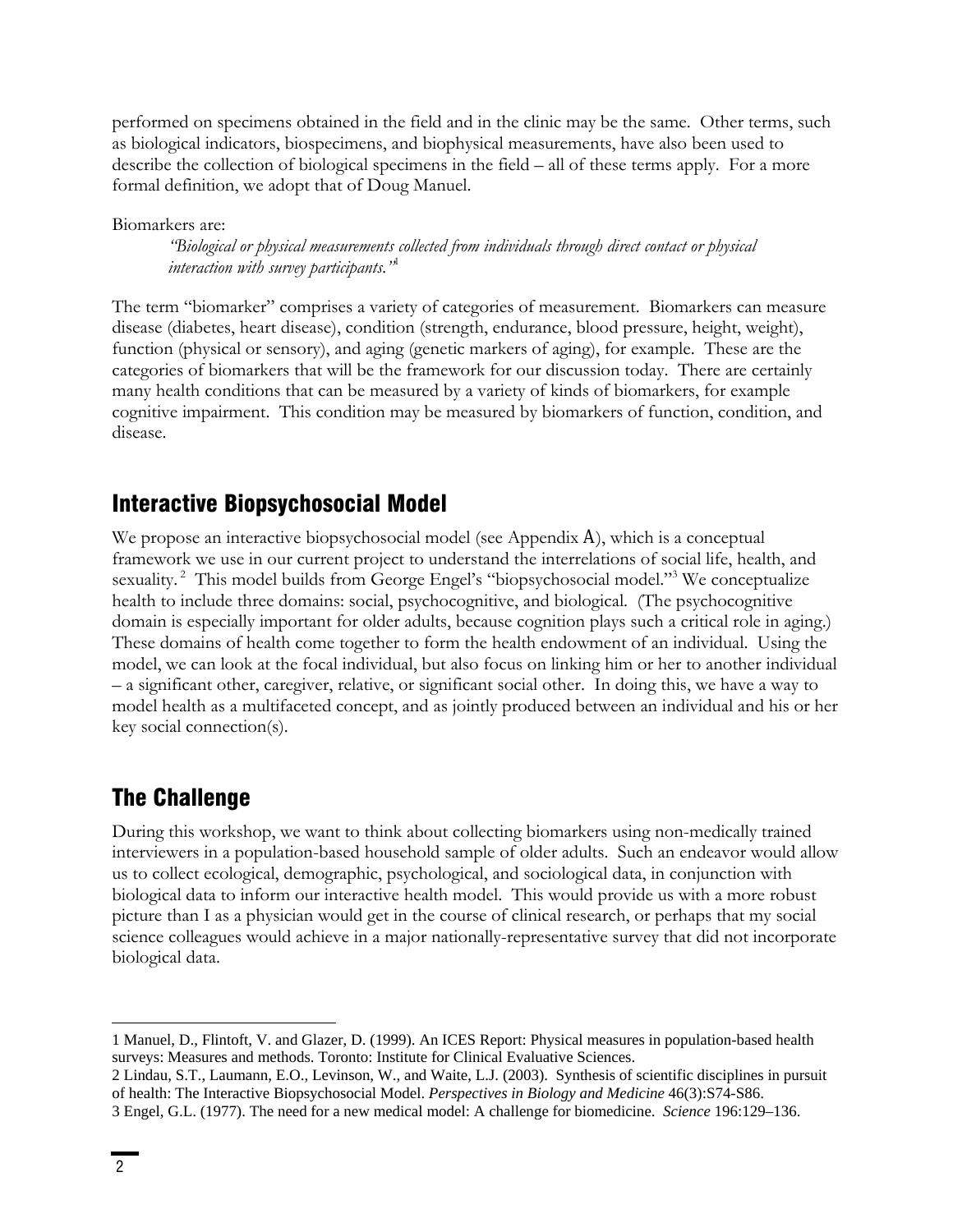performed on specimens obtained in the field and in the clinic may be the same. Other terms, such as biological indicators, biospecimens, and biophysical measurements, have also been used to describe the collection of biological specimens in the field – all of these terms apply. For a more formal definition, we adopt that of Doug Manuel.

Biomarkers are:

> *"Biological or physical measurements collected from individuals through direct contact or physical interaction with survey participants."*[1]

The term "biomarker" comprises a variety of categories of measurement. Biomarkers can measure disease (diabetes, heart disease), condition (strength, endurance, blood pressure, height, weight), function (physical or sensory), and aging (genetic markers of aging), for example. These are the categories of biomarkers that will be the framework for our discussion today. There are certainly many health conditions that can be measured by a variety of kinds of biomarkers, for example cognitive impairment. This condition may be measured by biomarkers of function, condition, and disease.

## Interactive Biopsychosocial Model

We propose an interactive biopsychosocial model (see Appendix A), which is a conceptual framework we use in our current project to understand the interrelations of social life, health, and sexuality.[2] This model builds from George Engel's "biopsychosocial model."[3] We conceptualize health to include three domains: social, psychocognitive, and biological. (The psychocognitive domain is especially important for older adults, because cognition plays such a critical role in aging.) These domains of health come together to form the health endowment of an individual. Using the model, we can look at the focal individual, but also focus on linking him or her to another individual – a significant other, caregiver, relative, or significant social other. In doing this, we have a way to model health as a multifaceted concept, and as jointly produced between an individual and his or her key social connection(s).

## The Challenge

During this workshop, we want to think about collecting biomarkers using non-medically trained interviewers in a population-based household sample of older adults. Such an endeavor would allow us to collect ecological, demographic, psychological, and sociological data, in conjunction with biological data to inform our interactive health model. This would provide us with a more robust picture than I as a physician would get in the course of clinical research, or perhaps that my social science colleagues would achieve in a major nationally-representative survey that did not incorporate biological data.

---

1 Manuel, D., Flintoft, V. and Glazer, D. (1999). An ICES Report: Physical measures in population-based health surveys: Measures and methods. Toronto: Institute for Clinical Evaluative Sciences.

2 Lindau, S.T., Laumann, E.O., Levinson, W., and Waite, L.J. (2003). Synthesis of scientific disciplines in pursuit of health: The Interactive Biopsychosocial Model. *Perspectives in Biology and Medicine* 46(3):S74-S86.

3 Engel, G.L. (1977). The need for a new medical model: A challenge for biomedicine. *Science* 196:129–136.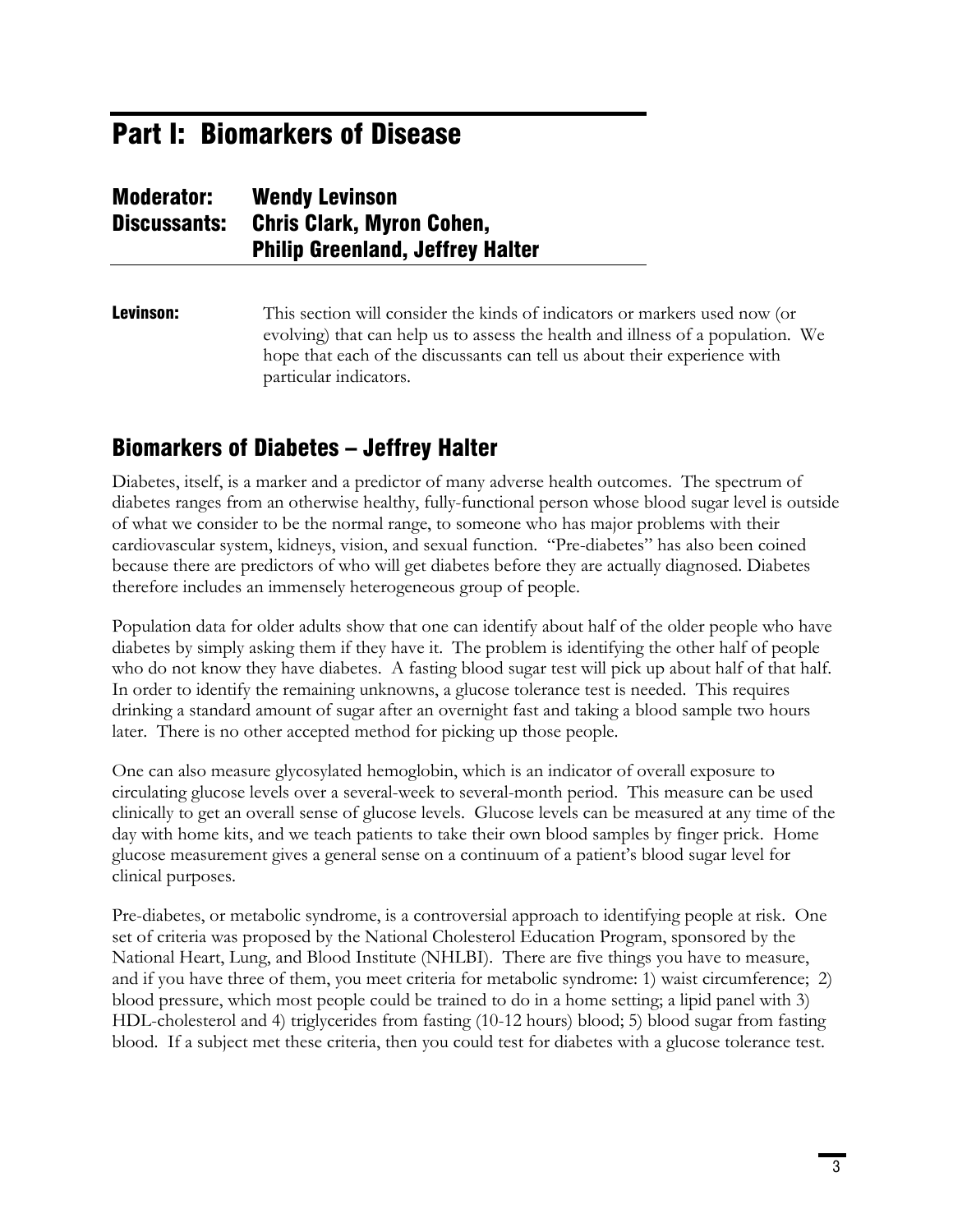# Part I: Biomarkers of Disease

**Moderator:** Wendy Levinson
**Discussants:** Chris Clark, Myron Cohen, Philip Greenland, Jeffrey Halter

**Levinson:** This section will consider the kinds of indicators or markers used now (or evolving) that can help us to assess the health and illness of a population. We hope that each of the discussants can tell us about their experience with particular indicators.

## Biomarkers of Diabetes – Jeffrey Halter

Diabetes, itself, is a marker and a predictor of many adverse health outcomes. The spectrum of diabetes ranges from an otherwise healthy, fully-functional person whose blood sugar level is outside of what we consider to be the normal range, to someone who has major problems with their cardiovascular system, kidneys, vision, and sexual function. "Pre-diabetes" has also been coined because there are predictors of who will get diabetes before they are actually diagnosed. Diabetes therefore includes an immensely heterogeneous group of people.

Population data for older adults show that one can identify about half of the older people who have diabetes by simply asking them if they have it. The problem is identifying the other half of people who do not know they have diabetes. A fasting blood sugar test will pick up about half of that half. In order to identify the remaining unknowns, a glucose tolerance test is needed. This requires drinking a standard amount of sugar after an overnight fast and taking a blood sample two hours later. There is no other accepted method for picking up those people.

One can also measure glycosylated hemoglobin, which is an indicator of overall exposure to circulating glucose levels over a several-week to several-month period. This measure can be used clinically to get an overall sense of glucose levels. Glucose levels can be measured at any time of the day with home kits, and we teach patients to take their own blood samples by finger prick. Home glucose measurement gives a general sense on a continuum of a patient's blood sugar level for clinical purposes.

Pre-diabetes, or metabolic syndrome, is a controversial approach to identifying people at risk. One set of criteria was proposed by the National Cholesterol Education Program, sponsored by the National Heart, Lung, and Blood Institute (NHLBI). There are five things you have to measure, and if you have three of them, you meet criteria for metabolic syndrome: 1) waist circumference; 2) blood pressure, which most people could be trained to do in a home setting; a lipid panel with 3) HDL-cholesterol and 4) triglycerides from fasting (10-12 hours) blood; 5) blood sugar from fasting blood. If a subject met these criteria, then you could test for diabetes with a glucose tolerance test.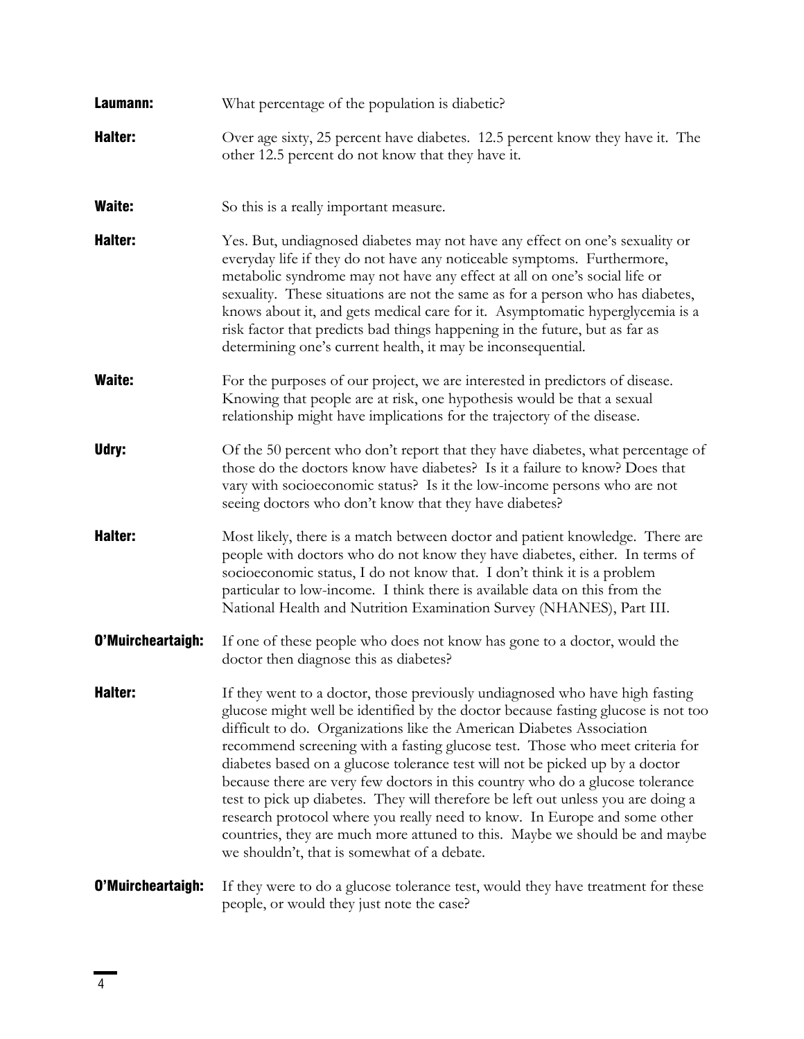**Laumann:** What percentage of the population is diabetic?

**Halter:** Over age sixty, 25 percent have diabetes. 12.5 percent know they have it. The other 12.5 percent do not know that they have it.

**Waite:** So this is a really important measure.

**Halter:** Yes. But, undiagnosed diabetes may not have any effect on one's sexuality or everyday life if they do not have any noticeable symptoms. Furthermore, metabolic syndrome may not have any effect at all on one's social life or sexuality. These situations are not the same as for a person who has diabetes, knows about it, and gets medical care for it. Asymptomatic hyperglycemia is a risk factor that predicts bad things happening in the future, but as far as determining one's current health, it may be inconsequential.

**Waite:** For the purposes of our project, we are interested in predictors of disease. Knowing that people are at risk, one hypothesis would be that a sexual relationship might have implications for the trajectory of the disease.

**Udry:** Of the 50 percent who don't report that they have diabetes, what percentage of those do the doctors know have diabetes? Is it a failure to know? Does that vary with socioeconomic status? Is it the low-income persons who are not seeing doctors who don't know that they have diabetes?

**Halter:** Most likely, there is a match between doctor and patient knowledge. There are people with doctors who do not know they have diabetes, either. In terms of socioeconomic status, I do not know that. I don't think it is a problem particular to low-income. I think there is available data on this from the National Health and Nutrition Examination Survey (NHANES), Part III.

**O'Muircheartaigh:** If one of these people who does not know has gone to a doctor, would the doctor then diagnose this as diabetes?

**Halter:** If they went to a doctor, those previously undiagnosed who have high fasting glucose might well be identified by the doctor because fasting glucose is not too difficult to do. Organizations like the American Diabetes Association recommend screening with a fasting glucose test. Those who meet criteria for diabetes based on a glucose tolerance test will not be picked up by a doctor because there are very few doctors in this country who do a glucose tolerance test to pick up diabetes. They will therefore be left out unless you are doing a research protocol where you really need to know. In Europe and some other countries, they are much more attuned to this. Maybe we should be and maybe we shouldn't, that is somewhat of a debate.

**O'Muircheartaigh:** If they were to do a glucose tolerance test, would they have treatment for these people, or would they just note the case?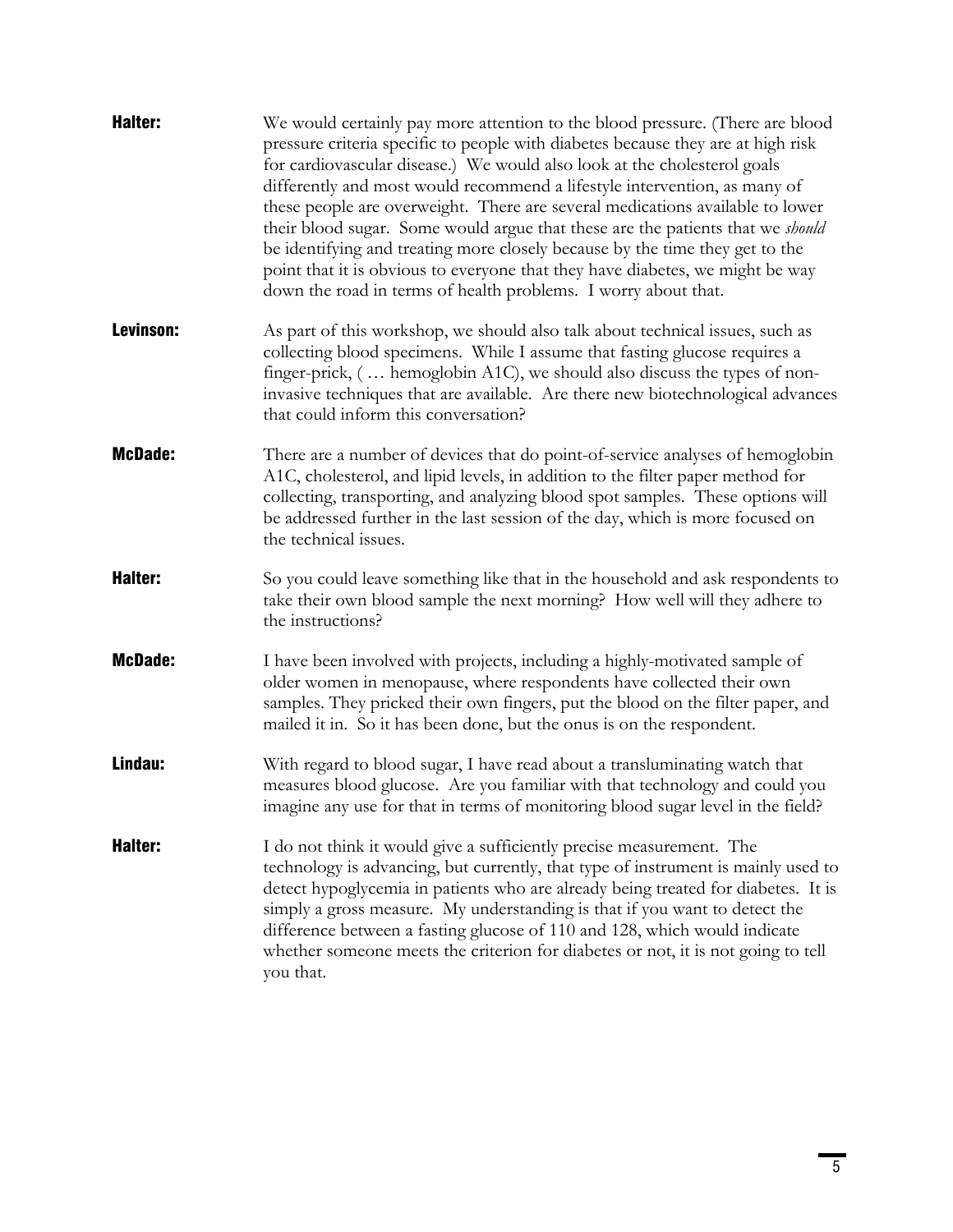**Halter:** We would certainly pay more attention to the blood pressure. (There are blood pressure criteria specific to people with diabetes because they are at high risk for cardiovascular disease.) We would also look at the cholesterol goals differently and most would recommend a lifestyle intervention, as many of these people are overweight. There are several medications available to lower their blood sugar. Some would argue that these are the patients that we *should* be identifying and treating more closely because by the time they get to the point that it is obvious to everyone that they have diabetes, we might be way down the road in terms of health problems. I worry about that.

**Levinson:** As part of this workshop, we should also talk about technical issues, such as collecting blood specimens. While I assume that fasting glucose requires a finger-prick, ( … hemoglobin A1C), we should also discuss the types of non-invasive techniques that are available. Are there new biotechnological advances that could inform this conversation?

**McDade:** There are a number of devices that do point-of-service analyses of hemoglobin A1C, cholesterol, and lipid levels, in addition to the filter paper method for collecting, transporting, and analyzing blood spot samples. These options will be addressed further in the last session of the day, which is more focused on the technical issues.

**Halter:** So you could leave something like that in the household and ask respondents to take their own blood sample the next morning? How well will they adhere to the instructions?

**McDade:** I have been involved with projects, including a highly-motivated sample of older women in menopause, where respondents have collected their own samples. They pricked their own fingers, put the blood on the filter paper, and mailed it in. So it has been done, but the onus is on the respondent.

**Lindau:** With regard to blood sugar, I have read about a transluminating watch that measures blood glucose. Are you familiar with that technology and could you imagine any use for that in terms of monitoring blood sugar level in the field?

**Halter:** I do not think it would give a sufficiently precise measurement. The technology is advancing, but currently, that type of instrument is mainly used to detect hypoglycemia in patients who are already being treated for diabetes. It is simply a gross measure. My understanding is that if you want to detect the difference between a fasting glucose of 110 and 128, which would indicate whether someone meets the criterion for diabetes or not, it is not going to tell you that.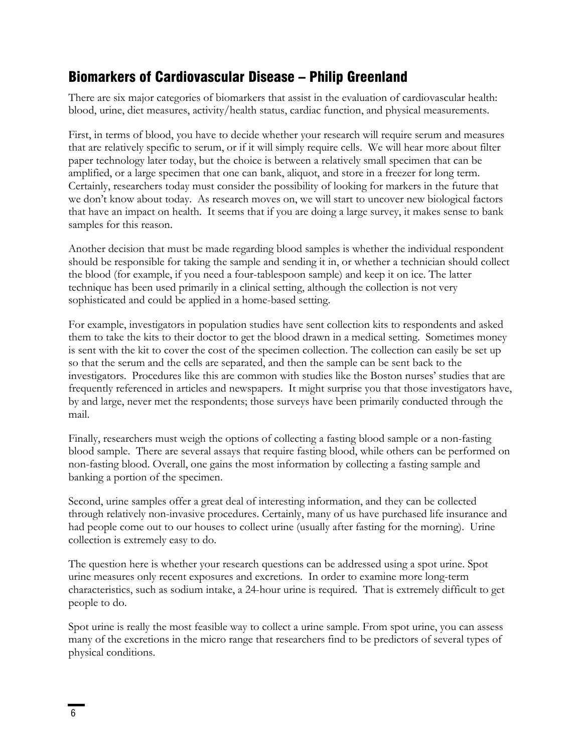## Biomarkers of Cardiovascular Disease – Philip Greenland

There are six major categories of biomarkers that assist in the evaluation of cardiovascular health: blood, urine, diet measures, activity/health status, cardiac function, and physical measurements.

First, in terms of blood, you have to decide whether your research will require serum and measures that are relatively specific to serum, or if it will simply require cells. We will hear more about filter paper technology later today, but the choice is between a relatively small specimen that can be amplified, or a large specimen that one can bank, aliquot, and store in a freezer for long term. Certainly, researchers today must consider the possibility of looking for markers in the future that we don't know about today. As research moves on, we will start to uncover new biological factors that have an impact on health. It seems that if you are doing a large survey, it makes sense to bank samples for this reason.

Another decision that must be made regarding blood samples is whether the individual respondent should be responsible for taking the sample and sending it in, or whether a technician should collect the blood (for example, if you need a four-tablespoon sample) and keep it on ice. The latter technique has been used primarily in a clinical setting, although the collection is not very sophisticated and could be applied in a home-based setting.

For example, investigators in population studies have sent collection kits to respondents and asked them to take the kits to their doctor to get the blood drawn in a medical setting. Sometimes money is sent with the kit to cover the cost of the specimen collection. The collection can easily be set up so that the serum and the cells are separated, and then the sample can be sent back to the investigators. Procedures like this are common with studies like the Boston nurses' studies that are frequently referenced in articles and newspapers. It might surprise you that those investigators have, by and large, never met the respondents; those surveys have been primarily conducted through the mail.

Finally, researchers must weigh the options of collecting a fasting blood sample or a non-fasting blood sample. There are several assays that require fasting blood, while others can be performed on non-fasting blood. Overall, one gains the most information by collecting a fasting sample and banking a portion of the specimen.

Second, urine samples offer a great deal of interesting information, and they can be collected through relatively non-invasive procedures. Certainly, many of us have purchased life insurance and had people come out to our houses to collect urine (usually after fasting for the morning). Urine collection is extremely easy to do.

The question here is whether your research questions can be addressed using a spot urine. Spot urine measures only recent exposures and excretions. In order to examine more long-term characteristics, such as sodium intake, a 24-hour urine is required. That is extremely difficult to get people to do.

Spot urine is really the most feasible way to collect a urine sample. From spot urine, you can assess many of the excretions in the micro range that researchers find to be predictors of several types of physical conditions.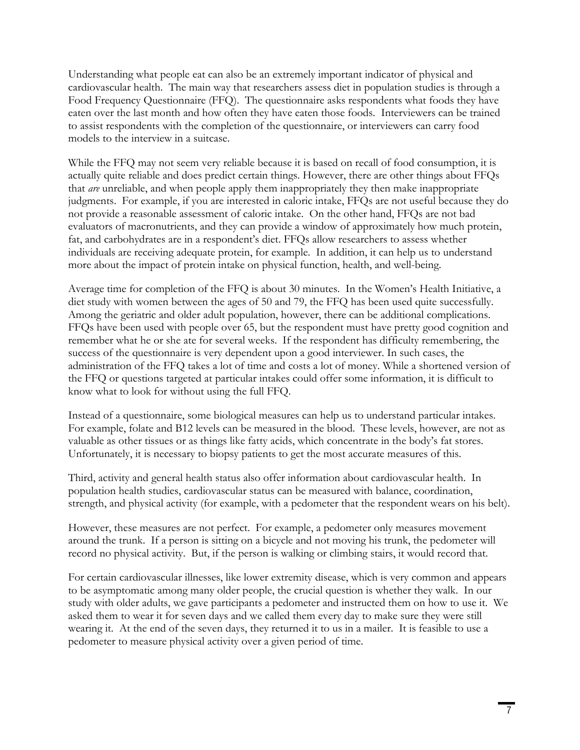Understanding what people eat can also be an extremely important indicator of physical and cardiovascular health. The main way that researchers assess diet in population studies is through a Food Frequency Questionnaire (FFQ). The questionnaire asks respondents what foods they have eaten over the last month and how often they have eaten those foods. Interviewers can be trained to assist respondents with the completion of the questionnaire, or interviewers can carry food models to the interview in a suitcase.

While the FFQ may not seem very reliable because it is based on recall of food consumption, it is actually quite reliable and does predict certain things. However, there are other things about FFQs that *are* unreliable, and when people apply them inappropriately they then make inappropriate judgments. For example, if you are interested in caloric intake, FFQs are not useful because they do not provide a reasonable assessment of caloric intake. On the other hand, FFQs are not bad evaluators of macronutrients, and they can provide a window of approximately how much protein, fat, and carbohydrates are in a respondent's diet. FFQs allow researchers to assess whether individuals are receiving adequate protein, for example. In addition, it can help us to understand more about the impact of protein intake on physical function, health, and well-being.

Average time for completion of the FFQ is about 30 minutes. In the Women's Health Initiative, a diet study with women between the ages of 50 and 79, the FFQ has been used quite successfully. Among the geriatric and older adult population, however, there can be additional complications. FFQs have been used with people over 65, but the respondent must have pretty good cognition and remember what he or she ate for several weeks. If the respondent has difficulty remembering, the success of the questionnaire is very dependent upon a good interviewer. In such cases, the administration of the FFQ takes a lot of time and costs a lot of money. While a shortened version of the FFQ or questions targeted at particular intakes could offer some information, it is difficult to know what to look for without using the full FFQ.

Instead of a questionnaire, some biological measures can help us to understand particular intakes. For example, folate and B12 levels can be measured in the blood. These levels, however, are not as valuable as other tissues or as things like fatty acids, which concentrate in the body's fat stores. Unfortunately, it is necessary to biopsy patients to get the most accurate measures of this.

Third, activity and general health status also offer information about cardiovascular health. In population health studies, cardiovascular status can be measured with balance, coordination, strength, and physical activity (for example, with a pedometer that the respondent wears on his belt).

However, these measures are not perfect. For example, a pedometer only measures movement around the trunk. If a person is sitting on a bicycle and not moving his trunk, the pedometer will record no physical activity. But, if the person is walking or climbing stairs, it would record that.

For certain cardiovascular illnesses, like lower extremity disease, which is very common and appears to be asymptomatic among many older people, the crucial question is whether they walk. In our study with older adults, we gave participants a pedometer and instructed them on how to use it. We asked them to wear it for seven days and we called them every day to make sure they were still wearing it. At the end of the seven days, they returned it to us in a mailer. It is feasible to use a pedometer to measure physical activity over a given period of time.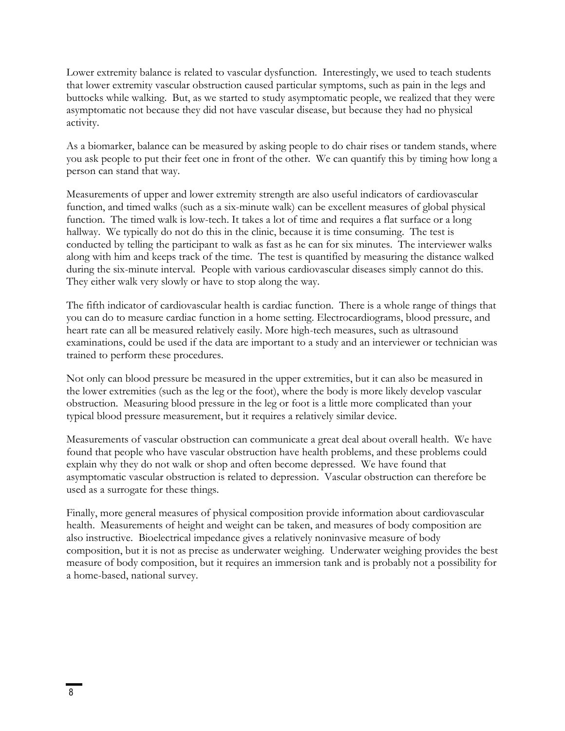Lower extremity balance is related to vascular dysfunction. Interestingly, we used to teach students that lower extremity vascular obstruction caused particular symptoms, such as pain in the legs and buttocks while walking. But, as we started to study asymptomatic people, we realized that they were asymptomatic not because they did not have vascular disease, but because they had no physical activity.

As a biomarker, balance can be measured by asking people to do chair rises or tandem stands, where you ask people to put their feet one in front of the other. We can quantify this by timing how long a person can stand that way.

Measurements of upper and lower extremity strength are also useful indicators of cardiovascular function, and timed walks (such as a six-minute walk) can be excellent measures of global physical function. The timed walk is low-tech. It takes a lot of time and requires a flat surface or a long hallway. We typically do not do this in the clinic, because it is time consuming. The test is conducted by telling the participant to walk as fast as he can for six minutes. The interviewer walks along with him and keeps track of the time. The test is quantified by measuring the distance walked during the six-minute interval. People with various cardiovascular diseases simply cannot do this. They either walk very slowly or have to stop along the way.

The fifth indicator of cardiovascular health is cardiac function. There is a whole range of things that you can do to measure cardiac function in a home setting. Electrocardiograms, blood pressure, and heart rate can all be measured relatively easily. More high-tech measures, such as ultrasound examinations, could be used if the data are important to a study and an interviewer or technician was trained to perform these procedures.

Not only can blood pressure be measured in the upper extremities, but it can also be measured in the lower extremities (such as the leg or the foot), where the body is more likely develop vascular obstruction. Measuring blood pressure in the leg or foot is a little more complicated than your typical blood pressure measurement, but it requires a relatively similar device.

Measurements of vascular obstruction can communicate a great deal about overall health. We have found that people who have vascular obstruction have health problems, and these problems could explain why they do not walk or shop and often become depressed. We have found that asymptomatic vascular obstruction is related to depression. Vascular obstruction can therefore be used as a surrogate for these things.

Finally, more general measures of physical composition provide information about cardiovascular health. Measurements of height and weight can be taken, and measures of body composition are also instructive. Bioelectrical impedance gives a relatively noninvasive measure of body composition, but it is not as precise as underwater weighing. Underwater weighing provides the best measure of body composition, but it requires an immersion tank and is probably not a possibility for a home-based, national survey.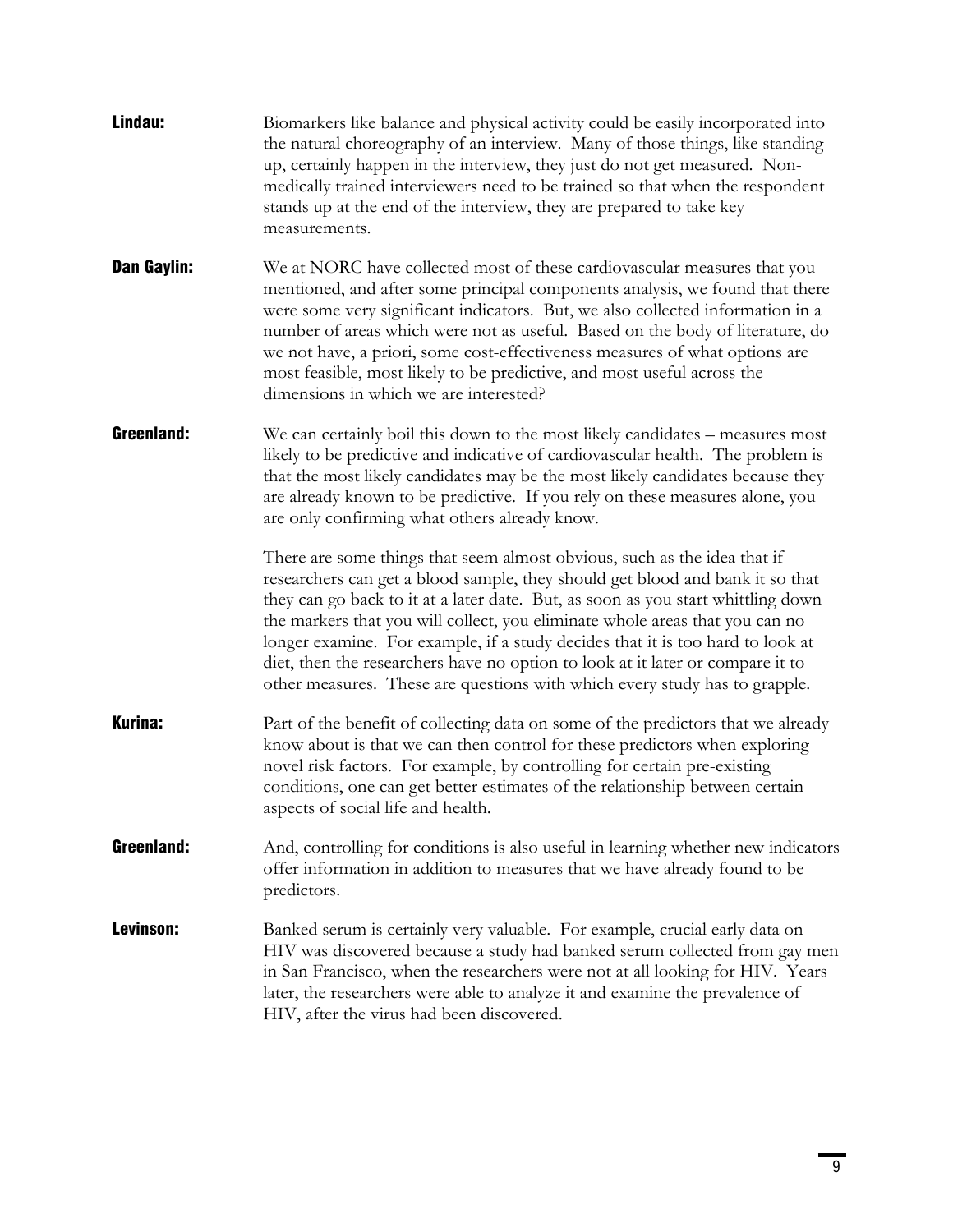**Lindau:** Biomarkers like balance and physical activity could be easily incorporated into the natural choreography of an interview. Many of those things, like standing up, certainly happen in the interview, they just do not get measured. Non-medically trained interviewers need to be trained so that when the respondent stands up at the end of the interview, they are prepared to take key measurements.

**Dan Gaylin:** We at NORC have collected most of these cardiovascular measures that you mentioned, and after some principal components analysis, we found that there were some very significant indicators. But, we also collected information in a number of areas which were not as useful. Based on the body of literature, do we not have, a priori, some cost-effectiveness measures of what options are most feasible, most likely to be predictive, and most useful across the dimensions in which we are interested?

**Greenland:** We can certainly boil this down to the most likely candidates – measures most likely to be predictive and indicative of cardiovascular health. The problem is that the most likely candidates may be the most likely candidates because they are already known to be predictive. If you rely on these measures alone, you are only confirming what others already know.

There are some things that seem almost obvious, such as the idea that if researchers can get a blood sample, they should get blood and bank it so that they can go back to it at a later date. But, as soon as you start whittling down the markers that you will collect, you eliminate whole areas that you can no longer examine. For example, if a study decides that it is too hard to look at diet, then the researchers have no option to look at it later or compare it to other measures. These are questions with which every study has to grapple.

**Kurina:** Part of the benefit of collecting data on some of the predictors that we already know about is that we can then control for these predictors when exploring novel risk factors. For example, by controlling for certain pre-existing conditions, one can get better estimates of the relationship between certain aspects of social life and health.

**Greenland:** And, controlling for conditions is also useful in learning whether new indicators offer information in addition to measures that we have already found to be predictors.

**Levinson:** Banked serum is certainly very valuable. For example, crucial early data on HIV was discovered because a study had banked serum collected from gay men in San Francisco, when the researchers were not at all looking for HIV. Years later, the researchers were able to analyze it and examine the prevalence of HIV, after the virus had been discovered.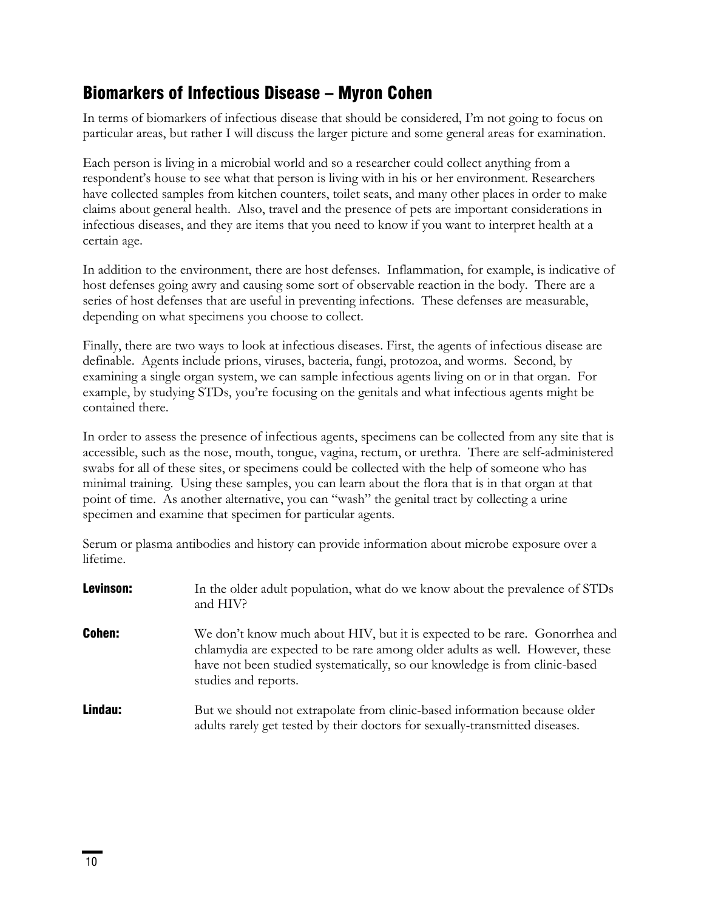## Biomarkers of Infectious Disease – Myron Cohen

In terms of biomarkers of infectious disease that should be considered, I'm not going to focus on particular areas, but rather I will discuss the larger picture and some general areas for examination.

Each person is living in a microbial world and so a researcher could collect anything from a respondent's house to see what that person is living with in his or her environment. Researchers have collected samples from kitchen counters, toilet seats, and many other places in order to make claims about general health. Also, travel and the presence of pets are important considerations in infectious diseases, and they are items that you need to know if you want to interpret health at a certain age.

In addition to the environment, there are host defenses. Inflammation, for example, is indicative of host defenses going awry and causing some sort of observable reaction in the body. There are a series of host defenses that are useful in preventing infections. These defenses are measurable, depending on what specimens you choose to collect.

Finally, there are two ways to look at infectious diseases. First, the agents of infectious disease are definable. Agents include prions, viruses, bacteria, fungi, protozoa, and worms. Second, by examining a single organ system, we can sample infectious agents living on or in that organ. For example, by studying STDs, you're focusing on the genitals and what infectious agents might be contained there.

In order to assess the presence of infectious agents, specimens can be collected from any site that is accessible, such as the nose, mouth, tongue, vagina, rectum, or urethra. There are self-administered swabs for all of these sites, or specimens could be collected with the help of someone who has minimal training. Using these samples, you can learn about the flora that is in that organ at that point of time. As another alternative, you can "wash" the genital tract by collecting a urine specimen and examine that specimen for particular agents.

Serum or plasma antibodies and history can provide information about microbe exposure over a lifetime.

**Levinson:** In the older adult population, what do we know about the prevalence of STDs and HIV?

**Cohen:** We don't know much about HIV, but it is expected to be rare. Gonorrhea and chlamydia are expected to be rare among older adults as well. However, these have not been studied systematically, so our knowledge is from clinic-based studies and reports.

**Lindau:** But we should not extrapolate from clinic-based information because older adults rarely get tested by their doctors for sexually-transmitted diseases.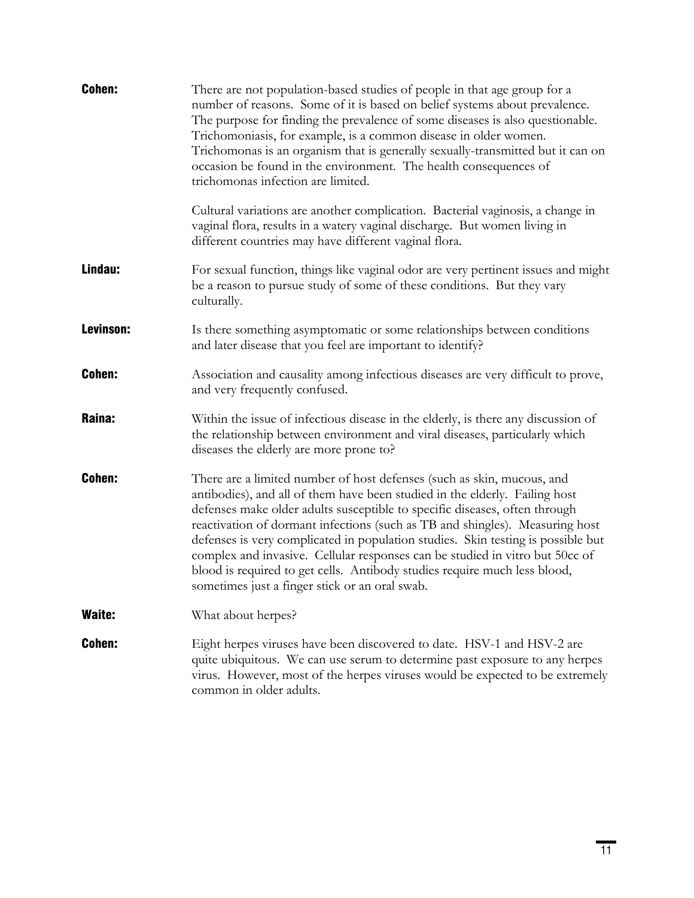**Cohen:** There are not population-based studies of people in that age group for a number of reasons. Some of it is based on belief systems about prevalence. The purpose for finding the prevalence of some diseases is also questionable. Trichomoniasis, for example, is a common disease in older women. Trichomonas is an organism that is generally sexually-transmitted but it can on occasion be found in the environment. The health consequences of trichomonas infection are limited.

Cultural variations are another complication. Bacterial vaginosis, a change in vaginal flora, results in a watery vaginal discharge. But women living in different countries may have different vaginal flora.

**Lindau:** For sexual function, things like vaginal odor are very pertinent issues and might be a reason to pursue study of some of these conditions. But they vary culturally.

**Levinson:** Is there something asymptomatic or some relationships between conditions and later disease that you feel are important to identify?

**Cohen:** Association and causality among infectious diseases are very difficult to prove, and very frequently confused.

**Raina:** Within the issue of infectious disease in the elderly, is there any discussion of the relationship between environment and viral diseases, particularly which diseases the elderly are more prone to?

**Cohen:** There are a limited number of host defenses (such as skin, mucous, and antibodies), and all of them have been studied in the elderly. Failing host defenses make older adults susceptible to specific diseases, often through reactivation of dormant infections (such as TB and shingles). Measuring host defenses is very complicated in population studies. Skin testing is possible but complex and invasive. Cellular responses can be studied in vitro but 50cc of blood is required to get cells. Antibody studies require much less blood, sometimes just a finger stick or an oral swab.

**Waite:** What about herpes?

**Cohen:** Eight herpes viruses have been discovered to date. HSV-1 and HSV-2 are quite ubiquitous. We can use serum to determine past exposure to any herpes virus. However, most of the herpes viruses would be expected to be extremely common in older adults.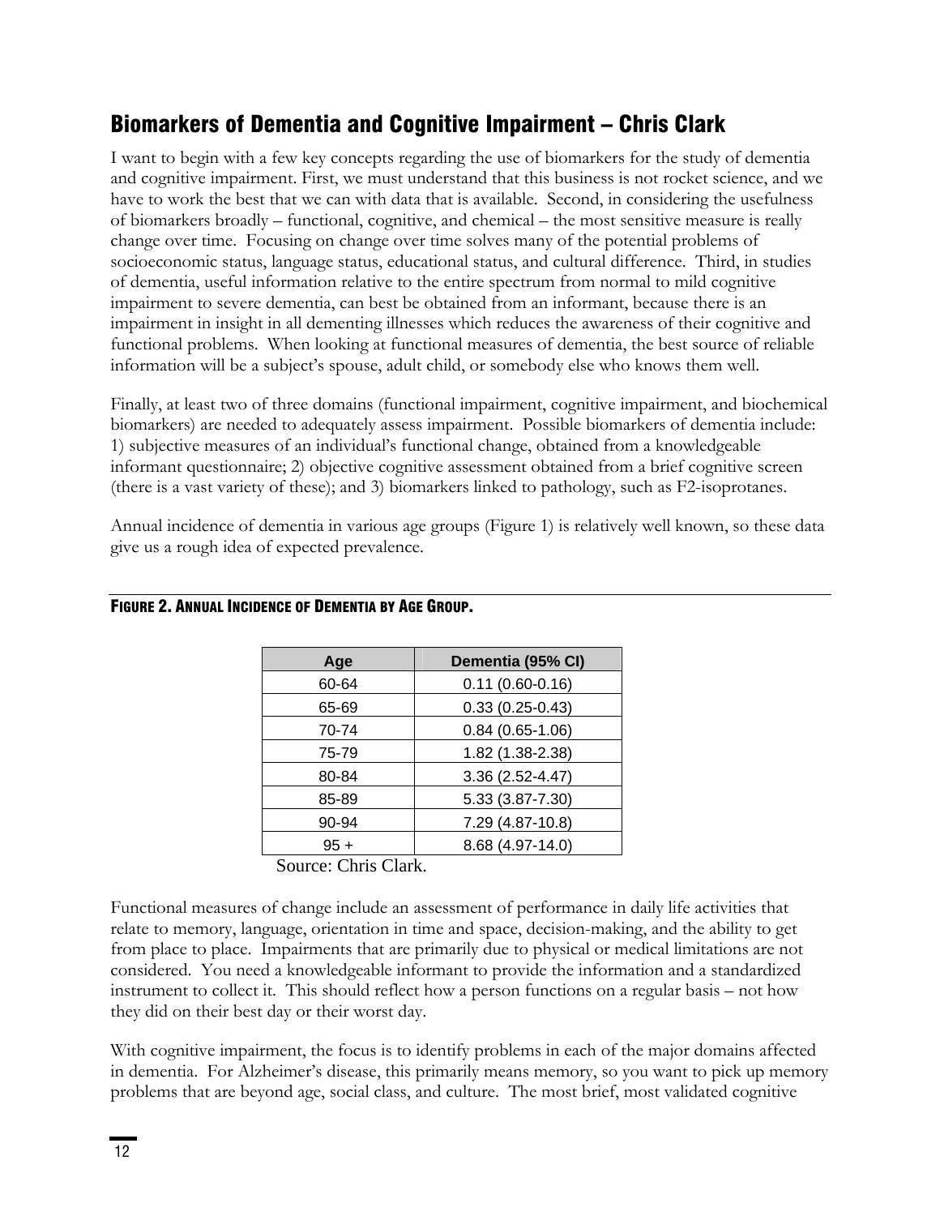## Biomarkers of Dementia and Cognitive Impairment – Chris Clark

I want to begin with a few key concepts regarding the use of biomarkers for the study of dementia and cognitive impairment. First, we must understand that this business is not rocket science, and we have to work the best that we can with data that is available. Second, in considering the usefulness of biomarkers broadly – functional, cognitive, and chemical – the most sensitive measure is really change over time. Focusing on change over time solves many of the potential problems of socioeconomic status, language status, educational status, and cultural difference. Third, in studies of dementia, useful information relative to the entire spectrum from normal to mild cognitive impairment to severe dementia, can best be obtained from an informant, because there is an impairment in insight in all dementing illnesses which reduces the awareness of their cognitive and functional problems. When looking at functional measures of dementia, the best source of reliable information will be a subject's spouse, adult child, or somebody else who knows them well.

Finally, at least two of three domains (functional impairment, cognitive impairment, and biochemical biomarkers) are needed to adequately assess impairment. Possible biomarkers of dementia include: 1) subjective measures of an individual's functional change, obtained from a knowledgeable informant questionnaire; 2) objective cognitive assessment obtained from a brief cognitive screen (there is a vast variety of these); and 3) biomarkers linked to pathology, such as F2-isoprotanes.

Annual incidence of dementia in various age groups (Figure 1) is relatively well known, so these data give us a rough idea of expected prevalence.

**FIGURE 2. ANNUAL INCIDENCE OF DEMENTIA BY AGE GROUP.**

| Age | Dementia (95% CI) |
|---|---|
| 60-64 | 0.11 (0.60-0.16) |
| 65-69 | 0.33 (0.25-0.43) |
| 70-74 | 0.84 (0.65-1.06) |
| 75-79 | 1.82 (1.38-2.38) |
| 80-84 | 3.36 (2.52-4.47) |
| 85-89 | 5.33 (3.87-7.30) |
| 90-94 | 7.29 (4.87-10.8) |
| 95 + | 8.68 (4.97-14.0) |

Source: Chris Clark.

Functional measures of change include an assessment of performance in daily life activities that relate to memory, language, orientation in time and space, decision-making, and the ability to get from place to place. Impairments that are primarily due to physical or medical limitations are not considered. You need a knowledgeable informant to provide the information and a standardized instrument to collect it. This should reflect how a person functions on a regular basis – not how they did on their best day or their worst day.

With cognitive impairment, the focus is to identify problems in each of the major domains affected in dementia. For Alzheimer's disease, this primarily means memory, so you want to pick up memory problems that are beyond age, social class, and culture. The most brief, most validated cognitive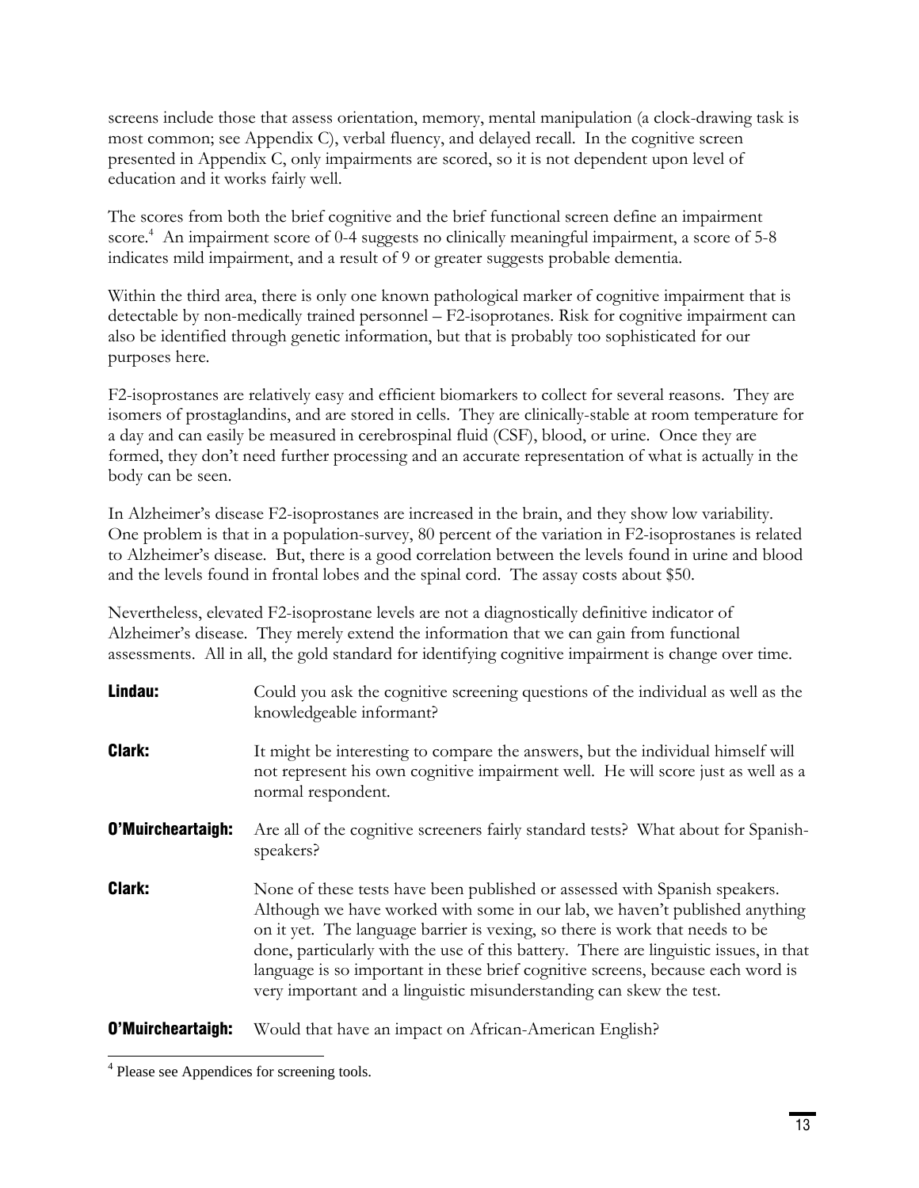screens include those that assess orientation, memory, mental manipulation (a clock-drawing task is most common; see Appendix C), verbal fluency, and delayed recall. In the cognitive screen presented in Appendix C, only impairments are scored, so it is not dependent upon level of education and it works fairly well.

The scores from both the brief cognitive and the brief functional screen define an impairment score.[4] An impairment score of 0-4 suggests no clinically meaningful impairment, a score of 5-8 indicates mild impairment, and a result of 9 or greater suggests probable dementia.

Within the third area, there is only one known pathological marker of cognitive impairment that is detectable by non-medically trained personnel – F2-isoprotanes. Risk for cognitive impairment can also be identified through genetic information, but that is probably too sophisticated for our purposes here.

F2-isoprostanes are relatively easy and efficient biomarkers to collect for several reasons. They are isomers of prostaglandins, and are stored in cells. They are clinically-stable at room temperature for a day and can easily be measured in cerebrospinal fluid (CSF), blood, or urine. Once they are formed, they don't need further processing and an accurate representation of what is actually in the body can be seen.

In Alzheimer's disease F2-isoprostanes are increased in the brain, and they show low variability. One problem is that in a population-survey, 80 percent of the variation in F2-isoprostanes is related to Alzheimer's disease. But, there is a good correlation between the levels found in urine and blood and the levels found in frontal lobes and the spinal cord. The assay costs about $50.

Nevertheless, elevated F2-isoprostane levels are not a diagnostically definitive indicator of Alzheimer's disease. They merely extend the information that we can gain from functional assessments. All in all, the gold standard for identifying cognitive impairment is change over time.

**Lindau:** Could you ask the cognitive screening questions of the individual as well as the knowledgeable informant?

**Clark:** It might be interesting to compare the answers, but the individual himself will not represent his own cognitive impairment well. He will score just as well as a normal respondent.

**O'Muircheartaigh:** Are all of the cognitive screeners fairly standard tests? What about for Spanish-speakers?

**Clark:** None of these tests have been published or assessed with Spanish speakers. Although we have worked with some in our lab, we haven't published anything on it yet. The language barrier is vexing, so there is work that needs to be done, particularly with the use of this battery. There are linguistic issues, in that language is so important in these brief cognitive screens, because each word is very important and a linguistic misunderstanding can skew the test.

**O'Muircheartaigh:** Would that have an impact on African-American English?

---

[4] Please see Appendices for screening tools.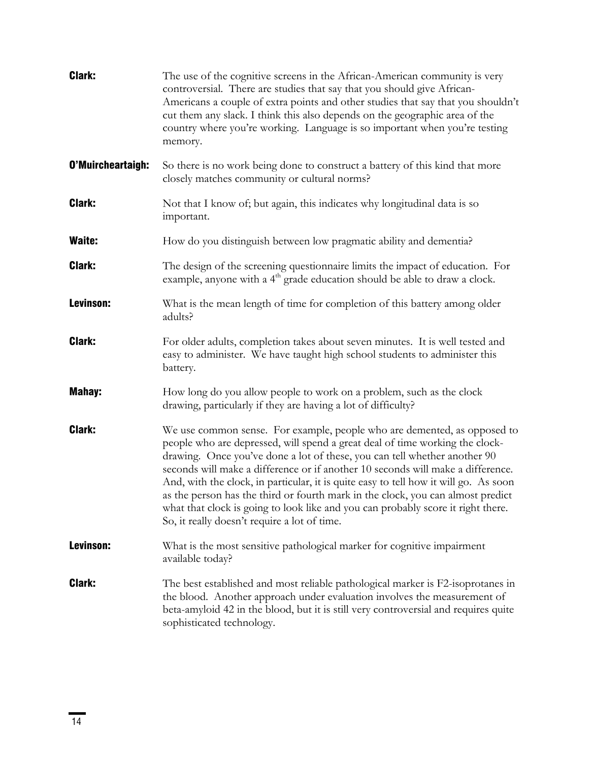**Clark:** The use of the cognitive screens in the African-American community is very controversial. There are studies that say that you should give African-Americans a couple of extra points and other studies that say that you shouldn't cut them any slack. I think this also depends on the geographic area of the country where you're working. Language is so important when you're testing memory.

**O'Muircheartaigh:** So there is no work being done to construct a battery of this kind that more closely matches community or cultural norms?

**Clark:** Not that I know of; but again, this indicates why longitudinal data is so important.

**Waite:** How do you distinguish between low pragmatic ability and dementia?

**Clark:** The design of the screening questionnaire limits the impact of education. For example, anyone with a 4th grade education should be able to draw a clock.

**Levinson:** What is the mean length of time for completion of this battery among older adults?

**Clark:** For older adults, completion takes about seven minutes. It is well tested and easy to administer. We have taught high school students to administer this battery.

**Mahay:** How long do you allow people to work on a problem, such as the clock drawing, particularly if they are having a lot of difficulty?

**Clark:** We use common sense. For example, people who are demented, as opposed to people who are depressed, will spend a great deal of time working the clock-drawing. Once you've done a lot of these, you can tell whether another 90 seconds will make a difference or if another 10 seconds will make a difference. And, with the clock, in particular, it is quite easy to tell how it will go. As soon as the person has the third or fourth mark in the clock, you can almost predict what that clock is going to look like and you can probably score it right there. So, it really doesn't require a lot of time.

**Levinson:** What is the most sensitive pathological marker for cognitive impairment available today?

**Clark:** The best established and most reliable pathological marker is F2-isoprotanes in the blood. Another approach under evaluation involves the measurement of beta-amyloid 42 in the blood, but it is still very controversial and requires quite sophisticated technology.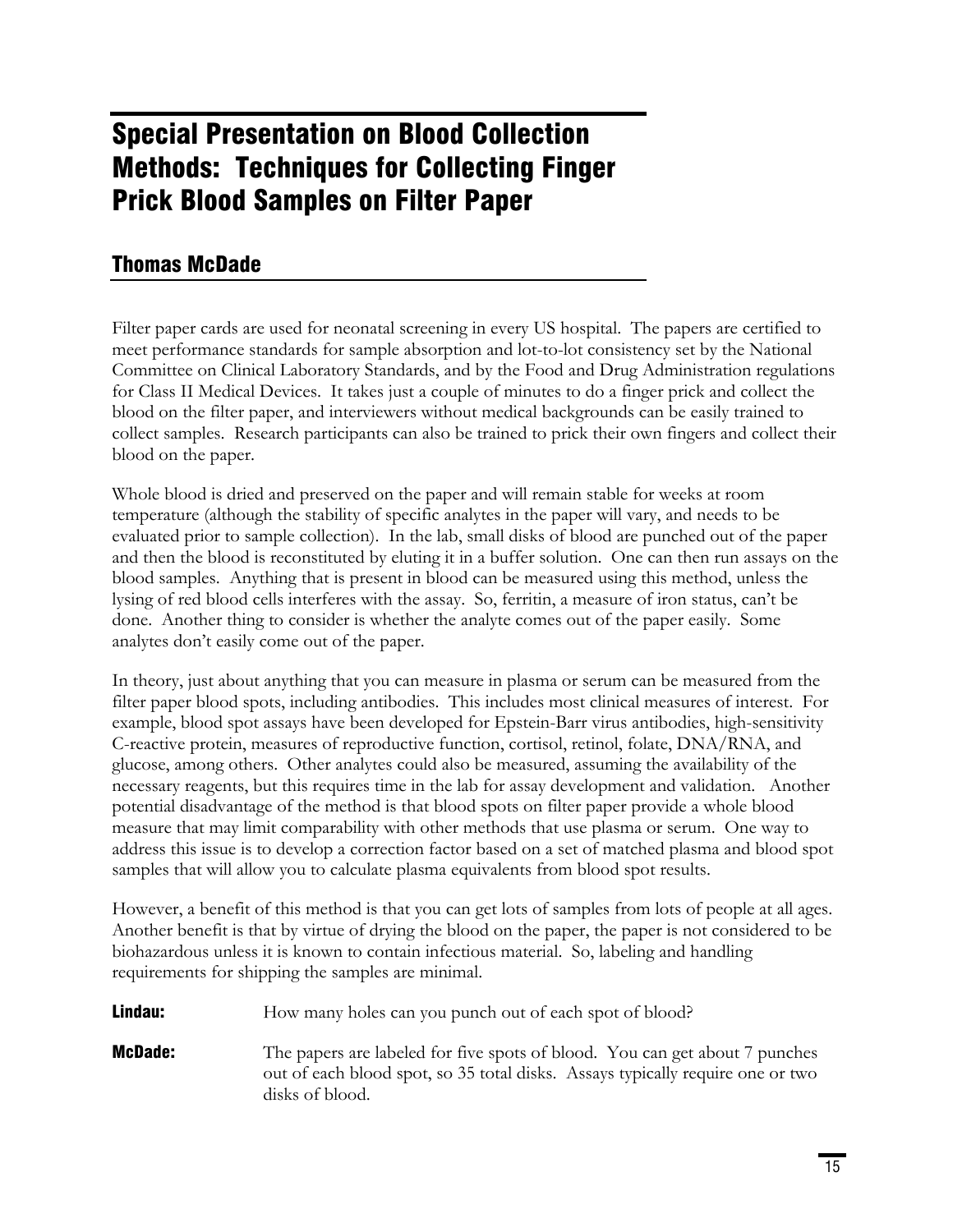# Special Presentation on Blood Collection Methods: Techniques for Collecting Finger Prick Blood Samples on Filter Paper

## Thomas McDade

Filter paper cards are used for neonatal screening in every US hospital. The papers are certified to meet performance standards for sample absorption and lot-to-lot consistency set by the National Committee on Clinical Laboratory Standards, and by the Food and Drug Administration regulations for Class II Medical Devices. It takes just a couple of minutes to do a finger prick and collect the blood on the filter paper, and interviewers without medical backgrounds can be easily trained to collect samples. Research participants can also be trained to prick their own fingers and collect their blood on the paper.

Whole blood is dried and preserved on the paper and will remain stable for weeks at room temperature (although the stability of specific analytes in the paper will vary, and needs to be evaluated prior to sample collection). In the lab, small disks of blood are punched out of the paper and then the blood is reconstituted by eluting it in a buffer solution. One can then run assays on the blood samples. Anything that is present in blood can be measured using this method, unless the lysing of red blood cells interferes with the assay. So, ferritin, a measure of iron status, can't be done. Another thing to consider is whether the analyte comes out of the paper easily. Some analytes don't easily come out of the paper.

In theory, just about anything that you can measure in plasma or serum can be measured from the filter paper blood spots, including antibodies. This includes most clinical measures of interest. For example, blood spot assays have been developed for Epstein-Barr virus antibodies, high-sensitivity C-reactive protein, measures of reproductive function, cortisol, retinol, folate, DNA/RNA, and glucose, among others. Other analytes could also be measured, assuming the availability of the necessary reagents, but this requires time in the lab for assay development and validation. Another potential disadvantage of the method is that blood spots on filter paper provide a whole blood measure that may limit comparability with other methods that use plasma or serum. One way to address this issue is to develop a correction factor based on a set of matched plasma and blood spot samples that will allow you to calculate plasma equivalents from blood spot results.

However, a benefit of this method is that you can get lots of samples from lots of people at all ages. Another benefit is that by virtue of drying the blood on the paper, the paper is not considered to be biohazardous unless it is known to contain infectious material. So, labeling and handling requirements for shipping the samples are minimal.

**Lindau:** How many holes can you punch out of each spot of blood?

**McDade:** The papers are labeled for five spots of blood. You can get about 7 punches out of each blood spot, so 35 total disks. Assays typically require one or two disks of blood.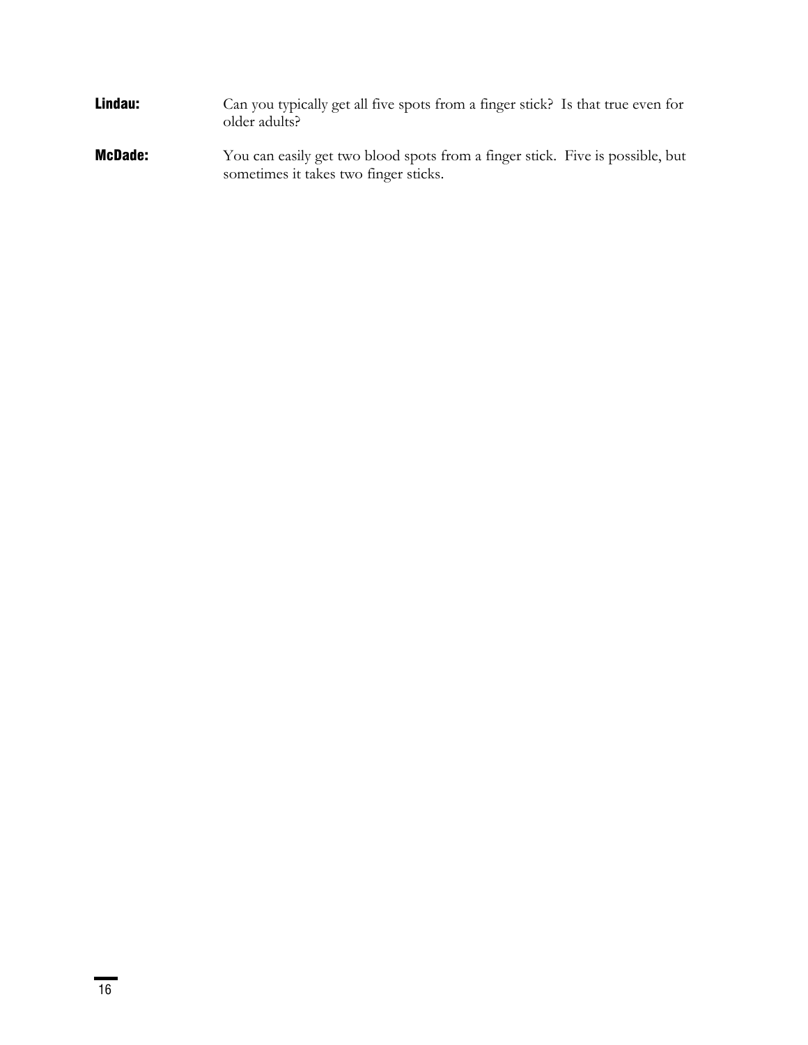**Lindau:** Can you typically get all five spots from a finger stick? Is that true even for older adults?

**McDade:** You can easily get two blood spots from a finger stick. Five is possible, but sometimes it takes two finger sticks.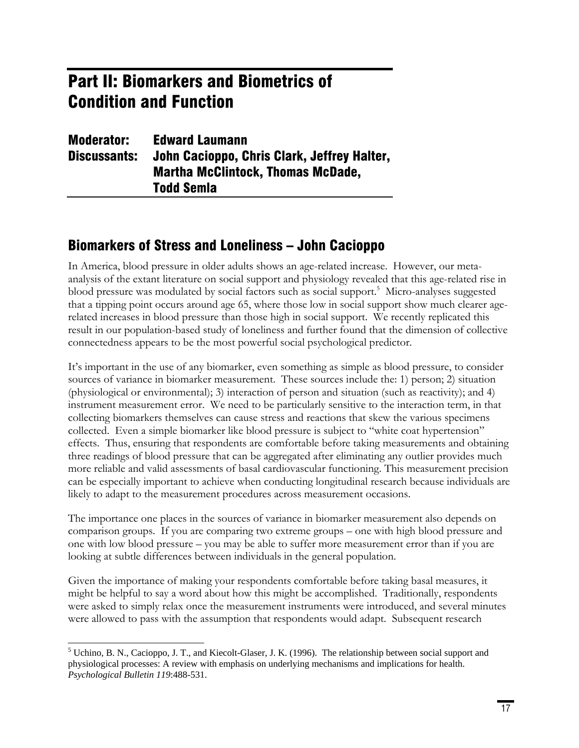# Part II: Biomarkers and Biometrics of Condition and Function

**Moderator:** Edward Laumann
**Discussants:** John Cacioppo, Chris Clark, Jeffrey Halter, Martha McClintock, Thomas McDade, Todd Semla

## Biomarkers of Stress and Loneliness – John Cacioppo

In America, blood pressure in older adults shows an age-related increase. However, our meta-analysis of the extant literature on social support and physiology revealed that this age-related rise in blood pressure was modulated by social factors such as social support.[5] Micro-analyses suggested that a tipping point occurs around age 65, where those low in social support show much clearer age-related increases in blood pressure than those high in social support. We recently replicated this result in our population-based study of loneliness and further found that the dimension of collective connectedness appears to be the most powerful social psychological predictor.

It's important in the use of any biomarker, even something as simple as blood pressure, to consider sources of variance in biomarker measurement. These sources include the: 1) person; 2) situation (physiological or environmental); 3) interaction of person and situation (such as reactivity); and 4) instrument measurement error. We need to be particularly sensitive to the interaction term, in that collecting biomarkers themselves can cause stress and reactions that skew the various specimens collected. Even a simple biomarker like blood pressure is subject to "white coat hypertension" effects. Thus, ensuring that respondents are comfortable before taking measurements and obtaining three readings of blood pressure that can be aggregated after eliminating any outlier provides much more reliable and valid assessments of basal cardiovascular functioning. This measurement precision can be especially important to achieve when conducting longitudinal research because individuals are likely to adapt to the measurement procedures across measurement occasions.

The importance one places in the sources of variance in biomarker measurement also depends on comparison groups. If you are comparing two extreme groups – one with high blood pressure and one with low blood pressure – you may be able to suffer more measurement error than if you are looking at subtle differences between individuals in the general population.

Given the importance of making your respondents comfortable before taking basal measures, it might be helpful to say a word about how this might be accomplished. Traditionally, respondents were asked to simply relax once the measurement instruments were introduced, and several minutes were allowed to pass with the assumption that respondents would adapt. Subsequent research

---

[5] Uchino, B. N., Cacioppo, J. T., and Kiecolt-Glaser, J. K. (1996). The relationship between social support and physiological processes: A review with emphasis on underlying mechanisms and implications for health. *Psychological Bulletin 119*:488-531.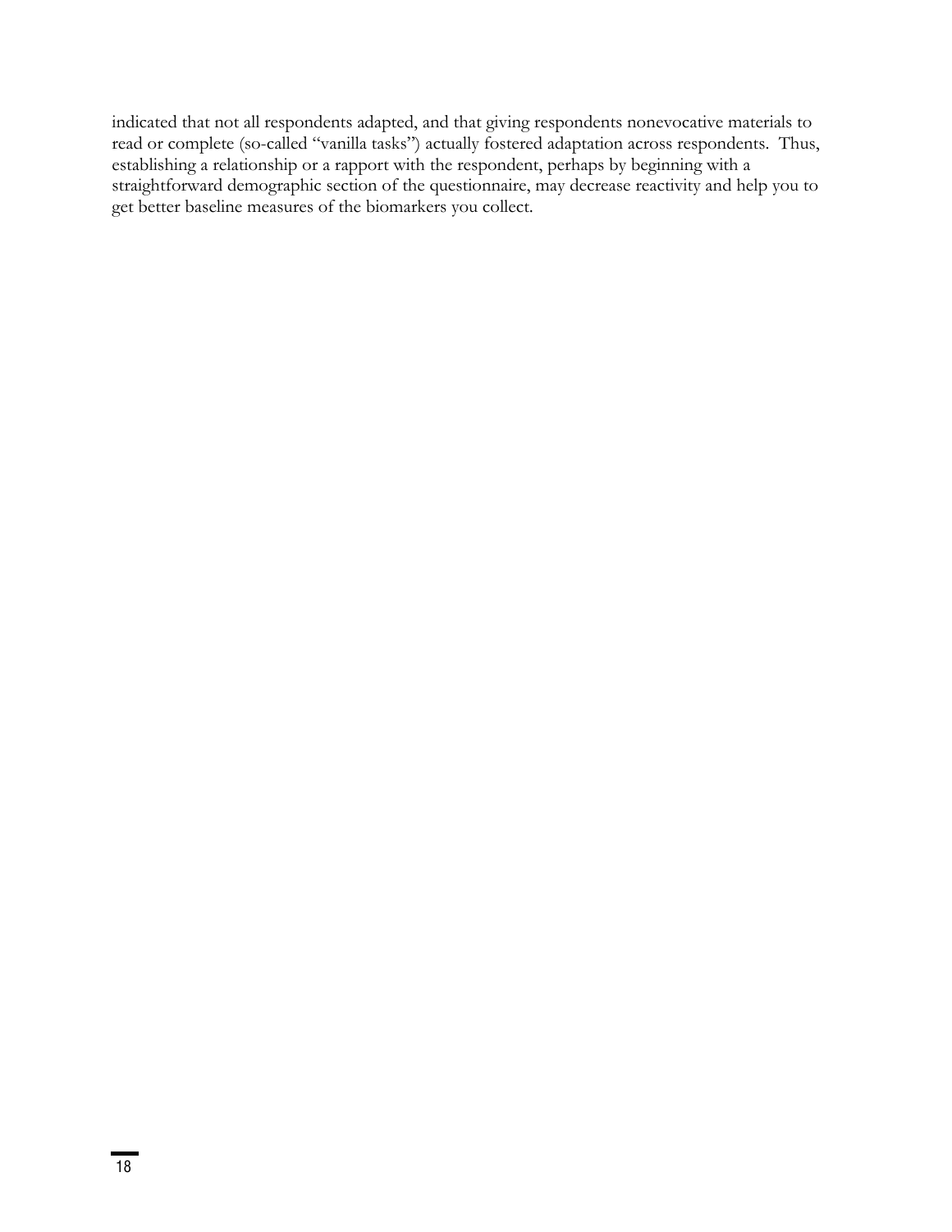indicated that not all respondents adapted, and that giving respondents nonevocative materials to read or complete (so-called "vanilla tasks") actually fostered adaptation across respondents. Thus, establishing a relationship or a rapport with the respondent, perhaps by beginning with a straightforward demographic section of the questionnaire, may decrease reactivity and help you to get better baseline measures of the biomarkers you collect.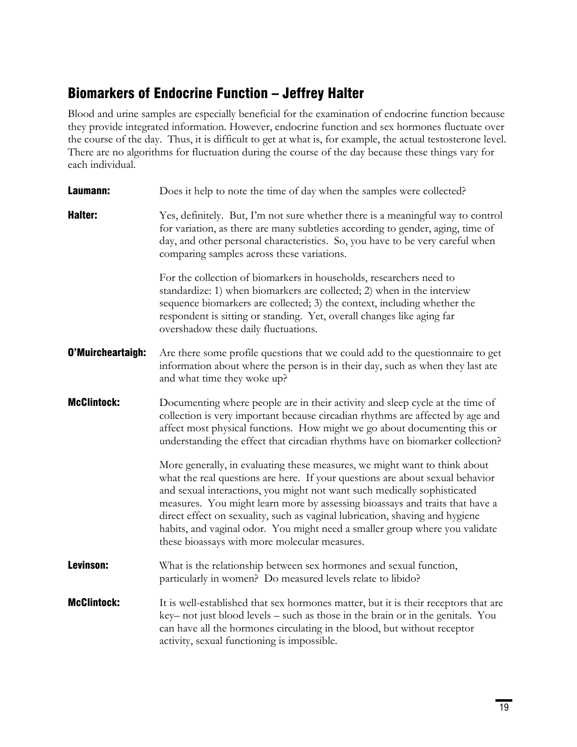## Biomarkers of Endocrine Function – Jeffrey Halter

Blood and urine samples are especially beneficial for the examination of endocrine function because they provide integrated information. However, endocrine function and sex hormones fluctuate over the course of the day. Thus, it is difficult to get at what is, for example, the actual testosterone level. There are no algorithms for fluctuation during the course of the day because these things vary for each individual.

**Laumann:** Does it help to note the time of day when the samples were collected?

**Halter:** Yes, definitely. But, I'm not sure whether there is a meaningful way to control for variation, as there are many subtleties according to gender, aging, time of day, and other personal characteristics. So, you have to be very careful when comparing samples across these variations.

For the collection of biomarkers in households, researchers need to standardize: 1) when biomarkers are collected; 2) when in the interview sequence biomarkers are collected; 3) the context, including whether the respondent is sitting or standing. Yet, overall changes like aging far overshadow these daily fluctuations.

**O'Muircheartaigh:** Are there some profile questions that we could add to the questionnaire to get information about where the person is in their day, such as when they last ate and what time they woke up?

**McClintock:** Documenting where people are in their activity and sleep cycle at the time of collection is very important because circadian rhythms are affected by age and affect most physical functions. How might we go about documenting this or understanding the effect that circadian rhythms have on biomarker collection?

More generally, in evaluating these measures, we might want to think about what the real questions are here. If your questions are about sexual behavior and sexual interactions, you might not want such medically sophisticated measures. You might learn more by assessing bioassays and traits that have a direct effect on sexuality, such as vaginal lubrication, shaving and hygiene habits, and vaginal odor. You might need a smaller group where you validate these bioassays with more molecular measures.

**Levinson:** What is the relationship between sex hormones and sexual function, particularly in women? Do measured levels relate to libido?

**McClintock:** It is well-established that sex hormones matter, but it is their receptors that are key– not just blood levels – such as those in the brain or in the genitals. You can have all the hormones circulating in the blood, but without receptor activity, sexual functioning is impossible.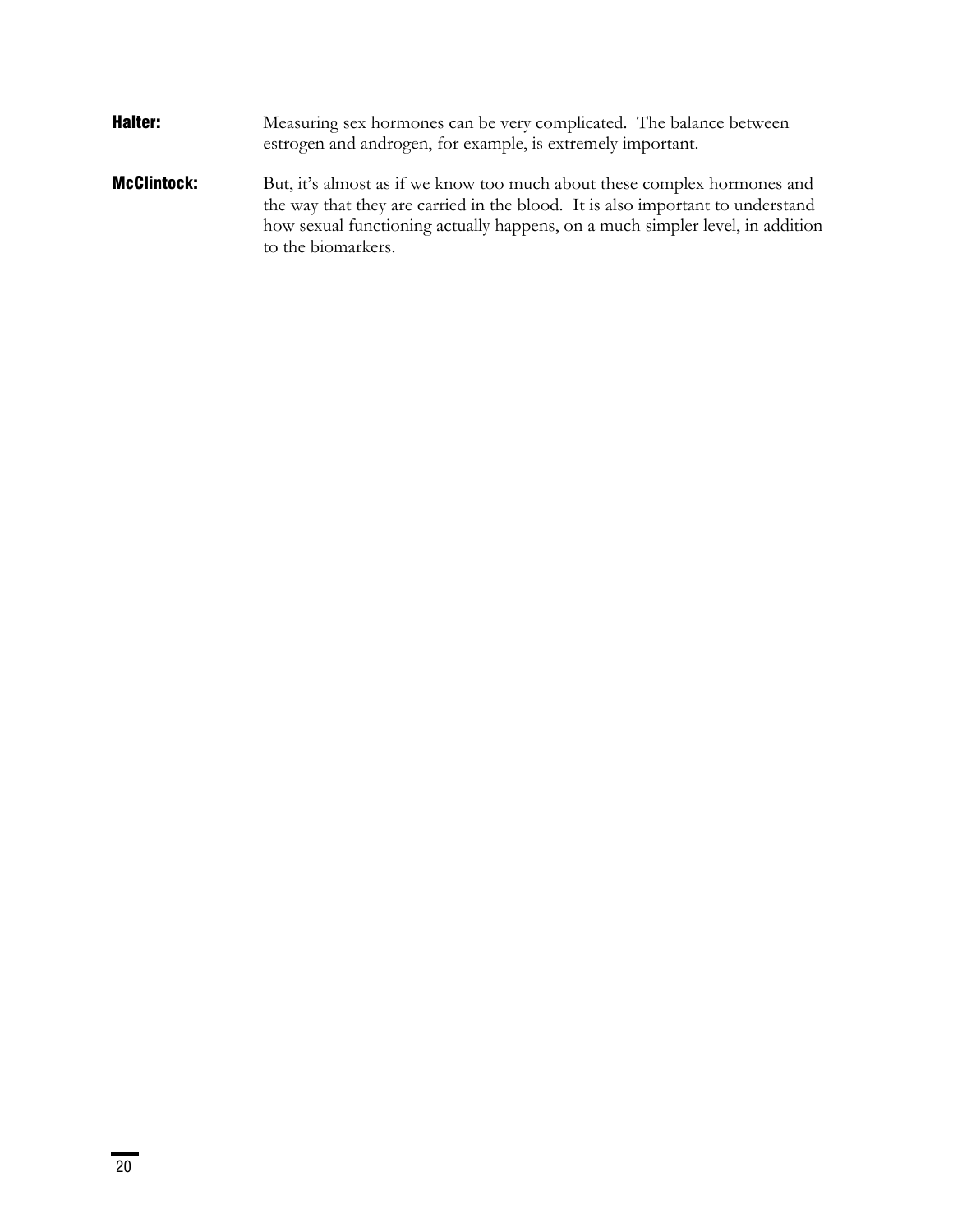**Halter:** Measuring sex hormones can be very complicated. The balance between estrogen and androgen, for example, is extremely important.

**McClintock:** But, it's almost as if we know too much about these complex hormones and the way that they are carried in the blood. It is also important to understand how sexual functioning actually happens, on a much simpler level, in addition to the biomarkers.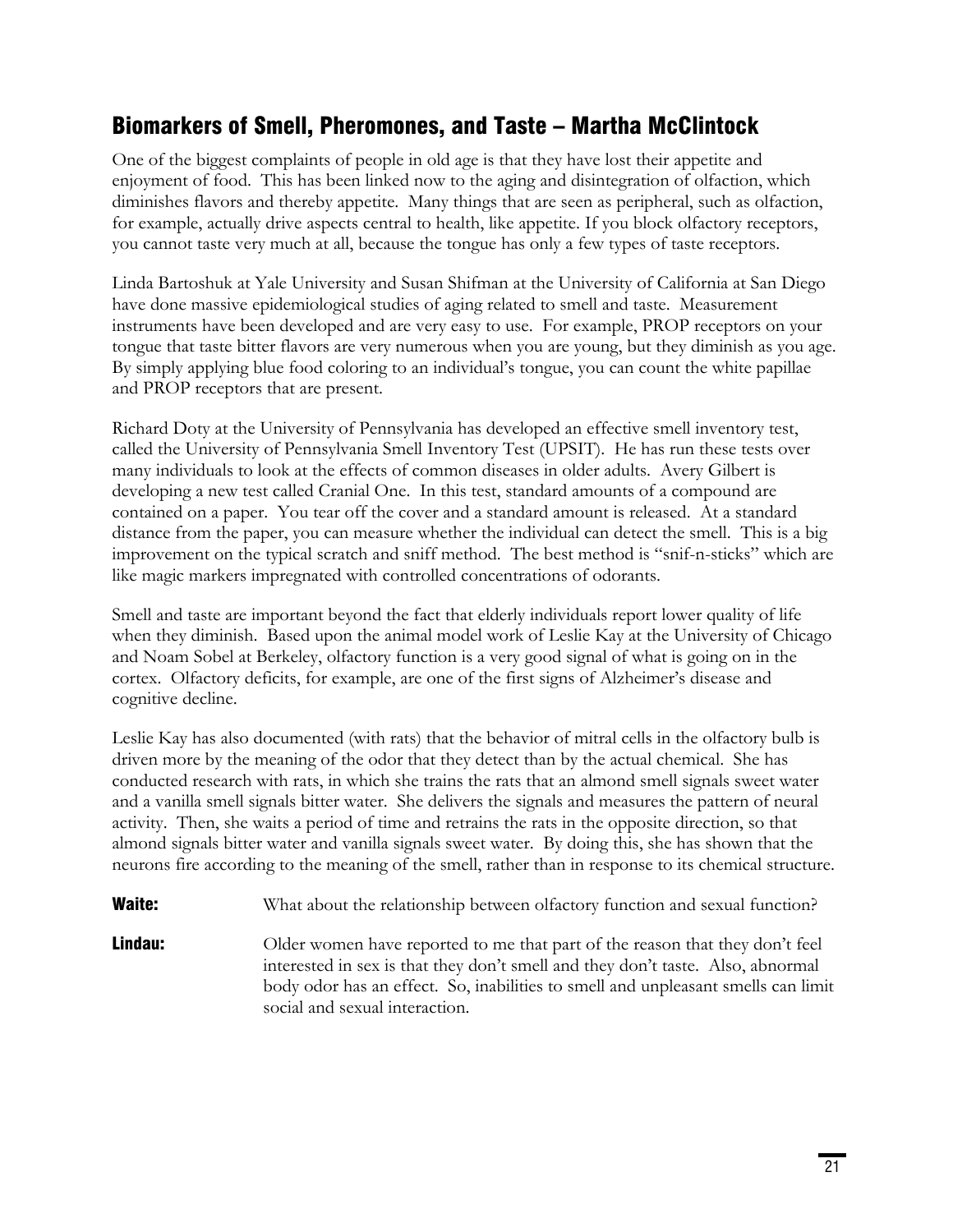## Biomarkers of Smell, Pheromones, and Taste – Martha McClintock

One of the biggest complaints of people in old age is that they have lost their appetite and enjoyment of food. This has been linked now to the aging and disintegration of olfaction, which diminishes flavors and thereby appetite. Many things that are seen as peripheral, such as olfaction, for example, actually drive aspects central to health, like appetite. If you block olfactory receptors, you cannot taste very much at all, because the tongue has only a few types of taste receptors.

Linda Bartoshuk at Yale University and Susan Shifman at the University of California at San Diego have done massive epidemiological studies of aging related to smell and taste. Measurement instruments have been developed and are very easy to use. For example, PROP receptors on your tongue that taste bitter flavors are very numerous when you are young, but they diminish as you age. By simply applying blue food coloring to an individual's tongue, you can count the white papillae and PROP receptors that are present.

Richard Doty at the University of Pennsylvania has developed an effective smell inventory test, called the University of Pennsylvania Smell Inventory Test (UPSIT). He has run these tests over many individuals to look at the effects of common diseases in older adults. Avery Gilbert is developing a new test called Cranial One. In this test, standard amounts of a compound are contained on a paper. You tear off the cover and a standard amount is released. At a standard distance from the paper, you can measure whether the individual can detect the smell. This is a big improvement on the typical scratch and sniff method. The best method is "snif-n-sticks" which are like magic markers impregnated with controlled concentrations of odorants.

Smell and taste are important beyond the fact that elderly individuals report lower quality of life when they diminish. Based upon the animal model work of Leslie Kay at the University of Chicago and Noam Sobel at Berkeley, olfactory function is a very good signal of what is going on in the cortex. Olfactory deficits, for example, are one of the first signs of Alzheimer's disease and cognitive decline.

Leslie Kay has also documented (with rats) that the behavior of mitral cells in the olfactory bulb is driven more by the meaning of the odor that they detect than by the actual chemical. She has conducted research with rats, in which she trains the rats that an almond smell signals sweet water and a vanilla smell signals bitter water. She delivers the signals and measures the pattern of neural activity. Then, she waits a period of time and retrains the rats in the opposite direction, so that almond signals bitter water and vanilla signals sweet water. By doing this, she has shown that the neurons fire according to the meaning of the smell, rather than in response to its chemical structure.

**Waite:** What about the relationship between olfactory function and sexual function?

**Lindau:** Older women have reported to me that part of the reason that they don't feel interested in sex is that they don't smell and they don't taste. Also, abnormal body odor has an effect. So, inabilities to smell and unpleasant smells can limit social and sexual interaction.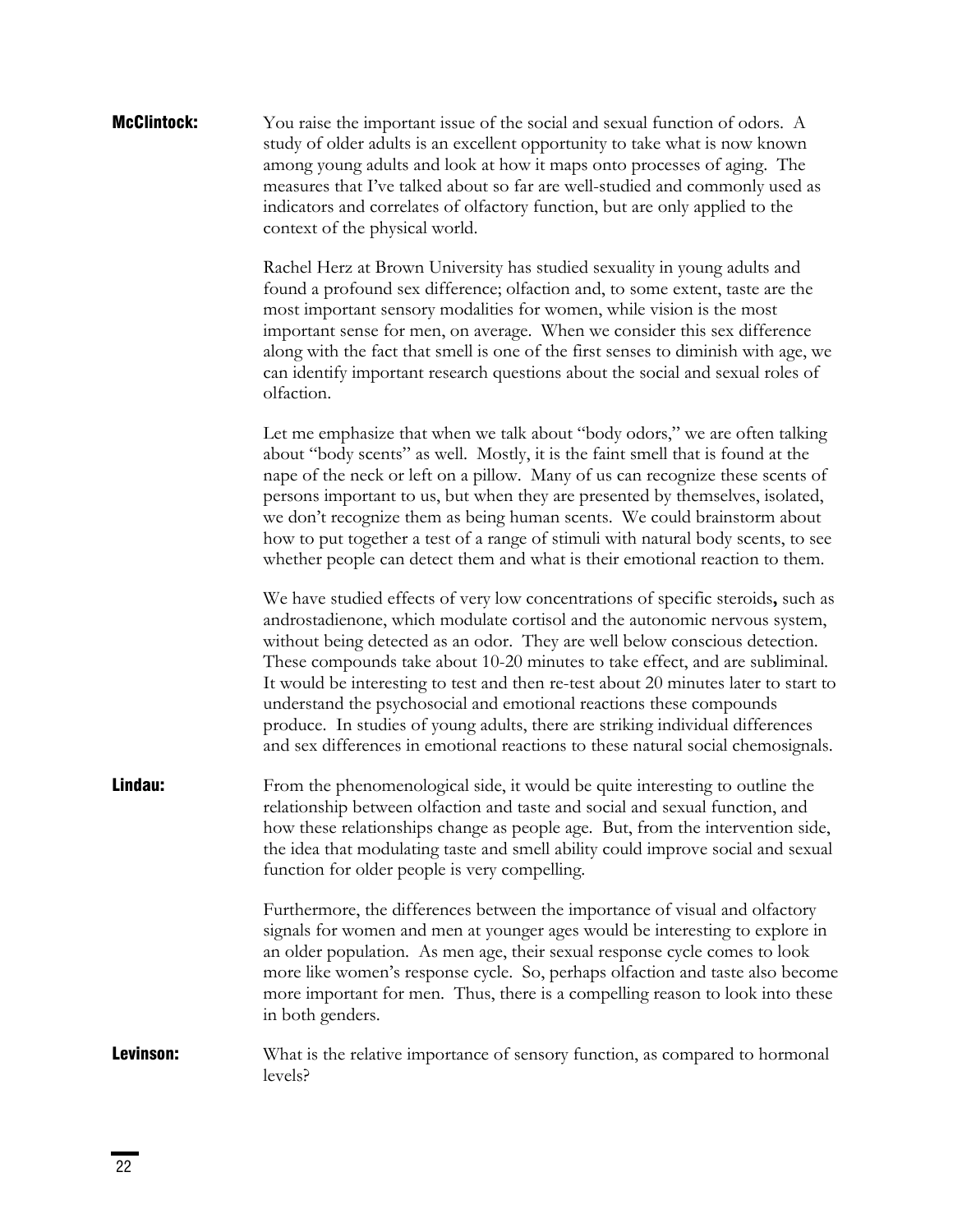**McClintock:** You raise the important issue of the social and sexual function of odors. A study of older adults is an excellent opportunity to take what is now known among young adults and look at how it maps onto processes of aging. The measures that I've talked about so far are well-studied and commonly used as indicators and correlates of olfactory function, but are only applied to the context of the physical world.

Rachel Herz at Brown University has studied sexuality in young adults and found a profound sex difference; olfaction and, to some extent, taste are the most important sensory modalities for women, while vision is the most important sense for men, on average. When we consider this sex difference along with the fact that smell is one of the first senses to diminish with age, we can identify important research questions about the social and sexual roles of olfaction.

Let me emphasize that when we talk about "body odors," we are often talking about "body scents" as well. Mostly, it is the faint smell that is found at the nape of the neck or left on a pillow. Many of us can recognize these scents of persons important to us, but when they are presented by themselves, isolated, we don't recognize them as being human scents. We could brainstorm about how to put together a test of a range of stimuli with natural body scents, to see whether people can detect them and what is their emotional reaction to them.

We have studied effects of very low concentrations of specific steroids**,** such as androstadienone, which modulate cortisol and the autonomic nervous system, without being detected as an odor. They are well below conscious detection. These compounds take about 10-20 minutes to take effect, and are subliminal. It would be interesting to test and then re-test about 20 minutes later to start to understand the psychosocial and emotional reactions these compounds produce. In studies of young adults, there are striking individual differences and sex differences in emotional reactions to these natural social chemosignals.

**Lindau:** From the phenomenological side, it would be quite interesting to outline the relationship between olfaction and taste and social and sexual function, and how these relationships change as people age. But, from the intervention side, the idea that modulating taste and smell ability could improve social and sexual function for older people is very compelling.

Furthermore, the differences between the importance of visual and olfactory signals for women and men at younger ages would be interesting to explore in an older population. As men age, their sexual response cycle comes to look more like women's response cycle. So, perhaps olfaction and taste also become more important for men. Thus, there is a compelling reason to look into these in both genders.

**Levinson:** What is the relative importance of sensory function, as compared to hormonal levels?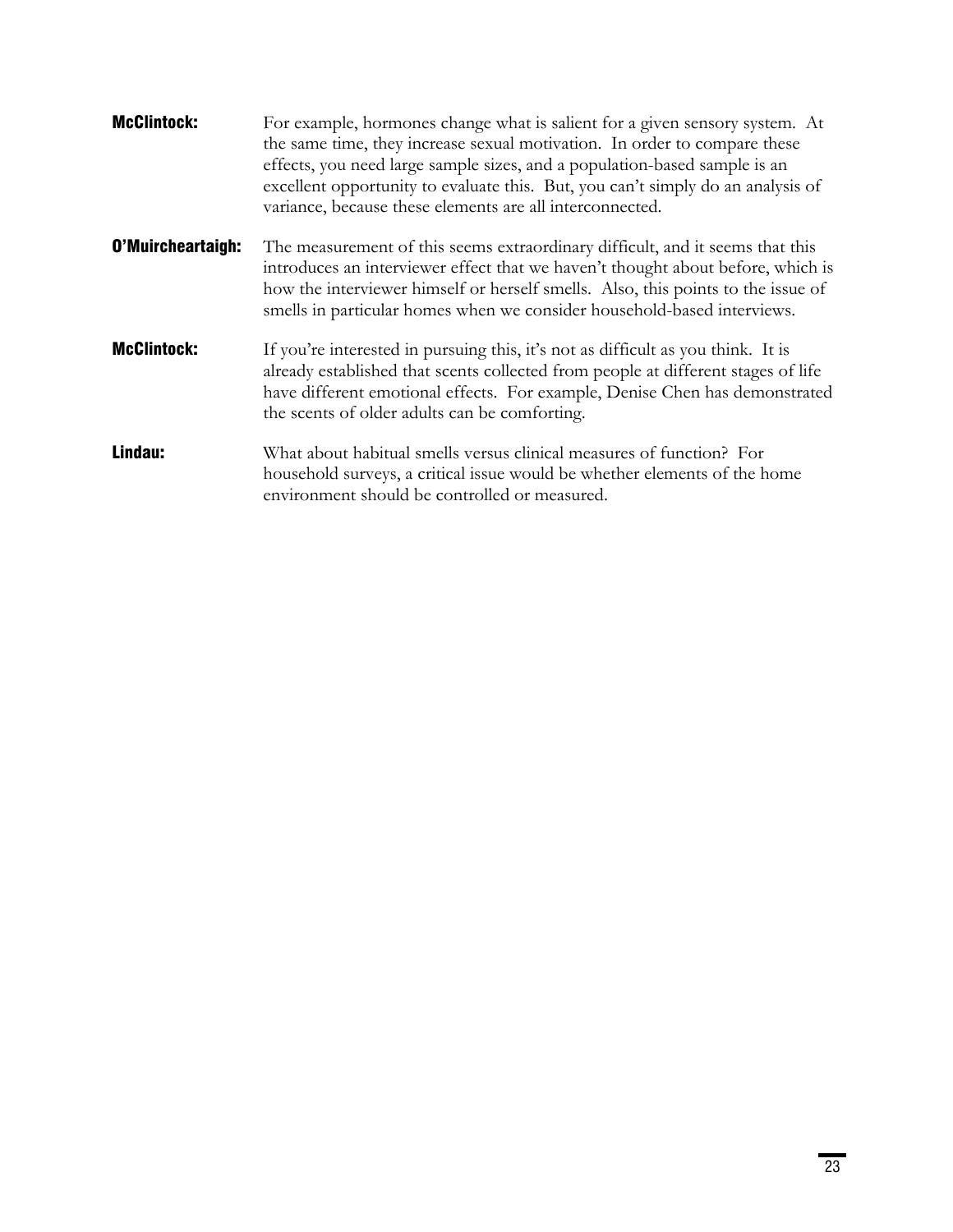**McClintock:** For example, hormones change what is salient for a given sensory system. At the same time, they increase sexual motivation. In order to compare these effects, you need large sample sizes, and a population-based sample is an excellent opportunity to evaluate this. But, you can't simply do an analysis of variance, because these elements are all interconnected.

**O'Muircheartaigh:** The measurement of this seems extraordinary difficult, and it seems that this introduces an interviewer effect that we haven't thought about before, which is how the interviewer himself or herself smells. Also, this points to the issue of smells in particular homes when we consider household-based interviews.

**McClintock:** If you're interested in pursuing this, it's not as difficult as you think. It is already established that scents collected from people at different stages of life have different emotional effects. For example, Denise Chen has demonstrated the scents of older adults can be comforting.

**Lindau:** What about habitual smells versus clinical measures of function? For household surveys, a critical issue would be whether elements of the home environment should be controlled or measured.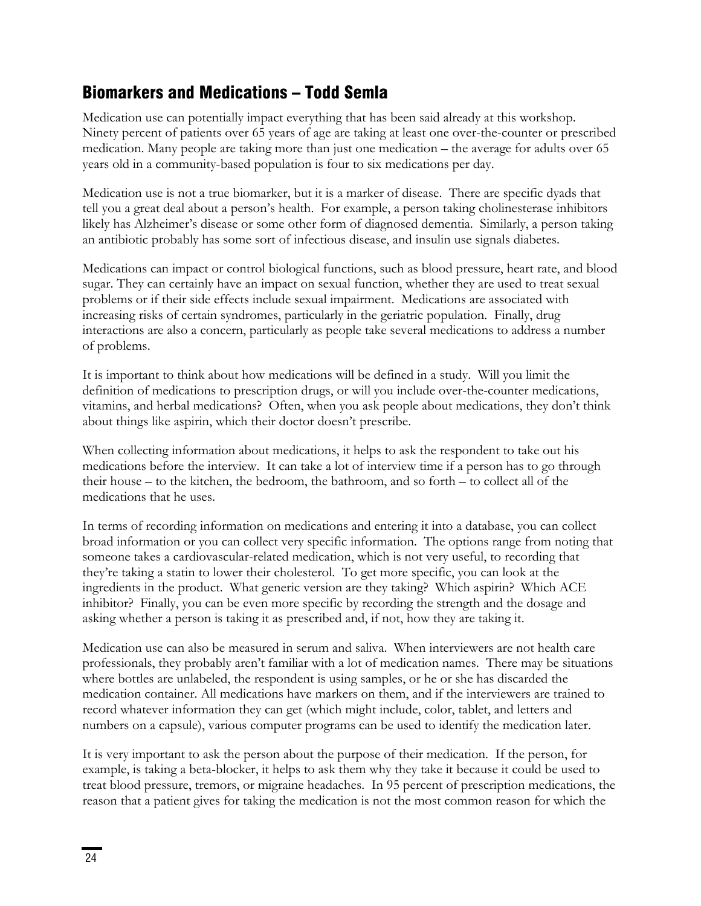## Biomarkers and Medications – Todd Semla

Medication use can potentially impact everything that has been said already at this workshop. Ninety percent of patients over 65 years of age are taking at least one over-the-counter or prescribed medication. Many people are taking more than just one medication – the average for adults over 65 years old in a community-based population is four to six medications per day.

Medication use is not a true biomarker, but it is a marker of disease. There are specific dyads that tell you a great deal about a person's health. For example, a person taking cholinesterase inhibitors likely has Alzheimer's disease or some other form of diagnosed dementia. Similarly, a person taking an antibiotic probably has some sort of infectious disease, and insulin use signals diabetes.

Medications can impact or control biological functions, such as blood pressure, heart rate, and blood sugar. They can certainly have an impact on sexual function, whether they are used to treat sexual problems or if their side effects include sexual impairment. Medications are associated with increasing risks of certain syndromes, particularly in the geriatric population. Finally, drug interactions are also a concern, particularly as people take several medications to address a number of problems.

It is important to think about how medications will be defined in a study. Will you limit the definition of medications to prescription drugs, or will you include over-the-counter medications, vitamins, and herbal medications? Often, when you ask people about medications, they don't think about things like aspirin, which their doctor doesn't prescribe.

When collecting information about medications, it helps to ask the respondent to take out his medications before the interview. It can take a lot of interview time if a person has to go through their house – to the kitchen, the bedroom, the bathroom, and so forth – to collect all of the medications that he uses.

In terms of recording information on medications and entering it into a database, you can collect broad information or you can collect very specific information. The options range from noting that someone takes a cardiovascular-related medication, which is not very useful, to recording that they're taking a statin to lower their cholesterol. To get more specific, you can look at the ingredients in the product. What generic version are they taking? Which aspirin? Which ACE inhibitor? Finally, you can be even more specific by recording the strength and the dosage and asking whether a person is taking it as prescribed and, if not, how they are taking it.

Medication use can also be measured in serum and saliva. When interviewers are not health care professionals, they probably aren't familiar with a lot of medication names. There may be situations where bottles are unlabeled, the respondent is using samples, or he or she has discarded the medication container. All medications have markers on them, and if the interviewers are trained to record whatever information they can get (which might include, color, tablet, and letters and numbers on a capsule), various computer programs can be used to identify the medication later.

It is very important to ask the person about the purpose of their medication. If the person, for example, is taking a beta-blocker, it helps to ask them why they take it because it could be used to treat blood pressure, tremors, or migraine headaches. In 95 percent of prescription medications, the reason that a patient gives for taking the medication is not the most common reason for which the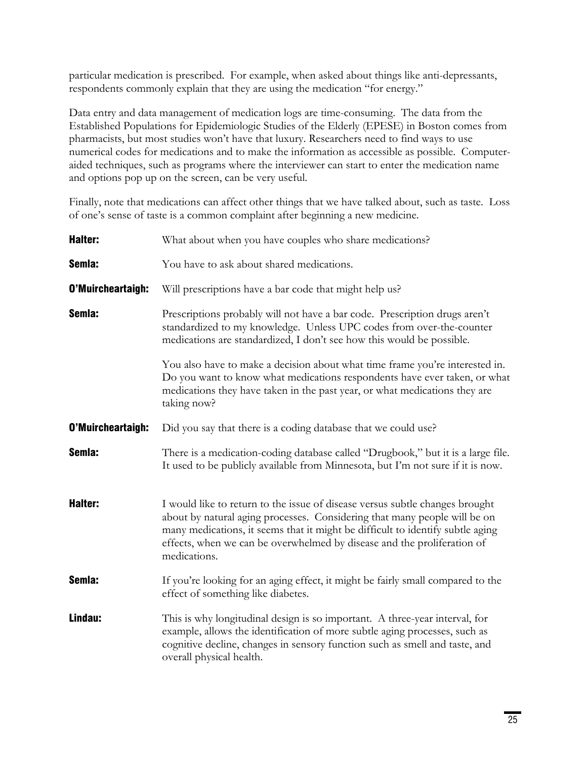particular medication is prescribed. For example, when asked about things like anti-depressants, respondents commonly explain that they are using the medication "for energy."

Data entry and data management of medication logs are time-consuming. The data from the Established Populations for Epidemiologic Studies of the Elderly (EPESE) in Boston comes from pharmacists, but most studies won't have that luxury. Researchers need to find ways to use numerical codes for medications and to make the information as accessible as possible. Computer-aided techniques, such as programs where the interviewer can start to enter the medication name and options pop up on the screen, can be very useful.

Finally, note that medications can affect other things that we have talked about, such as taste. Loss of one's sense of taste is a common complaint after beginning a new medicine.

**Halter:** What about when you have couples who share medications?

**Semla:** You have to ask about shared medications.

**O'Muircheartaigh:** Will prescriptions have a bar code that might help us?

**Semla:** Prescriptions probably will not have a bar code. Prescription drugs aren't standardized to my knowledge. Unless UPC codes from over-the-counter medications are standardized, I don't see how this would be possible.

You also have to make a decision about what time frame you're interested in. Do you want to know what medications respondents have ever taken, or what medications they have taken in the past year, or what medications they are taking now?

**O'Muircheartaigh:** Did you say that there is a coding database that we could use?

**Semla:** There is a medication-coding database called "Drugbook," but it is a large file. It used to be publicly available from Minnesota, but I'm not sure if it is now.

**Halter:** I would like to return to the issue of disease versus subtle changes brought about by natural aging processes. Considering that many people will be on many medications, it seems that it might be difficult to identify subtle aging effects, when we can be overwhelmed by disease and the proliferation of medications.

**Semla:** If you're looking for an aging effect, it might be fairly small compared to the effect of something like diabetes.

**Lindau:** This is why longitudinal design is so important. A three-year interval, for example, allows the identification of more subtle aging processes, such as cognitive decline, changes in sensory function such as smell and taste, and overall physical health.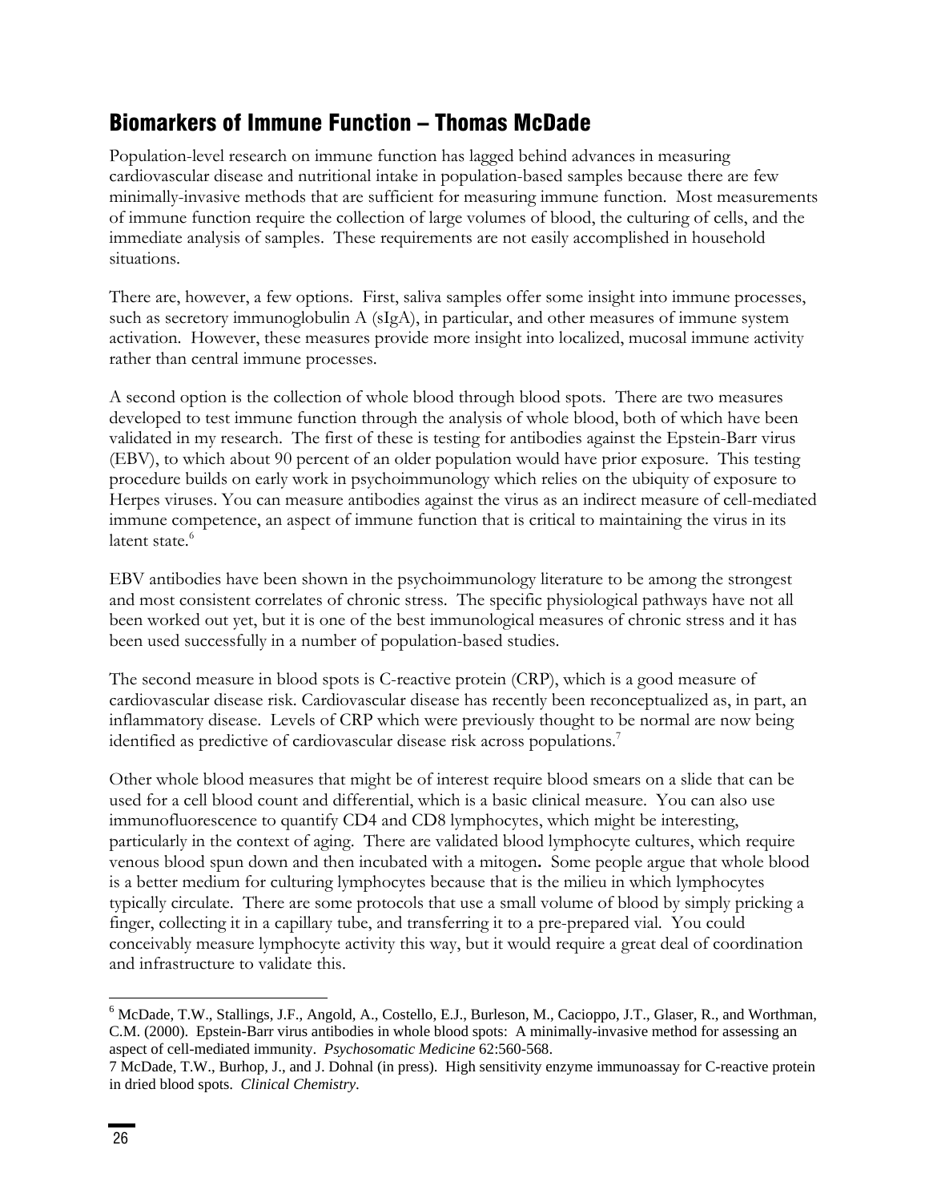## Biomarkers of Immune Function – Thomas McDade

Population-level research on immune function has lagged behind advances in measuring cardiovascular disease and nutritional intake in population-based samples because there are few minimally-invasive methods that are sufficient for measuring immune function. Most measurements of immune function require the collection of large volumes of blood, the culturing of cells, and the immediate analysis of samples. These requirements are not easily accomplished in household situations.

There are, however, a few options. First, saliva samples offer some insight into immune processes, such as secretory immunoglobulin A (sIgA), in particular, and other measures of immune system activation. However, these measures provide more insight into localized, mucosal immune activity rather than central immune processes.

A second option is the collection of whole blood through blood spots. There are two measures developed to test immune function through the analysis of whole blood, both of which have been validated in my research. The first of these is testing for antibodies against the Epstein-Barr virus (EBV), to which about 90 percent of an older population would have prior exposure. This testing procedure builds on early work in psychoimmunology which relies on the ubiquity of exposure to Herpes viruses. You can measure antibodies against the virus as an indirect measure of cell-mediated immune competence, an aspect of immune function that is critical to maintaining the virus in its latent state.[6]

EBV antibodies have been shown in the psychoimmunology literature to be among the strongest and most consistent correlates of chronic stress. The specific physiological pathways have not all been worked out yet, but it is one of the best immunological measures of chronic stress and it has been used successfully in a number of population-based studies.

The second measure in blood spots is C-reactive protein (CRP), which is a good measure of cardiovascular disease risk. Cardiovascular disease has recently been reconceptualized as, in part, an inflammatory disease. Levels of CRP which were previously thought to be normal are now being identified as predictive of cardiovascular disease risk across populations.[7]

Other whole blood measures that might be of interest require blood smears on a slide that can be used for a cell blood count and differential, which is a basic clinical measure. You can also use immunofluorescence to quantify CD4 and CD8 lymphocytes, which might be interesting, particularly in the context of aging. There are validated blood lymphocyte cultures, which require venous blood spun down and then incubated with a mitogen**.** Some people argue that whole blood is a better medium for culturing lymphocytes because that is the milieu in which lymphocytes typically circulate. There are some protocols that use a small volume of blood by simply pricking a finger, collecting it in a capillary tube, and transferring it to a pre-prepared vial. You could conceivably measure lymphocyte activity this way, but it would require a great deal of coordination and infrastructure to validate this.

---

[6] McDade, T.W., Stallings, J.F., Angold, A., Costello, E.J., Burleson, M., Cacioppo, J.T., Glaser, R., and Worthman, C.M. (2000). Epstein-Barr virus antibodies in whole blood spots: A minimally-invasive method for assessing an aspect of cell-mediated immunity. *Psychosomatic Medicine* 62:560-568.

7 McDade, T.W., Burhop, J., and J. Dohnal (in press). High sensitivity enzyme immunoassay for C-reactive protein in dried blood spots. *Clinical Chemistry*.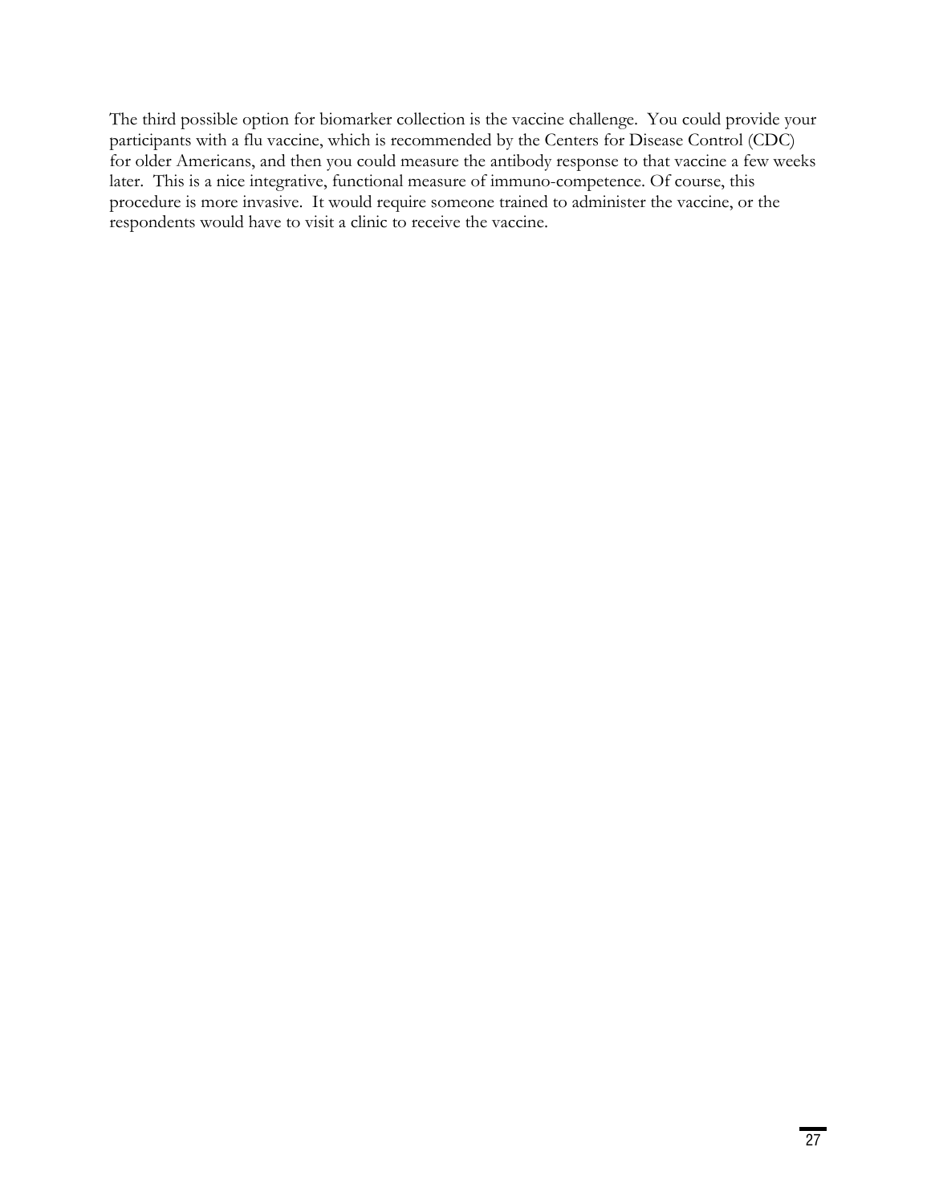The third possible option for biomarker collection is the vaccine challenge. You could provide your participants with a flu vaccine, which is recommended by the Centers for Disease Control (CDC) for older Americans, and then you could measure the antibody response to that vaccine a few weeks later. This is a nice integrative, functional measure of immuno-competence. Of course, this procedure is more invasive. It would require someone trained to administer the vaccine, or the respondents would have to visit a clinic to receive the vaccine.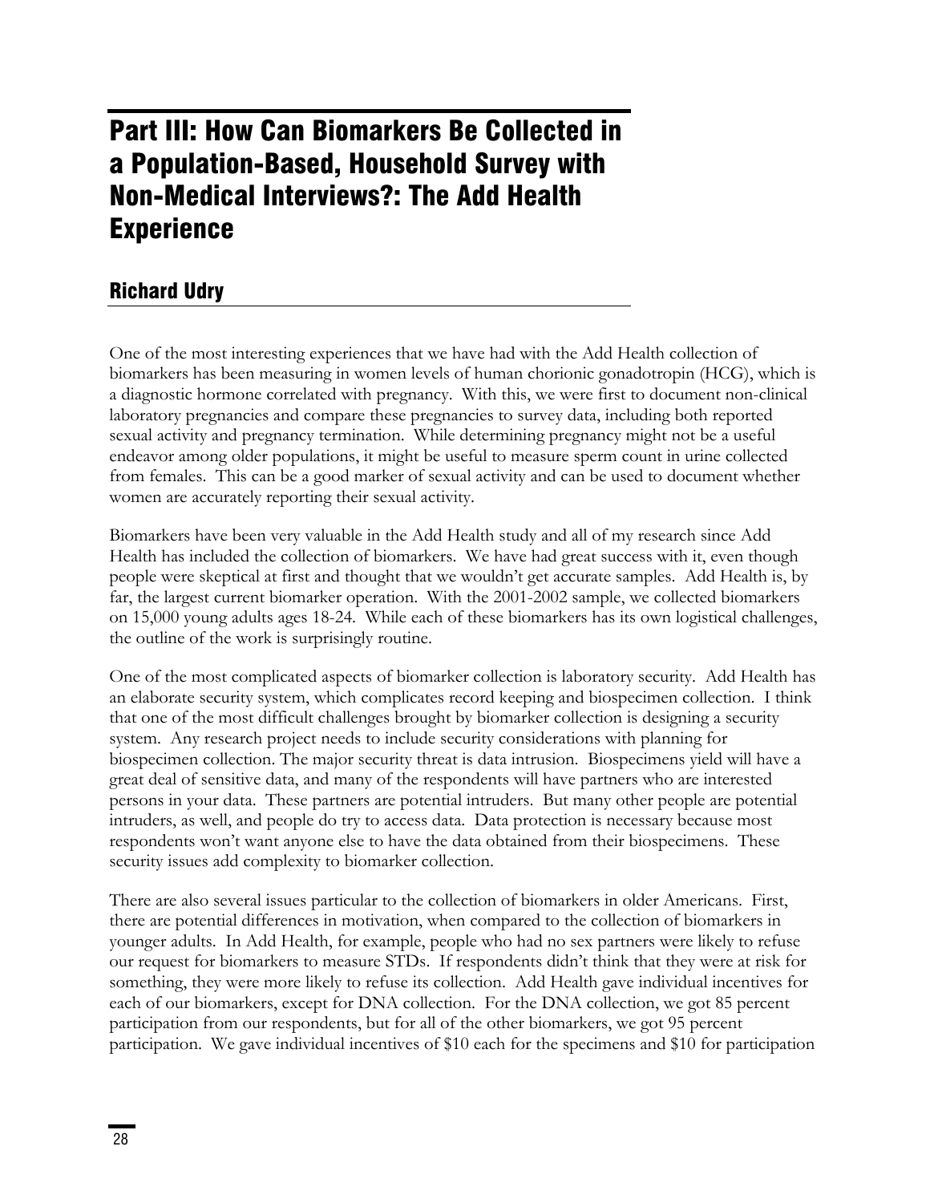# Part III: How Can Biomarkers Be Collected in a Population-Based, Household Survey with Non-Medical Interviews?: The Add Health Experience

## Richard Udry

One of the most interesting experiences that we have had with the Add Health collection of biomarkers has been measuring in women levels of human chorionic gonadotropin (HCG), which is a diagnostic hormone correlated with pregnancy. With this, we were first to document non-clinical laboratory pregnancies and compare these pregnancies to survey data, including both reported sexual activity and pregnancy termination. While determining pregnancy might not be a useful endeavor among older populations, it might be useful to measure sperm count in urine collected from females. This can be a good marker of sexual activity and can be used to document whether women are accurately reporting their sexual activity.

Biomarkers have been very valuable in the Add Health study and all of my research since Add Health has included the collection of biomarkers. We have had great success with it, even though people were skeptical at first and thought that we wouldn't get accurate samples. Add Health is, by far, the largest current biomarker operation. With the 2001-2002 sample, we collected biomarkers on 15,000 young adults ages 18-24. While each of these biomarkers has its own logistical challenges, the outline of the work is surprisingly routine.

One of the most complicated aspects of biomarker collection is laboratory security. Add Health has an elaborate security system, which complicates record keeping and biospecimen collection. I think that one of the most difficult challenges brought by biomarker collection is designing a security system. Any research project needs to include security considerations with planning for biospecimen collection. The major security threat is data intrusion. Biospecimens yield will have a great deal of sensitive data, and many of the respondents will have partners who are interested persons in your data. These partners are potential intruders. But many other people are potential intruders, as well, and people do try to access data. Data protection is necessary because most respondents won't want anyone else to have the data obtained from their biospecimens. These security issues add complexity to biomarker collection.

There are also several issues particular to the collection of biomarkers in older Americans. First, there are potential differences in motivation, when compared to the collection of biomarkers in younger adults. In Add Health, for example, people who had no sex partners were likely to refuse our request for biomarkers to measure STDs. If respondents didn't think that they were at risk for something, they were more likely to refuse its collection. Add Health gave individual incentives for each of our biomarkers, except for DNA collection. For the DNA collection, we got 85 percent participation from our respondents, but for all of the other biomarkers, we got 95 percent participation. We gave individual incentives of $10 each for the specimens and $10 for participation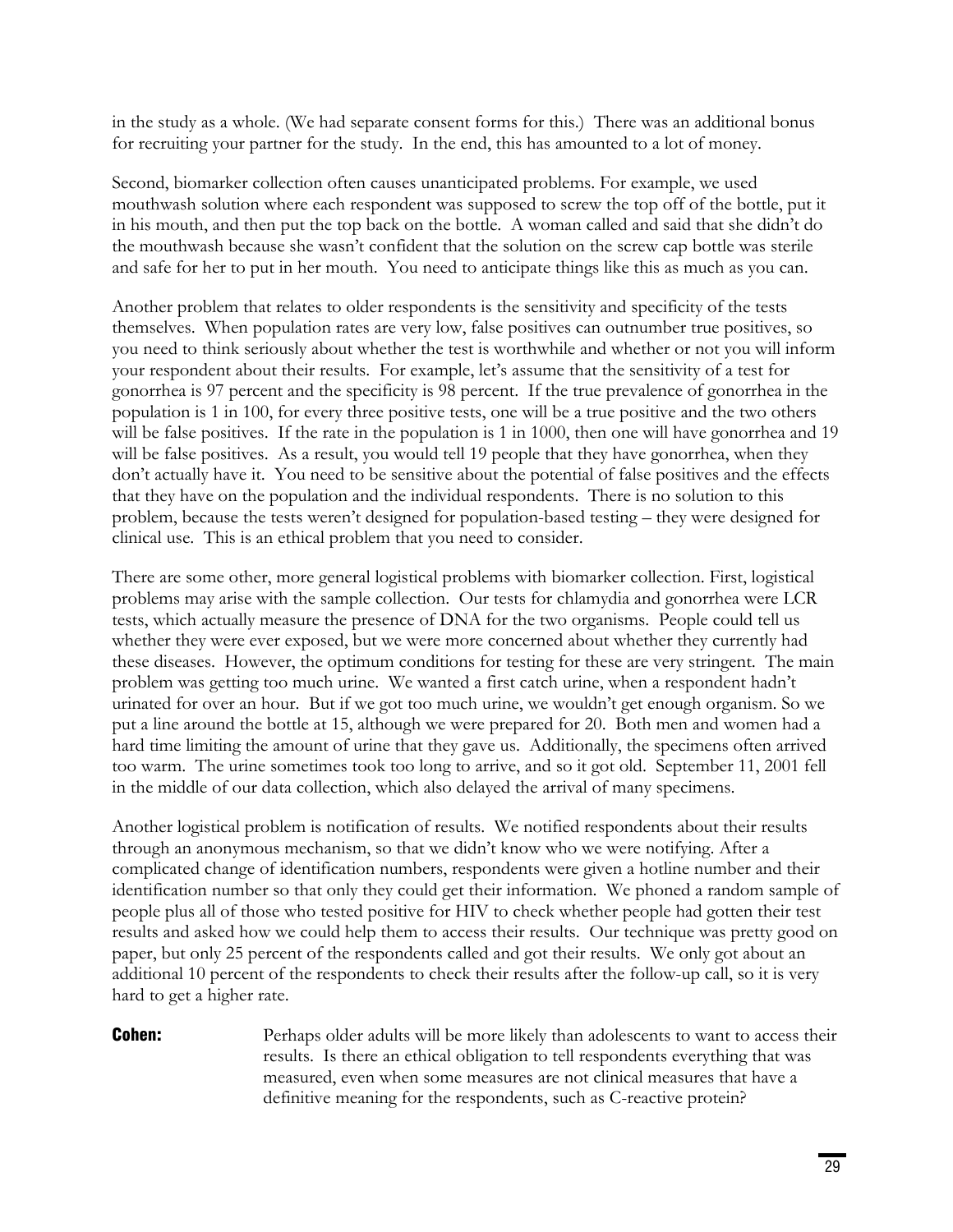in the study as a whole. (We had separate consent forms for this.) There was an additional bonus for recruiting your partner for the study. In the end, this has amounted to a lot of money.

Second, biomarker collection often causes unanticipated problems. For example, we used mouthwash solution where each respondent was supposed to screw the top off of the bottle, put it in his mouth, and then put the top back on the bottle. A woman called and said that she didn't do the mouthwash because she wasn't confident that the solution on the screw cap bottle was sterile and safe for her to put in her mouth. You need to anticipate things like this as much as you can.

Another problem that relates to older respondents is the sensitivity and specificity of the tests themselves. When population rates are very low, false positives can outnumber true positives, so you need to think seriously about whether the test is worthwhile and whether or not you will inform your respondent about their results. For example, let's assume that the sensitivity of a test for gonorrhea is 97 percent and the specificity is 98 percent. If the true prevalence of gonorrhea in the population is 1 in 100, for every three positive tests, one will be a true positive and the two others will be false positives. If the rate in the population is 1 in 1000, then one will have gonorrhea and 19 will be false positives. As a result, you would tell 19 people that they have gonorrhea, when they don't actually have it. You need to be sensitive about the potential of false positives and the effects that they have on the population and the individual respondents. There is no solution to this problem, because the tests weren't designed for population-based testing – they were designed for clinical use. This is an ethical problem that you need to consider.

There are some other, more general logistical problems with biomarker collection. First, logistical problems may arise with the sample collection. Our tests for chlamydia and gonorrhea were LCR tests, which actually measure the presence of DNA for the two organisms. People could tell us whether they were ever exposed, but we were more concerned about whether they currently had these diseases. However, the optimum conditions for testing for these are very stringent. The main problem was getting too much urine. We wanted a first catch urine, when a respondent hadn't urinated for over an hour. But if we got too much urine, we wouldn't get enough organism. So we put a line around the bottle at 15, although we were prepared for 20. Both men and women had a hard time limiting the amount of urine that they gave us. Additionally, the specimens often arrived too warm. The urine sometimes took too long to arrive, and so it got old. September 11, 2001 fell in the middle of our data collection, which also delayed the arrival of many specimens.

Another logistical problem is notification of results. We notified respondents about their results through an anonymous mechanism, so that we didn't know who we were notifying. After a complicated change of identification numbers, respondents were given a hotline number and their identification number so that only they could get their information. We phoned a random sample of people plus all of those who tested positive for HIV to check whether people had gotten their test results and asked how we could help them to access their results. Our technique was pretty good on paper, but only 25 percent of the respondents called and got their results. We only got about an additional 10 percent of the respondents to check their results after the follow-up call, so it is very hard to get a higher rate.

**Cohen:** Perhaps older adults will be more likely than adolescents to want to access their results. Is there an ethical obligation to tell respondents everything that was measured, even when some measures are not clinical measures that have a definitive meaning for the respondents, such as C-reactive protein?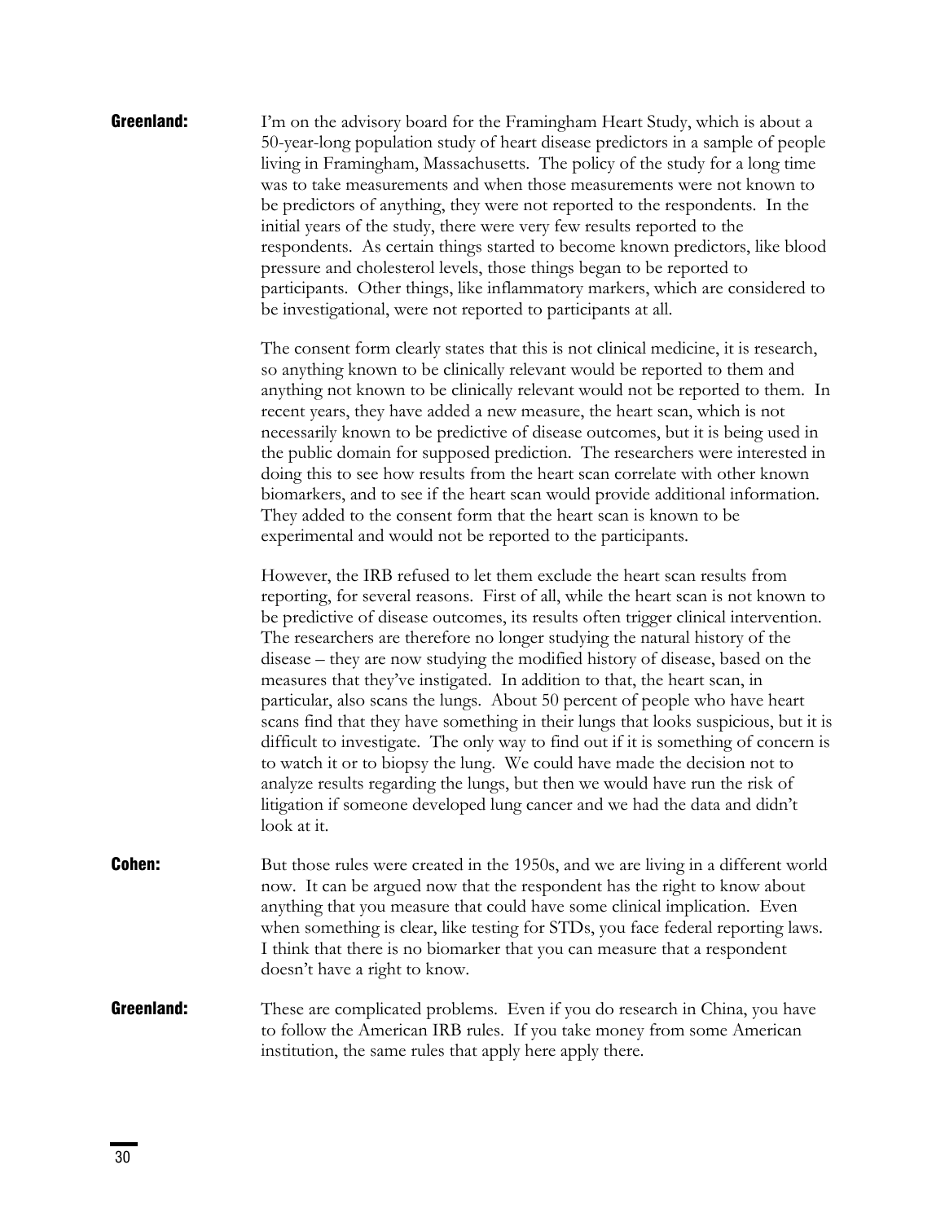**Greenland:** I'm on the advisory board for the Framingham Heart Study, which is about a 50-year-long population study of heart disease predictors in a sample of people living in Framingham, Massachusetts. The policy of the study for a long time was to take measurements and when those measurements were not known to be predictors of anything, they were not reported to the respondents. In the initial years of the study, there were very few results reported to the respondents. As certain things started to become known predictors, like blood pressure and cholesterol levels, those things began to be reported to participants. Other things, like inflammatory markers, which are considered to be investigational, were not reported to participants at all.

The consent form clearly states that this is not clinical medicine, it is research, so anything known to be clinically relevant would be reported to them and anything not known to be clinically relevant would not be reported to them. In recent years, they have added a new measure, the heart scan, which is not necessarily known to be predictive of disease outcomes, but it is being used in the public domain for supposed prediction. The researchers were interested in doing this to see how results from the heart scan correlate with other known biomarkers, and to see if the heart scan would provide additional information. They added to the consent form that the heart scan is known to be experimental and would not be reported to the participants.

However, the IRB refused to let them exclude the heart scan results from reporting, for several reasons. First of all, while the heart scan is not known to be predictive of disease outcomes, its results often trigger clinical intervention. The researchers are therefore no longer studying the natural history of the disease – they are now studying the modified history of disease, based on the measures that they've instigated. In addition to that, the heart scan, in particular, also scans the lungs. About 50 percent of people who have heart scans find that they have something in their lungs that looks suspicious, but it is difficult to investigate. The only way to find out if it is something of concern is to watch it or to biopsy the lung. We could have made the decision not to analyze results regarding the lungs, but then we would have run the risk of litigation if someone developed lung cancer and we had the data and didn't look at it.

**Cohen:** But those rules were created in the 1950s, and we are living in a different world now. It can be argued now that the respondent has the right to know about anything that you measure that could have some clinical implication. Even when something is clear, like testing for STDs, you face federal reporting laws. I think that there is no biomarker that you can measure that a respondent doesn't have a right to know.

**Greenland:** These are complicated problems. Even if you do research in China, you have to follow the American IRB rules. If you take money from some American institution, the same rules that apply here apply there.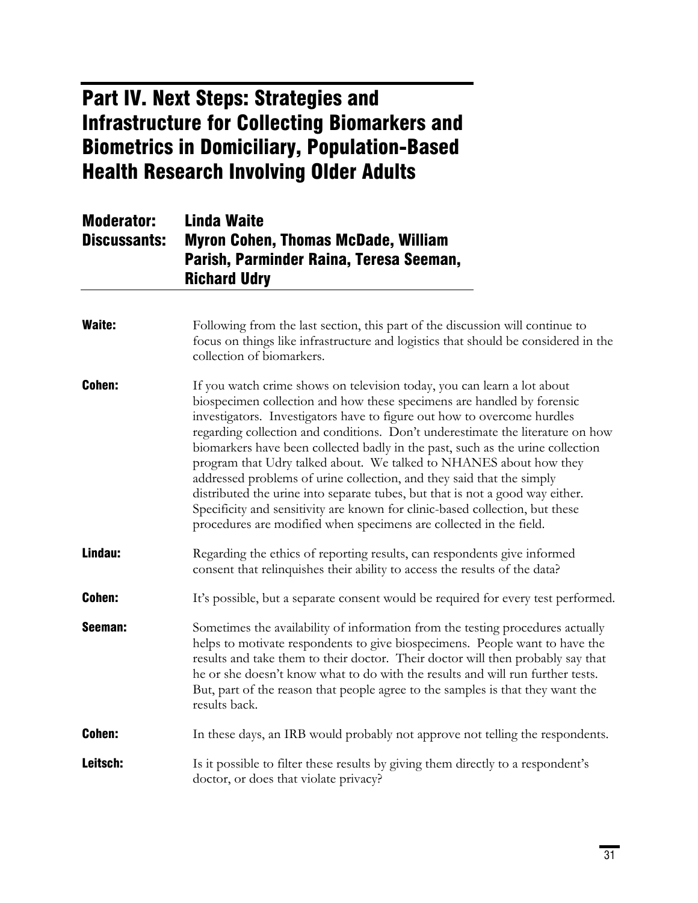# Part IV. Next Steps: Strategies and Infrastructure for Collecting Biomarkers and Biometrics in Domiciliary, Population-Based Health Research Involving Older Adults

**Moderator:** Linda Waite

**Discussants:** Myron Cohen, Thomas McDade, William Parish, Parminder Raina, Teresa Seeman, Richard Udry

**Waite:** Following from the last section, this part of the discussion will continue to focus on things like infrastructure and logistics that should be considered in the collection of biomarkers.

**Cohen:** If you watch crime shows on television today, you can learn a lot about biospecimen collection and how these specimens are handled by forensic investigators. Investigators have to figure out how to overcome hurdles regarding collection and conditions. Don't underestimate the literature on how biomarkers have been collected badly in the past, such as the urine collection program that Udry talked about. We talked to NHANES about how they addressed problems of urine collection, and they said that the simply distributed the urine into separate tubes, but that is not a good way either. Specificity and sensitivity are known for clinic-based collection, but these procedures are modified when specimens are collected in the field.

**Lindau:** Regarding the ethics of reporting results, can respondents give informed consent that relinquishes their ability to access the results of the data?

**Cohen:** It's possible, but a separate consent would be required for every test performed.

**Seeman:** Sometimes the availability of information from the testing procedures actually helps to motivate respondents to give biospecimens. People want to have the results and take them to their doctor. Their doctor will then probably say that he or she doesn't know what to do with the results and will run further tests. But, part of the reason that people agree to the samples is that they want the results back.

**Cohen:** In these days, an IRB would probably not approve not telling the respondents.

**Leitsch:** Is it possible to filter these results by giving them directly to a respondent's doctor, or does that violate privacy?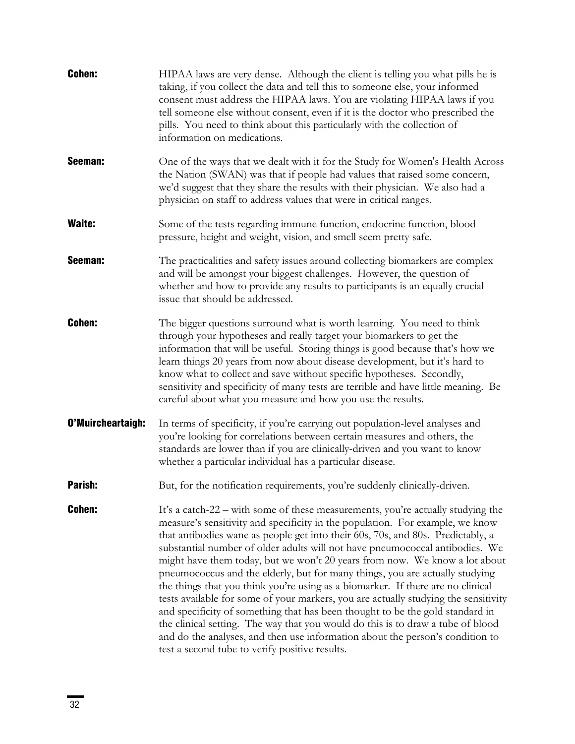**Cohen:** HIPAA laws are very dense. Although the client is telling you what pills he is taking, if you collect the data and tell this to someone else, your informed consent must address the HIPAA laws. You are violating HIPAA laws if you tell someone else without consent, even if it is the doctor who prescribed the pills. You need to think about this particularly with the collection of information on medications.

**Seeman:** One of the ways that we dealt with it for the Study for Women's Health Across the Nation (SWAN) was that if people had values that raised some concern, we'd suggest that they share the results with their physician. We also had a physician on staff to address values that were in critical ranges.

**Waite:** Some of the tests regarding immune function, endocrine function, blood pressure, height and weight, vision, and smell seem pretty safe.

**Seeman:** The practicalities and safety issues around collecting biomarkers are complex and will be amongst your biggest challenges. However, the question of whether and how to provide any results to participants is an equally crucial issue that should be addressed.

**Cohen:** The bigger questions surround what is worth learning. You need to think through your hypotheses and really target your biomarkers to get the information that will be useful. Storing things is good because that's how we learn things 20 years from now about disease development, but it's hard to know what to collect and save without specific hypotheses. Secondly, sensitivity and specificity of many tests are terrible and have little meaning. Be careful about what you measure and how you use the results.

**O'Muircheartaigh:** In terms of specificity, if you're carrying out population-level analyses and you're looking for correlations between certain measures and others, the standards are lower than if you are clinically-driven and you want to know whether a particular individual has a particular disease.

**Parish:** But, for the notification requirements, you're suddenly clinically-driven.

**Cohen:** It's a catch-22 – with some of these measurements, you're actually studying the measure's sensitivity and specificity in the population. For example, we know that antibodies wane as people get into their 60s, 70s, and 80s. Predictably, a substantial number of older adults will not have pneumococcal antibodies. We might have them today, but we won't 20 years from now. We know a lot about pneumococcus and the elderly, but for many things, you are actually studying the things that you think you're using as a biomarker. If there are no clinical tests available for some of your markers, you are actually studying the sensitivity and specificity of something that has been thought to be the gold standard in the clinical setting. The way that you would do this is to draw a tube of blood and do the analyses, and then use information about the person's condition to test a second tube to verify positive results.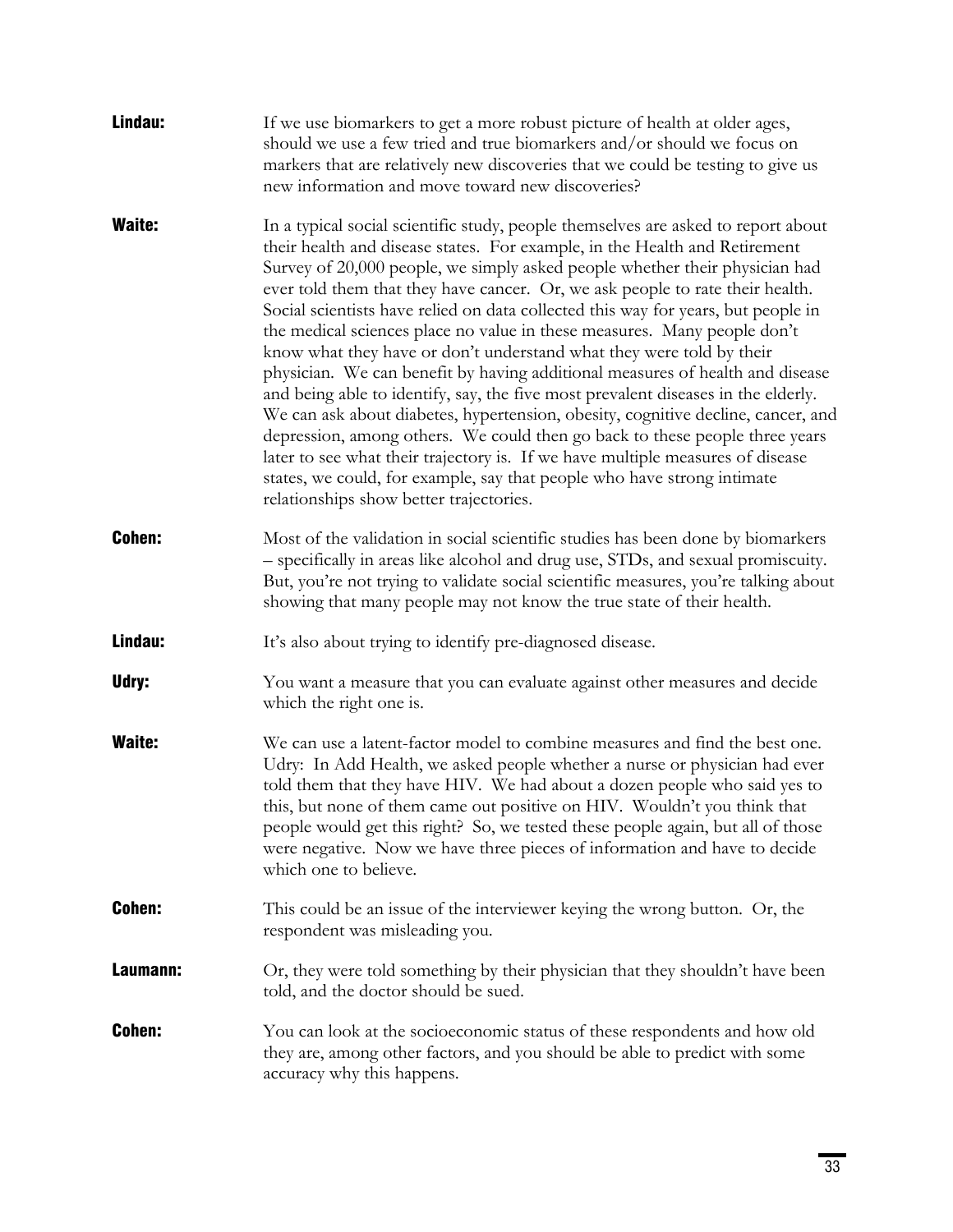**Lindau:** If we use biomarkers to get a more robust picture of health at older ages, should we use a few tried and true biomarkers and/or should we focus on markers that are relatively new discoveries that we could be testing to give us new information and move toward new discoveries?

**Waite:** In a typical social scientific study, people themselves are asked to report about their health and disease states. For example, in the Health and Retirement Survey of 20,000 people, we simply asked people whether their physician had ever told them that they have cancer. Or, we ask people to rate their health. Social scientists have relied on data collected this way for years, but people in the medical sciences place no value in these measures. Many people don't know what they have or don't understand what they were told by their physician. We can benefit by having additional measures of health and disease and being able to identify, say, the five most prevalent diseases in the elderly. We can ask about diabetes, hypertension, obesity, cognitive decline, cancer, and depression, among others. We could then go back to these people three years later to see what their trajectory is. If we have multiple measures of disease states, we could, for example, say that people who have strong intimate relationships show better trajectories.

**Cohen:** Most of the validation in social scientific studies has been done by biomarkers – specifically in areas like alcohol and drug use, STDs, and sexual promiscuity. But, you're not trying to validate social scientific measures, you're talking about showing that many people may not know the true state of their health.

**Lindau:** It's also about trying to identify pre-diagnosed disease.

**Udry:** You want a measure that you can evaluate against other measures and decide which the right one is.

**Waite:** We can use a latent-factor model to combine measures and find the best one. Udry: In Add Health, we asked people whether a nurse or physician had ever told them that they have HIV. We had about a dozen people who said yes to this, but none of them came out positive on HIV. Wouldn't you think that people would get this right? So, we tested these people again, but all of those were negative. Now we have three pieces of information and have to decide which one to believe.

**Cohen:** This could be an issue of the interviewer keying the wrong button. Or, the respondent was misleading you.

**Laumann:** Or, they were told something by their physician that they shouldn't have been told, and the doctor should be sued.

**Cohen:** You can look at the socioeconomic status of these respondents and how old they are, among other factors, and you should be able to predict with some accuracy why this happens.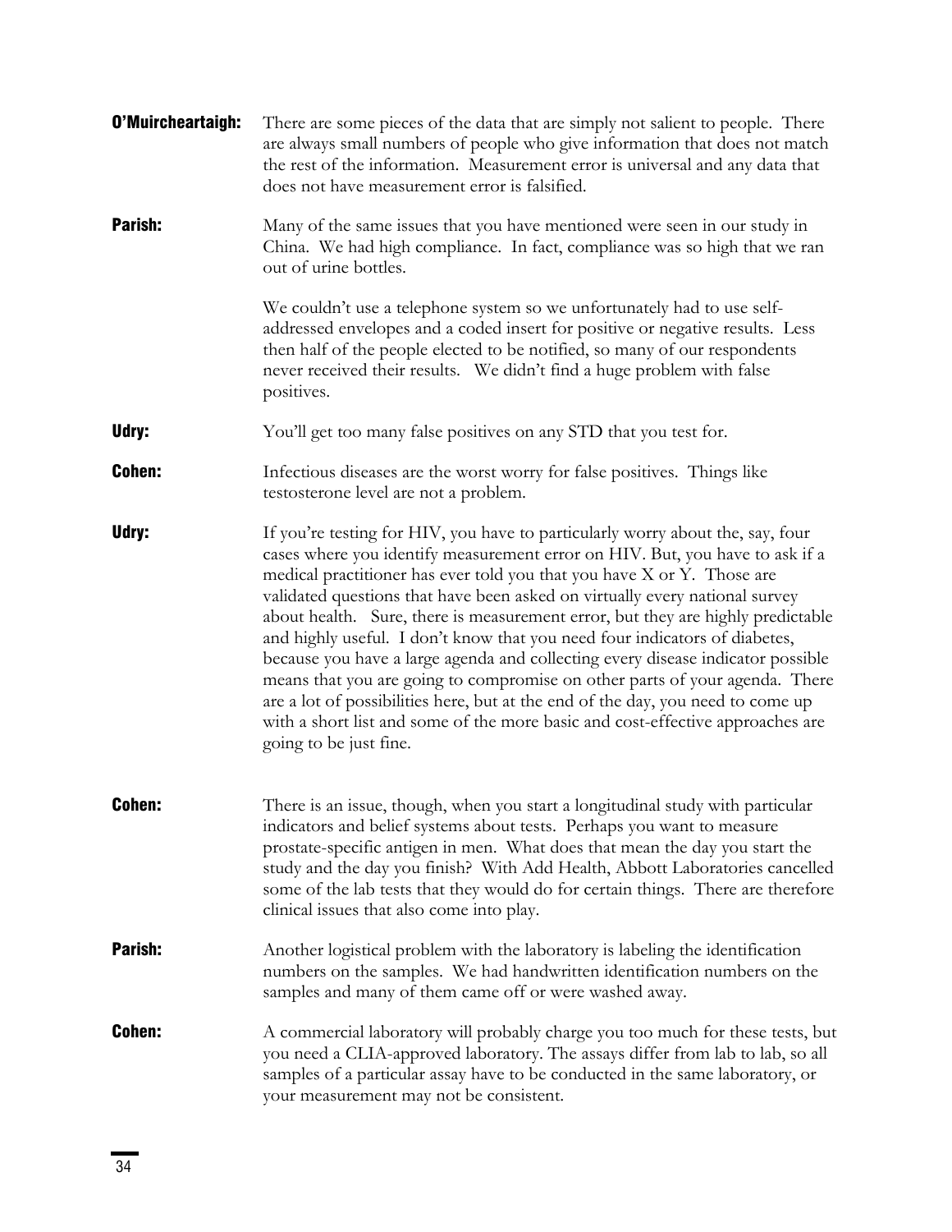**O'Muircheartaigh:** There are some pieces of the data that are simply not salient to people. There are always small numbers of people who give information that does not match the rest of the information. Measurement error is universal and any data that does not have measurement error is falsified.

**Parish:** Many of the same issues that you have mentioned were seen in our study in China. We had high compliance. In fact, compliance was so high that we ran out of urine bottles.

We couldn't use a telephone system so we unfortunately had to use self-addressed envelopes and a coded insert for positive or negative results. Less then half of the people elected to be notified, so many of our respondents never received their results. We didn't find a huge problem with false positives.

**Udry:** You'll get too many false positives on any STD that you test for.

**Cohen:** Infectious diseases are the worst worry for false positives. Things like testosterone level are not a problem.

**Udry:** If you're testing for HIV, you have to particularly worry about the, say, four cases where you identify measurement error on HIV. But, you have to ask if a medical practitioner has ever told you that you have X or Y. Those are validated questions that have been asked on virtually every national survey about health. Sure, there is measurement error, but they are highly predictable and highly useful. I don't know that you need four indicators of diabetes, because you have a large agenda and collecting every disease indicator possible means that you are going to compromise on other parts of your agenda. There are a lot of possibilities here, but at the end of the day, you need to come up with a short list and some of the more basic and cost-effective approaches are going to be just fine.

**Cohen:** There is an issue, though, when you start a longitudinal study with particular indicators and belief systems about tests. Perhaps you want to measure prostate-specific antigen in men. What does that mean the day you start the study and the day you finish? With Add Health, Abbott Laboratories cancelled some of the lab tests that they would do for certain things. There are therefore clinical issues that also come into play.

**Parish:** Another logistical problem with the laboratory is labeling the identification numbers on the samples. We had handwritten identification numbers on the samples and many of them came off or were washed away.

**Cohen:** A commercial laboratory will probably charge you too much for these tests, but you need a CLIA-approved laboratory. The assays differ from lab to lab, so all samples of a particular assay have to be conducted in the same laboratory, or your measurement may not be consistent.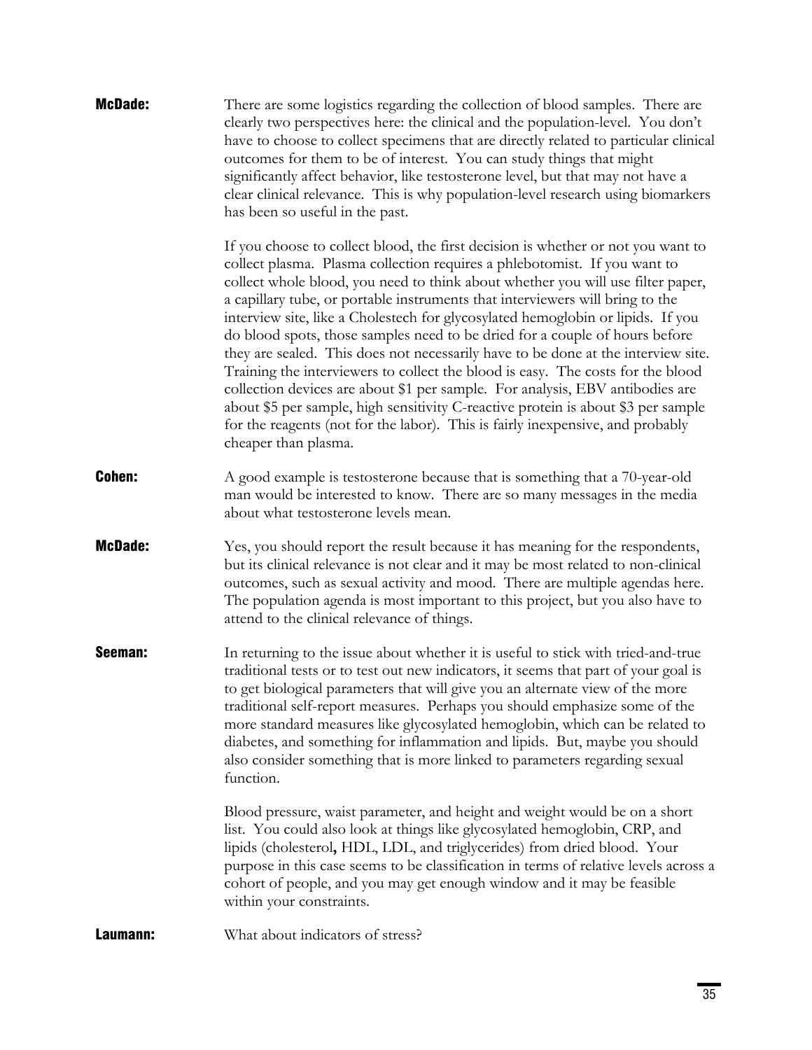**McDade:** There are some logistics regarding the collection of blood samples. There are clearly two perspectives here: the clinical and the population-level. You don't have to choose to collect specimens that are directly related to particular clinical outcomes for them to be of interest. You can study things that might significantly affect behavior, like testosterone level, but that may not have a clear clinical relevance. This is why population-level research using biomarkers has been so useful in the past.

If you choose to collect blood, the first decision is whether or not you want to collect plasma. Plasma collection requires a phlebotomist. If you want to collect whole blood, you need to think about whether you will use filter paper, a capillary tube, or portable instruments that interviewers will bring to the interview site, like a Cholestech for glycosylated hemoglobin or lipids. If you do blood spots, those samples need to be dried for a couple of hours before they are sealed. This does not necessarily have to be done at the interview site. Training the interviewers to collect the blood is easy. The costs for the blood collection devices are about $1 per sample. For analysis, EBV antibodies are about $5 per sample, high sensitivity C-reactive protein is about $3 per sample for the reagents (not for the labor). This is fairly inexpensive, and probably cheaper than plasma.

**Cohen:** A good example is testosterone because that is something that a 70-year-old man would be interested to know. There are so many messages in the media about what testosterone levels mean.

**McDade:** Yes, you should report the result because it has meaning for the respondents, but its clinical relevance is not clear and it may be most related to non-clinical outcomes, such as sexual activity and mood. There are multiple agendas here. The population agenda is most important to this project, but you also have to attend to the clinical relevance of things.

**Seeman:** In returning to the issue about whether it is useful to stick with tried-and-true traditional tests or to test out new indicators, it seems that part of your goal is to get biological parameters that will give you an alternate view of the more traditional self-report measures. Perhaps you should emphasize some of the more standard measures like glycosylated hemoglobin, which can be related to diabetes, and something for inflammation and lipids. But, maybe you should also consider something that is more linked to parameters regarding sexual function.

Blood pressure, waist parameter, and height and weight would be on a short list. You could also look at things like glycosylated hemoglobin, CRP, and lipids (cholesterol**,** HDL, LDL, and triglycerides) from dried blood. Your purpose in this case seems to be classification in terms of relative levels across a cohort of people, and you may get enough window and it may be feasible within your constraints.

**Laumann:** What about indicators of stress?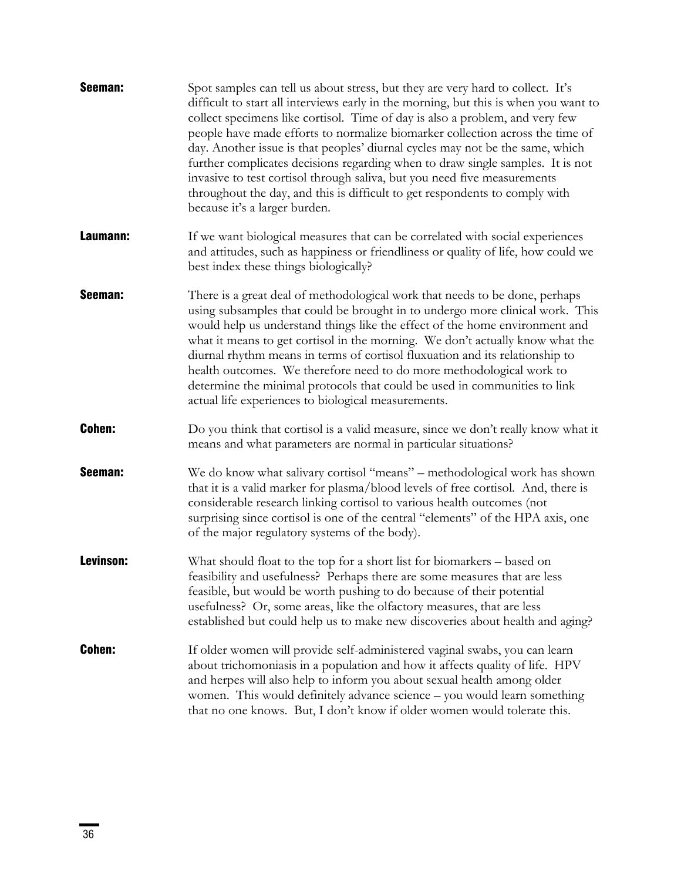**Seeman:** Spot samples can tell us about stress, but they are very hard to collect. It's difficult to start all interviews early in the morning, but this is when you want to collect specimens like cortisol. Time of day is also a problem, and very few people have made efforts to normalize biomarker collection across the time of day. Another issue is that peoples' diurnal cycles may not be the same, which further complicates decisions regarding when to draw single samples. It is not invasive to test cortisol through saliva, but you need five measurements throughout the day, and this is difficult to get respondents to comply with because it's a larger burden.

**Laumann:** If we want biological measures that can be correlated with social experiences and attitudes, such as happiness or friendliness or quality of life, how could we best index these things biologically?

**Seeman:** There is a great deal of methodological work that needs to be done, perhaps using subsamples that could be brought in to undergo more clinical work. This would help us understand things like the effect of the home environment and what it means to get cortisol in the morning. We don't actually know what the diurnal rhythm means in terms of cortisol fluxuation and its relationship to health outcomes. We therefore need to do more methodological work to determine the minimal protocols that could be used in communities to link actual life experiences to biological measurements.

**Cohen:** Do you think that cortisol is a valid measure, since we don't really know what it means and what parameters are normal in particular situations?

**Seeman:** We do know what salivary cortisol "means" – methodological work has shown that it is a valid marker for plasma/blood levels of free cortisol. And, there is considerable research linking cortisol to various health outcomes (not surprising since cortisol is one of the central "elements" of the HPA axis, one of the major regulatory systems of the body).

**Levinson:** What should float to the top for a short list for biomarkers – based on feasibility and usefulness? Perhaps there are some measures that are less feasible, but would be worth pushing to do because of their potential usefulness? Or, some areas, like the olfactory measures, that are less established but could help us to make new discoveries about health and aging?

**Cohen:** If older women will provide self-administered vaginal swabs, you can learn about trichomoniasis in a population and how it affects quality of life. HPV and herpes will also help to inform you about sexual health among older women. This would definitely advance science – you would learn something that no one knows. But, I don't know if older women would tolerate this.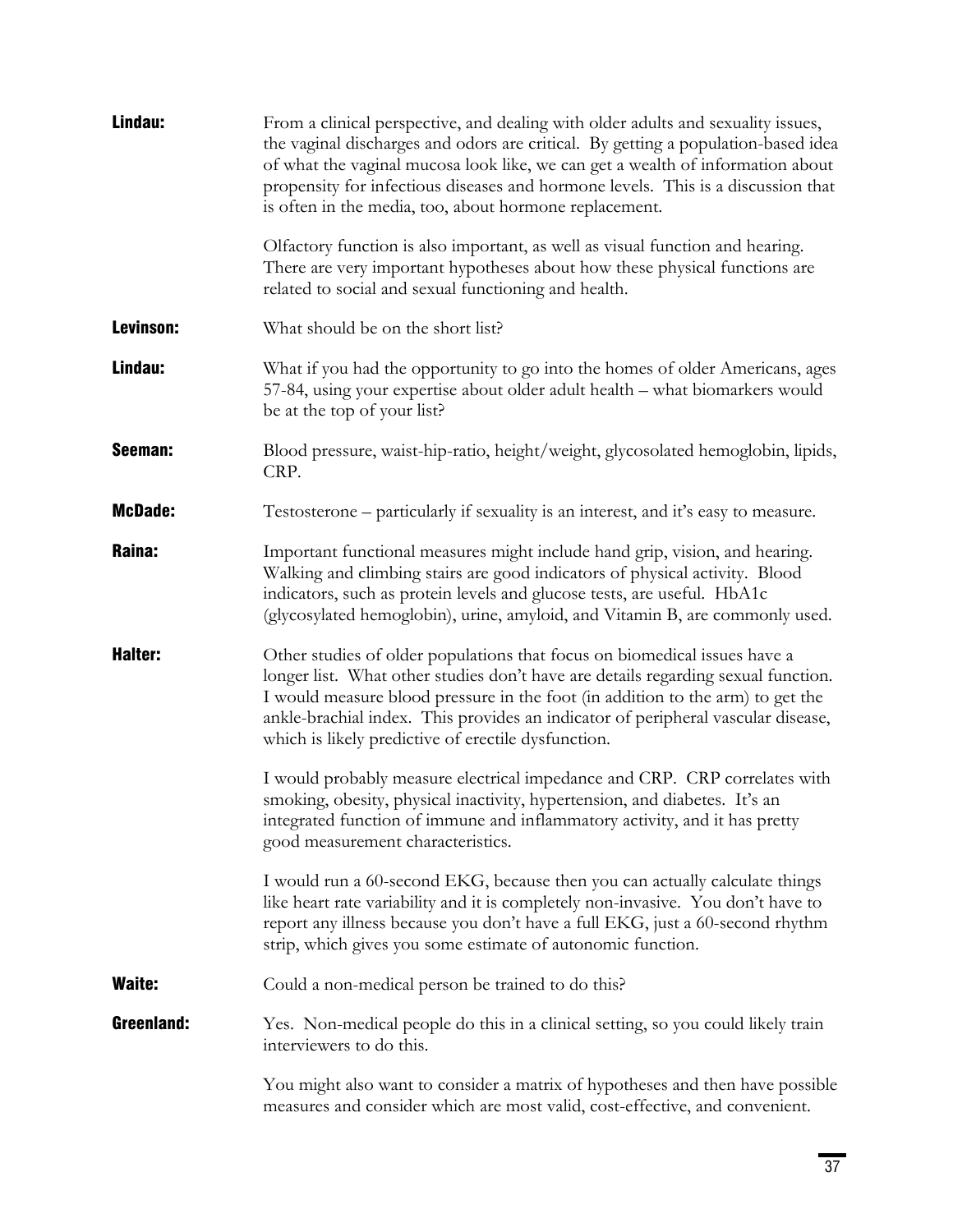**Lindau:** From a clinical perspective, and dealing with older adults and sexuality issues, the vaginal discharges and odors are critical. By getting a population-based idea of what the vaginal mucosa look like, we can get a wealth of information about propensity for infectious diseases and hormone levels. This is a discussion that is often in the media, too, about hormone replacement.

Olfactory function is also important, as well as visual function and hearing. There are very important hypotheses about how these physical functions are related to social and sexual functioning and health.

**Levinson:** What should be on the short list?

**Lindau:** What if you had the opportunity to go into the homes of older Americans, ages 57-84, using your expertise about older adult health – what biomarkers would be at the top of your list?

**Seeman:** Blood pressure, waist-hip-ratio, height/weight, glycosolated hemoglobin, lipids, CRP.

**McDade:** Testosterone – particularly if sexuality is an interest, and it's easy to measure.

**Raina:** Important functional measures might include hand grip, vision, and hearing. Walking and climbing stairs are good indicators of physical activity. Blood indicators, such as protein levels and glucose tests, are useful. HbA1c (glycosylated hemoglobin), urine, amyloid, and Vitamin B, are commonly used.

**Halter:** Other studies of older populations that focus on biomedical issues have a longer list. What other studies don't have are details regarding sexual function. I would measure blood pressure in the foot (in addition to the arm) to get the ankle-brachial index. This provides an indicator of peripheral vascular disease, which is likely predictive of erectile dysfunction.

I would probably measure electrical impedance and CRP. CRP correlates with smoking, obesity, physical inactivity, hypertension, and diabetes. It's an integrated function of immune and inflammatory activity, and it has pretty good measurement characteristics.

I would run a 60-second EKG, because then you can actually calculate things like heart rate variability and it is completely non-invasive. You don't have to report any illness because you don't have a full EKG, just a 60-second rhythm strip, which gives you some estimate of autonomic function.

**Waite:** Could a non-medical person be trained to do this?

**Greenland:** Yes. Non-medical people do this in a clinical setting, so you could likely train interviewers to do this.

You might also want to consider a matrix of hypotheses and then have possible measures and consider which are most valid, cost-effective, and convenient.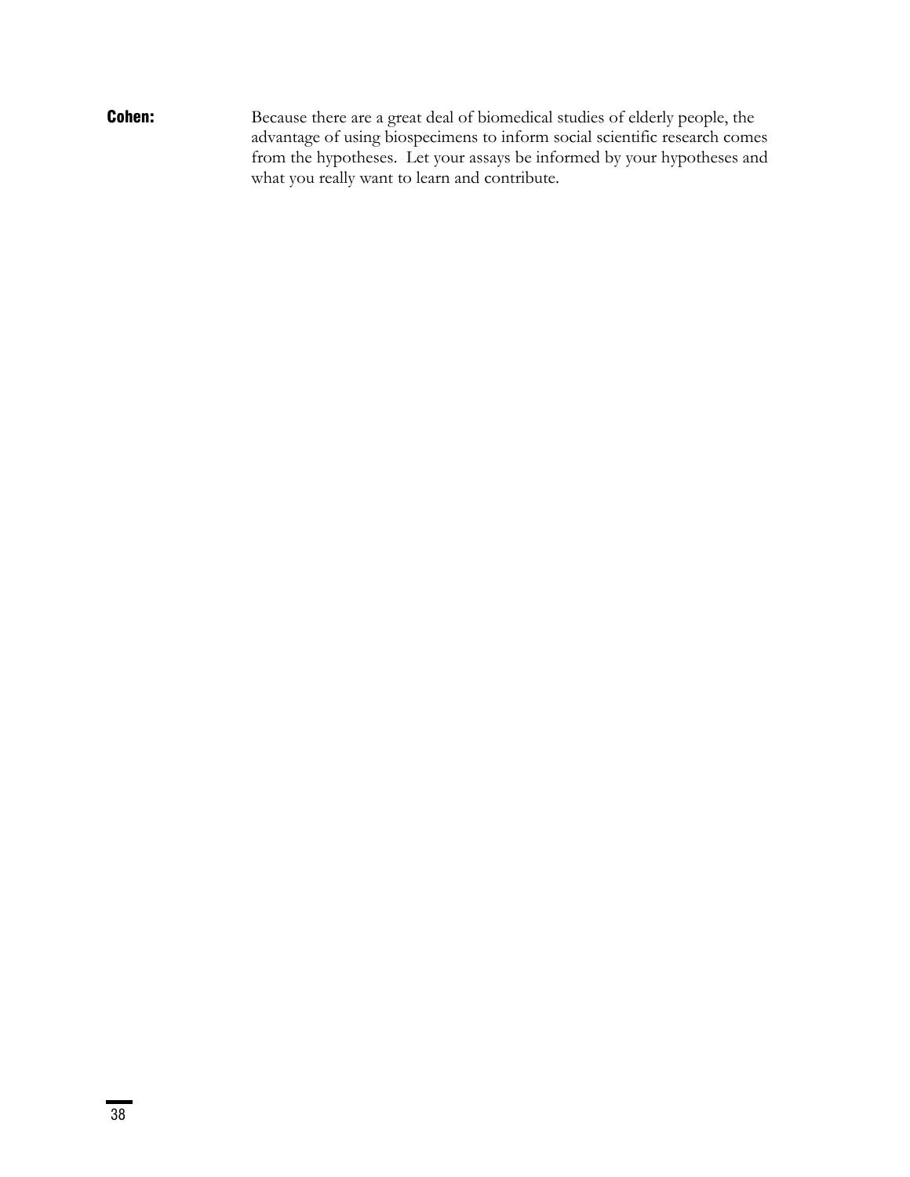**Cohen:** Because there are a great deal of biomedical studies of elderly people, the advantage of using biospecimens to inform social scientific research comes from the hypotheses. Let your assays be informed by your hypotheses and what you really want to learn and contribute.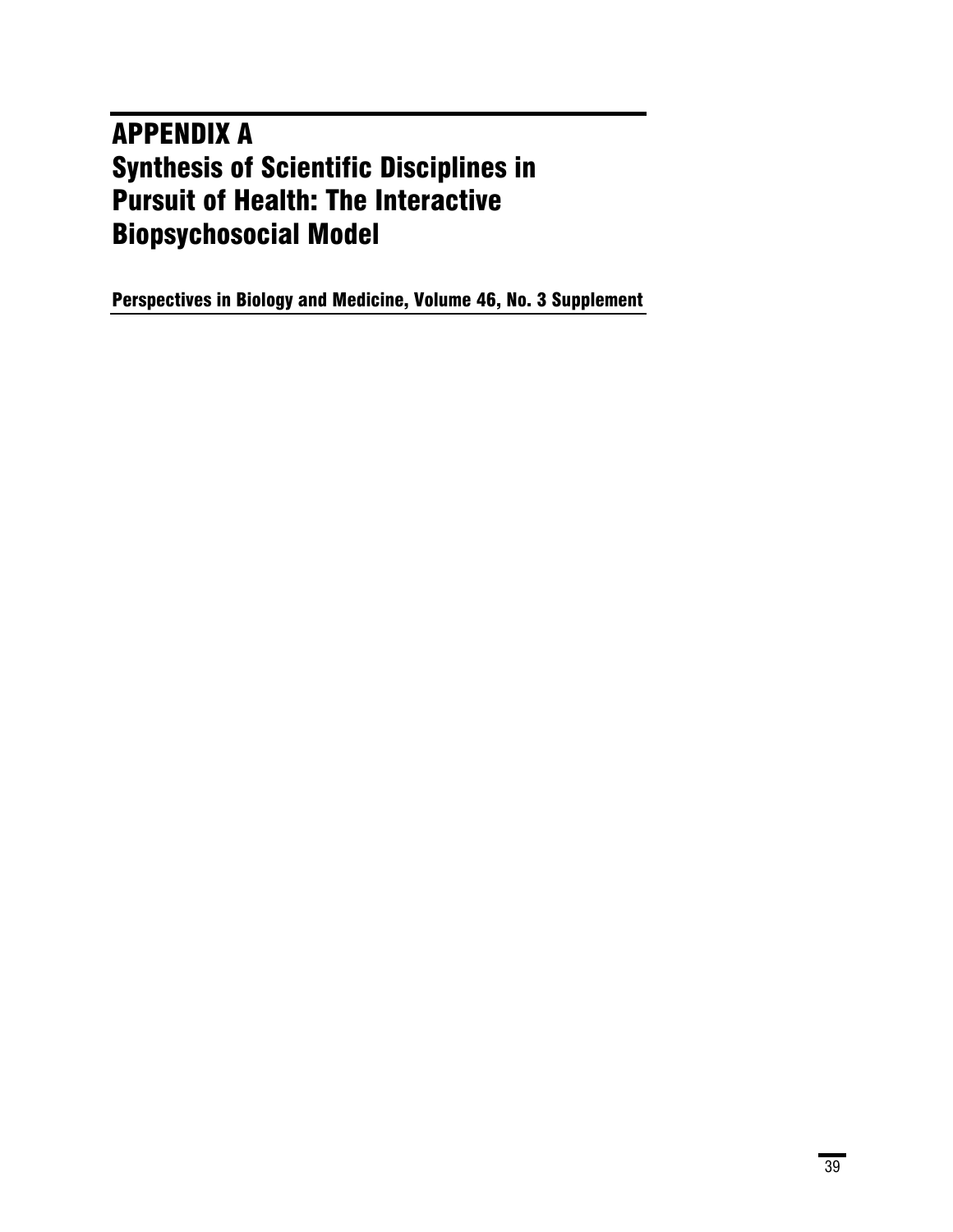# APPENDIX A
# Synthesis of Scientific Disciplines in Pursuit of Health: The Interactive Biopsychosocial Model

**Perspectives in Biology and Medicine, Volume 46, No. 3 Supplement**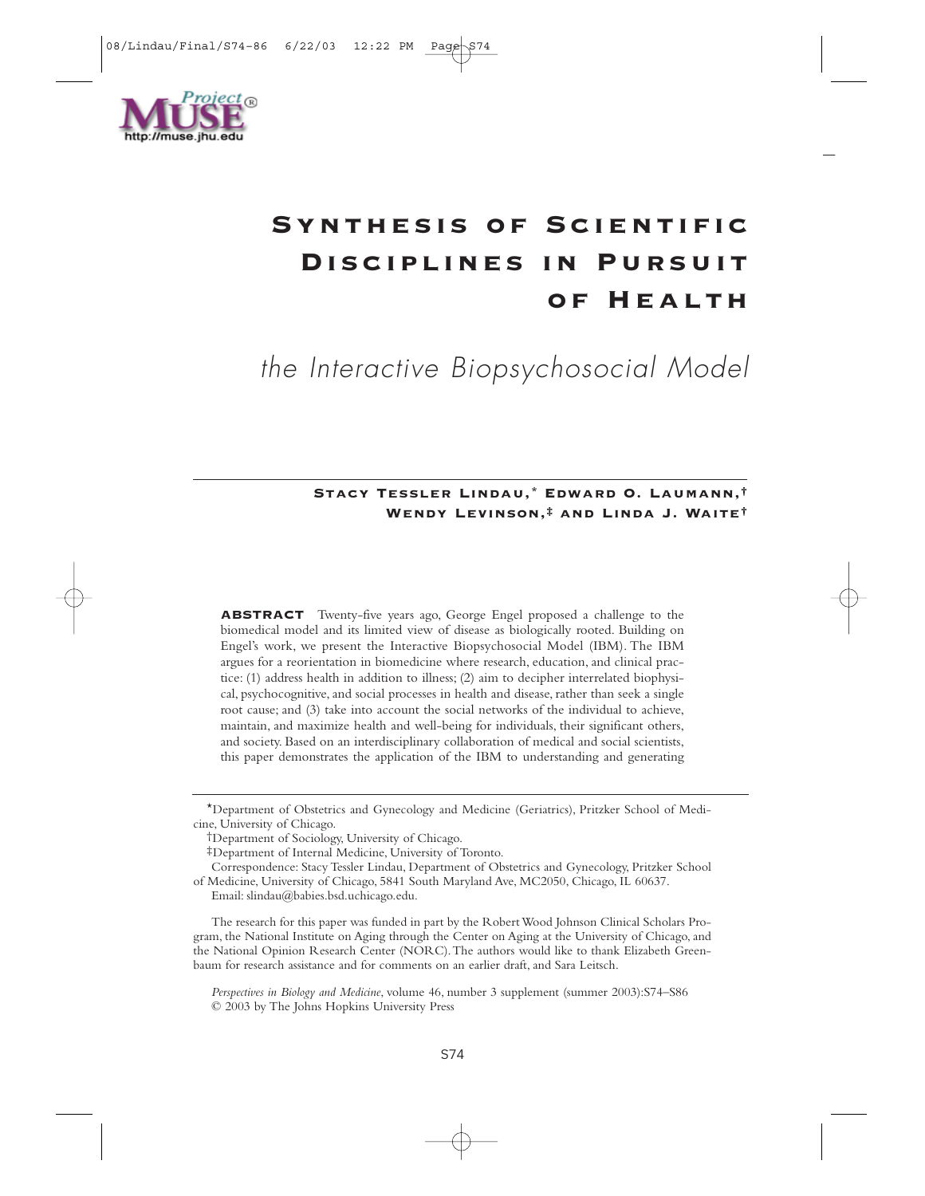# Synthesis of Scientific Disciplines in Pursuit of Health

## the Interactive Biopsychosocial Model

**Stacy Tessler Lindau,\* Edward O. Laumann,† Wendy Levinson,‡ and Linda J. Waite†**

**ABSTRACT** Twenty-five years ago, George Engel proposed a challenge to the biomedical model and its limited view of disease as biologically rooted. Building on Engel's work, we present the Interactive Biopsychosocial Model (IBM). The IBM argues for a reorientation in biomedicine where research, education, and clinical practice: (1) address health in addition to illness; (2) aim to decipher interrelated biophysical, psychocognitive, and social processes in health and disease, rather than seek a single root cause; and (3) take into account the social networks of the individual to achieve, maintain, and maximize health and well-being for individuals, their significant others, and society. Based on an interdisciplinary collaboration of medical and social scientists, this paper demonstrates the application of the IBM to understanding and generating

\*Department of Obstetrics and Gynecology and Medicine (Geriatrics), Pritzker School of Medicine, University of Chicago.

†Department of Sociology, University of Chicago.

‡Department of Internal Medicine, University of Toronto.

Correspondence: Stacy Tessler Lindau, Department of Obstetrics and Gynecology, Pritzker School of Medicine, University of Chicago, 5841 South Maryland Ave, MC2050, Chicago, IL 60637.

Email: slindau@babies.bsd.uchicago.edu.

The research for this paper was funded in part by the Robert Wood Johnson Clinical Scholars Program, the National Institute on Aging through the Center on Aging at the University of Chicago, and the National Opinion Research Center (NORC). The authors would like to thank Elizabeth Greenbaum for research assistance and for comments on an earlier draft, and Sara Leitsch.

*Perspectives in Biology and Medicine*, volume 46, number 3 supplement (summer 2003):S74–S86
© 2003 by The Johns Hopkins University Press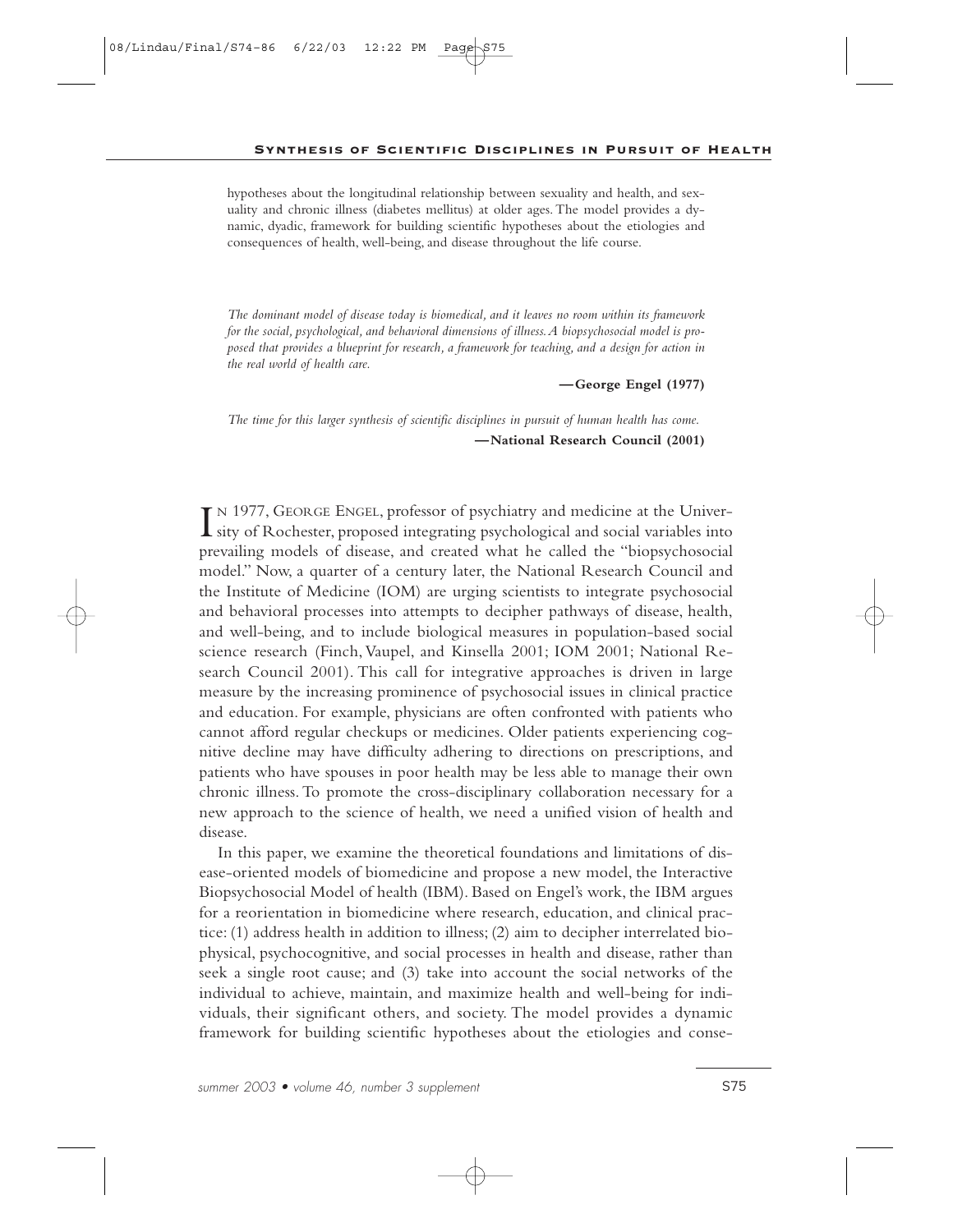hypotheses about the longitudinal relationship between sexuality and health, and sexuality and chronic illness (diabetes mellitus) at older ages. The model provides a dynamic, dyadic, framework for building scientific hypotheses about the etiologies and consequences of health, well-being, and disease throughout the life course.

*The dominant model of disease today is biomedical, and it leaves no room within its framework for the social, psychological, and behavioral dimensions of illness. A biopsychosocial model is proposed that provides a blueprint for research, a framework for teaching, and a design for action in the real world of health care.*

**—George Engel (1977)**

*The time for this larger synthesis of scientific disciplines in pursuit of human health has come.*

**—National Research Council (2001)**

IN 1977, GEORGE ENGEL, professor of psychiatry and medicine at the University of Rochester, proposed integrating psychological and social variables into prevailing models of disease, and created what he called the "biopsychosocial model." Now, a quarter of a century later, the National Research Council and the Institute of Medicine (IOM) are urging scientists to integrate psychosocial and behavioral processes into attempts to decipher pathways of disease, health, and well-being, and to include biological measures in population-based social science research (Finch, Vaupel, and Kinsella 2001; IOM 2001; National Research Council 2001). This call for integrative approaches is driven in large measure by the increasing prominence of psychosocial issues in clinical practice and education. For example, physicians are often confronted with patients who cannot afford regular checkups or medicines. Older patients experiencing cognitive decline may have difficulty adhering to directions on prescriptions, and patients who have spouses in poor health may be less able to manage their own chronic illness. To promote the cross-disciplinary collaboration necessary for a new approach to the science of health, we need a unified vision of health and disease.

In this paper, we examine the theoretical foundations and limitations of disease-oriented models of biomedicine and propose a new model, the Interactive Biopsychosocial Model of health (IBM). Based on Engel's work, the IBM argues for a reorientation in biomedicine where research, education, and clinical practice: (1) address health in addition to illness; (2) aim to decipher interrelated biophysical, psychocognitive, and social processes in health and disease, rather than seek a single root cause; and (3) take into account the social networks of the individual to achieve, maintain, and maximize health and well-being for individuals, their significant others, and society. The model provides a dynamic framework for building scientific hypotheses about the etiologies and conse-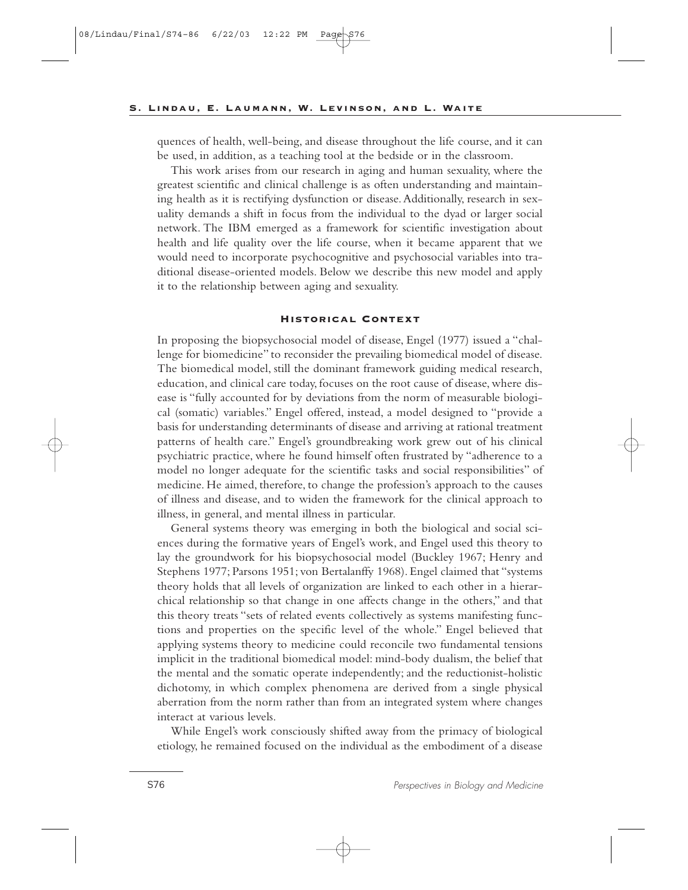quences of health, well-being, and disease throughout the life course, and it can be used, in addition, as a teaching tool at the bedside or in the classroom.

This work arises from our research in aging and human sexuality, where the greatest scientific and clinical challenge is as often understanding and maintaining health as it is rectifying dysfunction or disease. Additionally, research in sexuality demands a shift in focus from the individual to the dyad or larger social network. The IBM emerged as a framework for scientific investigation about health and life quality over the life course, when it became apparent that we would need to incorporate psychocognitive and psychosocial variables into traditional disease-oriented models. Below we describe this new model and apply it to the relationship between aging and sexuality.

## Historical Context

In proposing the biopsychosocial model of disease, Engel (1977) issued a "challenge for biomedicine" to reconsider the prevailing biomedical model of disease. The biomedical model, still the dominant framework guiding medical research, education, and clinical care today, focuses on the root cause of disease, where disease is "fully accounted for by deviations from the norm of measurable biological (somatic) variables." Engel offered, instead, a model designed to "provide a basis for understanding determinants of disease and arriving at rational treatment patterns of health care." Engel's groundbreaking work grew out of his clinical psychiatric practice, where he found himself often frustrated by "adherence to a model no longer adequate for the scientific tasks and social responsibilities" of medicine. He aimed, therefore, to change the profession's approach to the causes of illness and disease, and to widen the framework for the clinical approach to illness, in general, and mental illness in particular.

General systems theory was emerging in both the biological and social sciences during the formative years of Engel's work, and Engel used this theory to lay the groundwork for his biopsychosocial model (Buckley 1967; Henry and Stephens 1977; Parsons 1951; von Bertalanffy 1968). Engel claimed that "systems theory holds that all levels of organization are linked to each other in a hierarchical relationship so that change in one affects change in the others," and that this theory treats "sets of related events collectively as systems manifesting functions and properties on the specific level of the whole." Engel believed that applying systems theory to medicine could reconcile two fundamental tensions implicit in the traditional biomedical model: mind-body dualism, the belief that the mental and the somatic operate independently; and the reductionist-holistic dichotomy, in which complex phenomena are derived from a single physical aberration from the norm rather than from an integrated system where changes interact at various levels.

While Engel's work consciously shifted away from the primacy of biological etiology, he remained focused on the individual as the embodiment of a disease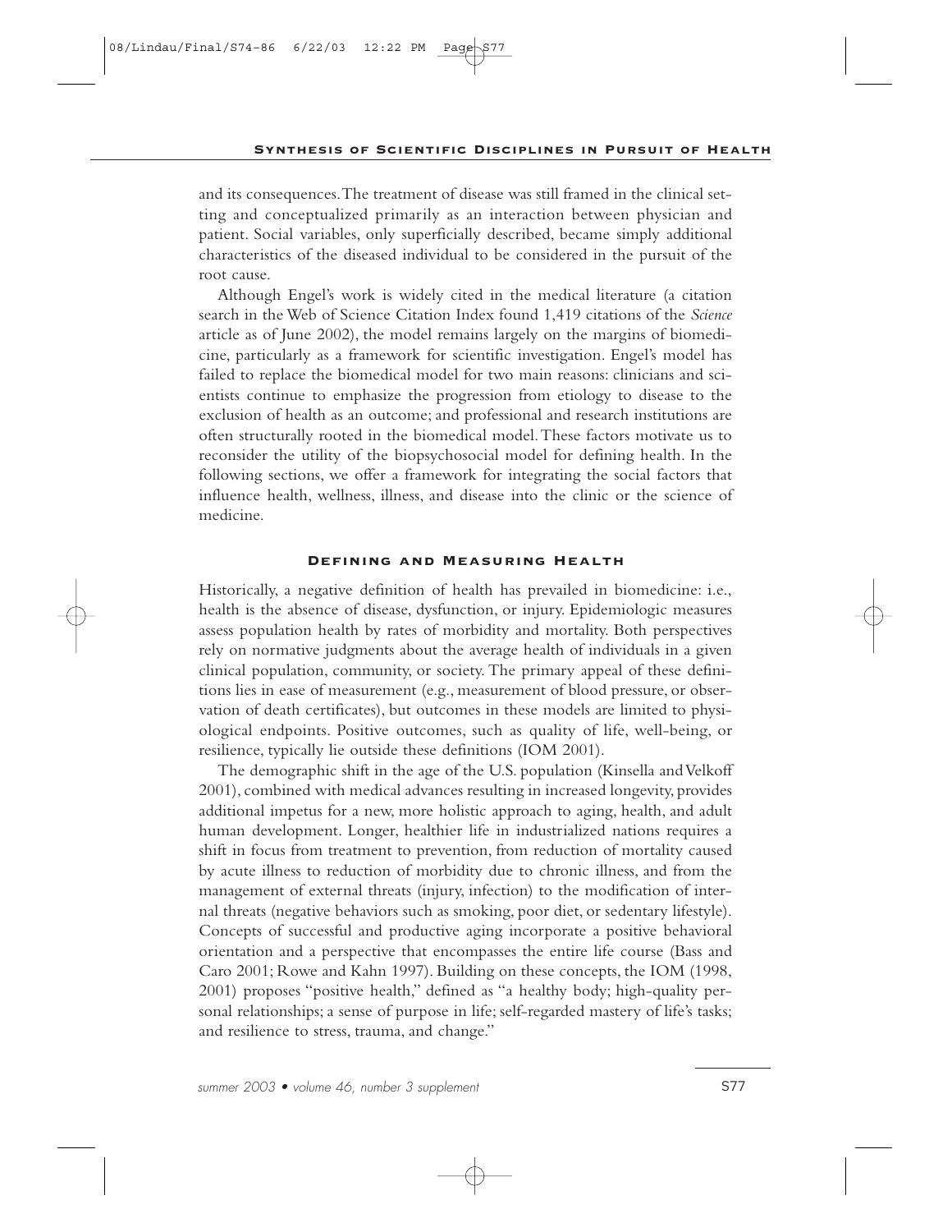and its consequences. The treatment of disease was still framed in the clinical setting and conceptualized primarily as an interaction between physician and patient. Social variables, only superficially described, became simply additional characteristics of the diseased individual to be considered in the pursuit of the root cause.

Although Engel's work is widely cited in the medical literature (a citation search in the Web of Science Citation Index found 1,419 citations of the *Science* article as of June 2002), the model remains largely on the margins of biomedicine, particularly as a framework for scientific investigation. Engel's model has failed to replace the biomedical model for two main reasons: clinicians and scientists continue to emphasize the progression from etiology to disease to the exclusion of health as an outcome; and professional and research institutions are often structurally rooted in the biomedical model. These factors motivate us to reconsider the utility of the biopsychosocial model for defining health. In the following sections, we offer a framework for integrating the social factors that influence health, wellness, illness, and disease into the clinic or the science of medicine.

## Defining and Measuring Health

Historically, a negative definition of health has prevailed in biomedicine: i.e., health is the absence of disease, dysfunction, or injury. Epidemiologic measures assess population health by rates of morbidity and mortality. Both perspectives rely on normative judgments about the average health of individuals in a given clinical population, community, or society. The primary appeal of these definitions lies in ease of measurement (e.g., measurement of blood pressure, or observation of death certificates), but outcomes in these models are limited to physiological endpoints. Positive outcomes, such as quality of life, well-being, or resilience, typically lie outside these definitions (IOM 2001).

The demographic shift in the age of the U.S. population (Kinsella and Velkoff 2001), combined with medical advances resulting in increased longevity, provides additional impetus for a new, more holistic approach to aging, health, and adult human development. Longer, healthier life in industrialized nations requires a shift in focus from treatment to prevention, from reduction of mortality caused by acute illness to reduction of morbidity due to chronic illness, and from the management of external threats (injury, infection) to the modification of internal threats (negative behaviors such as smoking, poor diet, or sedentary lifestyle). Concepts of successful and productive aging incorporate a positive behavioral orientation and a perspective that encompasses the entire life course (Bass and Caro 2001; Rowe and Kahn 1997). Building on these concepts, the IOM (1998, 2001) proposes "positive health," defined as "a healthy body; high-quality personal relationships; a sense of purpose in life; self-regarded mastery of life's tasks; and resilience to stress, trauma, and change."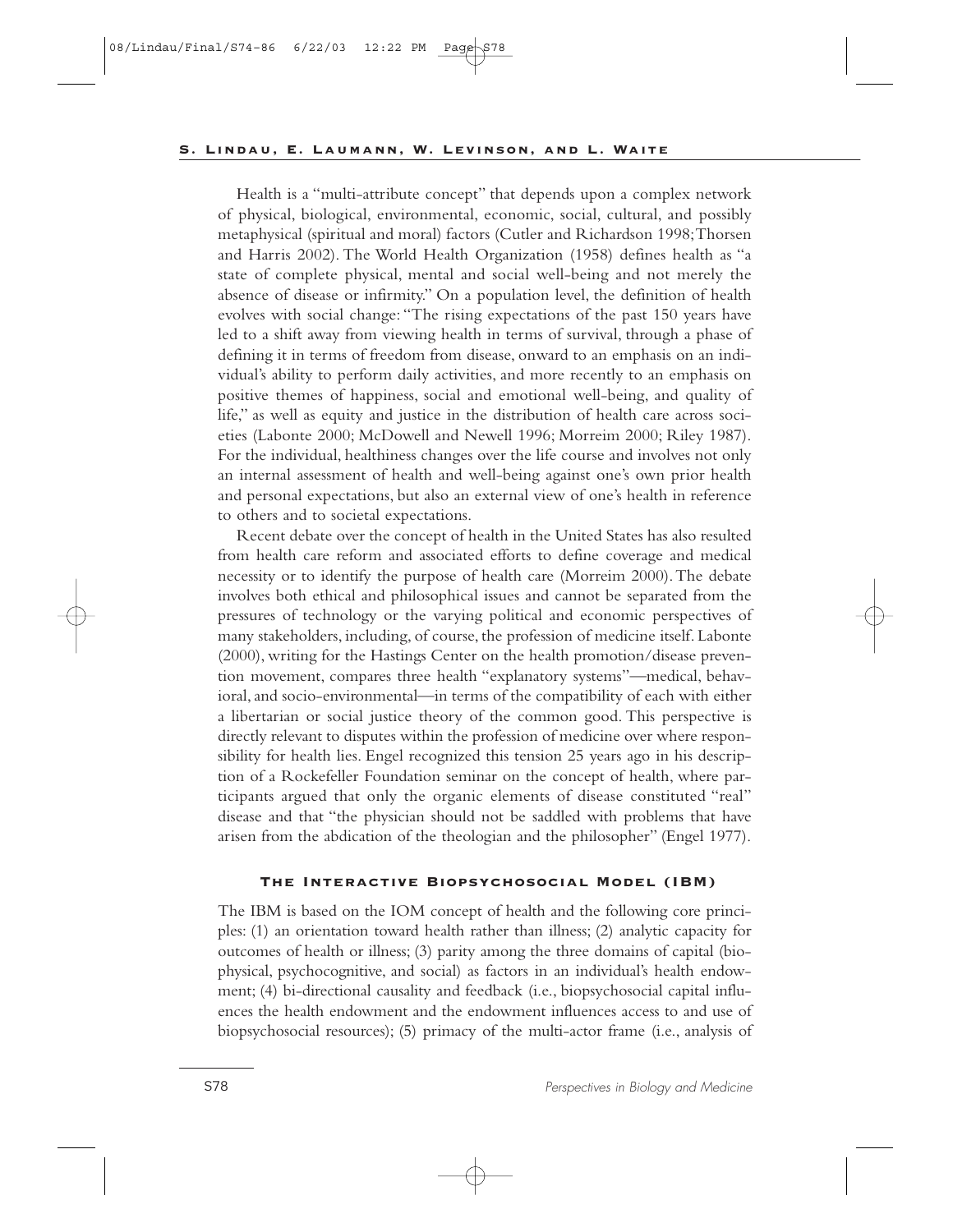Health is a "multi-attribute concept" that depends upon a complex network of physical, biological, environmental, economic, social, cultural, and possibly metaphysical (spiritual and moral) factors (Cutler and Richardson 1998; Thorsen and Harris 2002). The World Health Organization (1958) defines health as "a state of complete physical, mental and social well-being and not merely the absence of disease or infirmity." On a population level, the definition of health evolves with social change: "The rising expectations of the past 150 years have led to a shift away from viewing health in terms of survival, through a phase of defining it in terms of freedom from disease, onward to an emphasis on an individual's ability to perform daily activities, and more recently to an emphasis on positive themes of happiness, social and emotional well-being, and quality of life," as well as equity and justice in the distribution of health care across societies (Labonte 2000; McDowell and Newell 1996; Morreim 2000; Riley 1987). For the individual, healthiness changes over the life course and involves not only an internal assessment of health and well-being against one's own prior health and personal expectations, but also an external view of one's health in reference to others and to societal expectations.

Recent debate over the concept of health in the United States has also resulted from health care reform and associated efforts to define coverage and medical necessity or to identify the purpose of health care (Morreim 2000). The debate involves both ethical and philosophical issues and cannot be separated from the pressures of technology or the varying political and economic perspectives of many stakeholders, including, of course, the profession of medicine itself. Labonte (2000), writing for the Hastings Center on the health promotion/disease prevention movement, compares three health "explanatory systems"—medical, behavioral, and socio-environmental—in terms of the compatibility of each with either a libertarian or social justice theory of the common good. This perspective is directly relevant to disputes within the profession of medicine over where responsibility for health lies. Engel recognized this tension 25 years ago in his description of a Rockefeller Foundation seminar on the concept of health, where participants argued that only the organic elements of disease constituted "real" disease and that "the physician should not be saddled with problems that have arisen from the abdication of the theologian and the philosopher" (Engel 1977).

## The Interactive Biopsychosocial Model (IBM)

The IBM is based on the IOM concept of health and the following core principles: (1) an orientation toward health rather than illness; (2) analytic capacity for outcomes of health or illness; (3) parity among the three domains of capital (biophysical, psychocognitive, and social) as factors in an individual's health endowment; (4) bi-directional causality and feedback (i.e., biopsychosocial capital influences the health endowment and the endowment influences access to and use of biopsychosocial resources); (5) primacy of the multi-actor frame (i.e., analysis of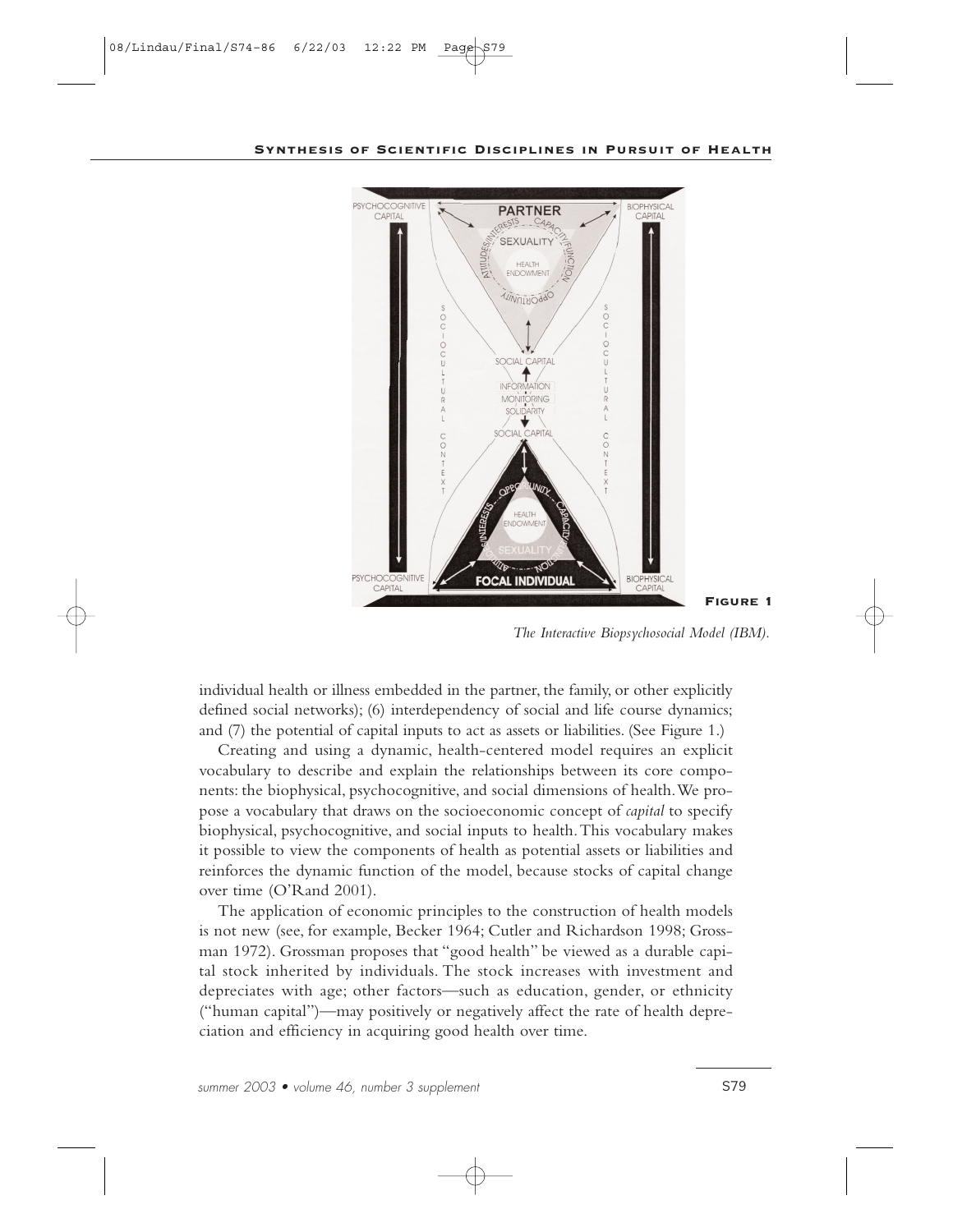**Figure 1**

*The Interactive Biopsychosocial Model (IBM).*

individual health or illness embedded in the partner, the family, or other explicitly defined social networks); (6) interdependency of social and life course dynamics; and (7) the potential of capital inputs to act as assets or liabilities. (See Figure 1.)

Creating and using a dynamic, health-centered model requires an explicit vocabulary to describe and explain the relationships between its core components: the biophysical, psychocognitive, and social dimensions of health. We propose a vocabulary that draws on the socioeconomic concept of *capital* to specify biophysical, psychocognitive, and social inputs to health. This vocabulary makes it possible to view the components of health as potential assets or liabilities and reinforces the dynamic function of the model, because stocks of capital change over time (O'Rand 2001).

The application of economic principles to the construction of health models is not new (see, for example, Becker 1964; Cutler and Richardson 1998; Grossman 1972). Grossman proposes that "good health" be viewed as a durable capital stock inherited by individuals. The stock increases with investment and depreciates with age; other factors—such as education, gender, or ethnicity ("human capital")—may positively or negatively affect the rate of health depreciation and efficiency in acquiring good health over time.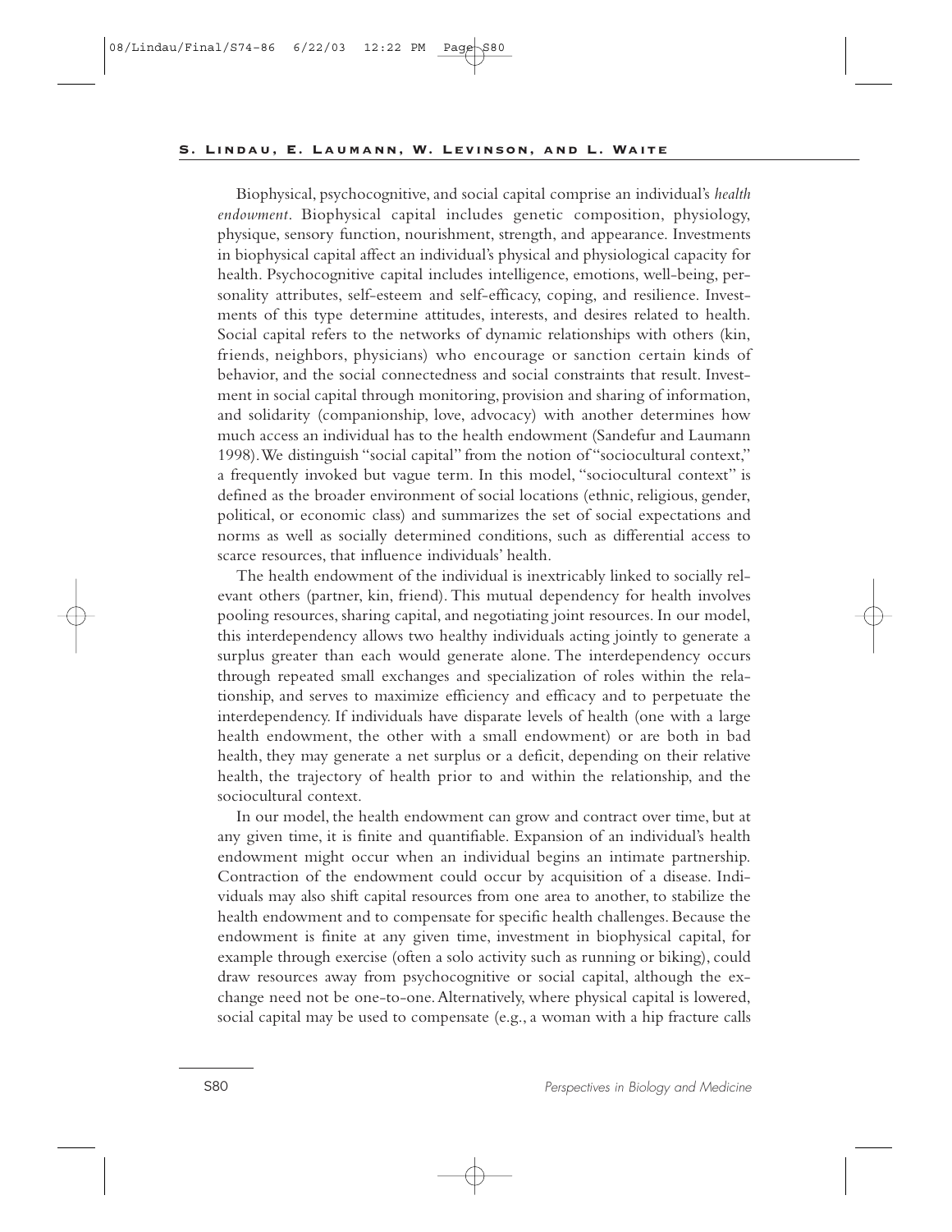Biophysical, psychocognitive, and social capital comprise an individual's *health endowment*. Biophysical capital includes genetic composition, physiology, physique, sensory function, nourishment, strength, and appearance. Investments in biophysical capital affect an individual's physical and physiological capacity for health. Psychocognitive capital includes intelligence, emotions, well-being, personality attributes, self-esteem and self-efficacy, coping, and resilience. Investments of this type determine attitudes, interests, and desires related to health. Social capital refers to the networks of dynamic relationships with others (kin, friends, neighbors, physicians) who encourage or sanction certain kinds of behavior, and the social connectedness and social constraints that result. Investment in social capital through monitoring, provision and sharing of information, and solidarity (companionship, love, advocacy) with another determines how much access an individual has to the health endowment (Sandefur and Laumann 1998). We distinguish "social capital" from the notion of "sociocultural context," a frequently invoked but vague term. In this model, "sociocultural context" is defined as the broader environment of social locations (ethnic, religious, gender, political, or economic class) and summarizes the set of social expectations and norms as well as socially determined conditions, such as differential access to scarce resources, that influence individuals' health.

The health endowment of the individual is inextricably linked to socially relevant others (partner, kin, friend). This mutual dependency for health involves pooling resources, sharing capital, and negotiating joint resources. In our model, this interdependency allows two healthy individuals acting jointly to generate a surplus greater than each would generate alone. The interdependency occurs through repeated small exchanges and specialization of roles within the relationship, and serves to maximize efficiency and efficacy and to perpetuate the interdependency. If individuals have disparate levels of health (one with a large health endowment, the other with a small endowment) or are both in bad health, they may generate a net surplus or a deficit, depending on their relative health, the trajectory of health prior to and within the relationship, and the sociocultural context.

In our model, the health endowment can grow and contract over time, but at any given time, it is finite and quantifiable. Expansion of an individual's health endowment might occur when an individual begins an intimate partnership. Contraction of the endowment could occur by acquisition of a disease. Individuals may also shift capital resources from one area to another, to stabilize the health endowment and to compensate for specific health challenges. Because the endowment is finite at any given time, investment in biophysical capital, for example through exercise (often a solo activity such as running or biking), could draw resources away from psychocognitive or social capital, although the exchange need not be one-to-one. Alternatively, where physical capital is lowered, social capital may be used to compensate (e.g., a woman with a hip fracture calls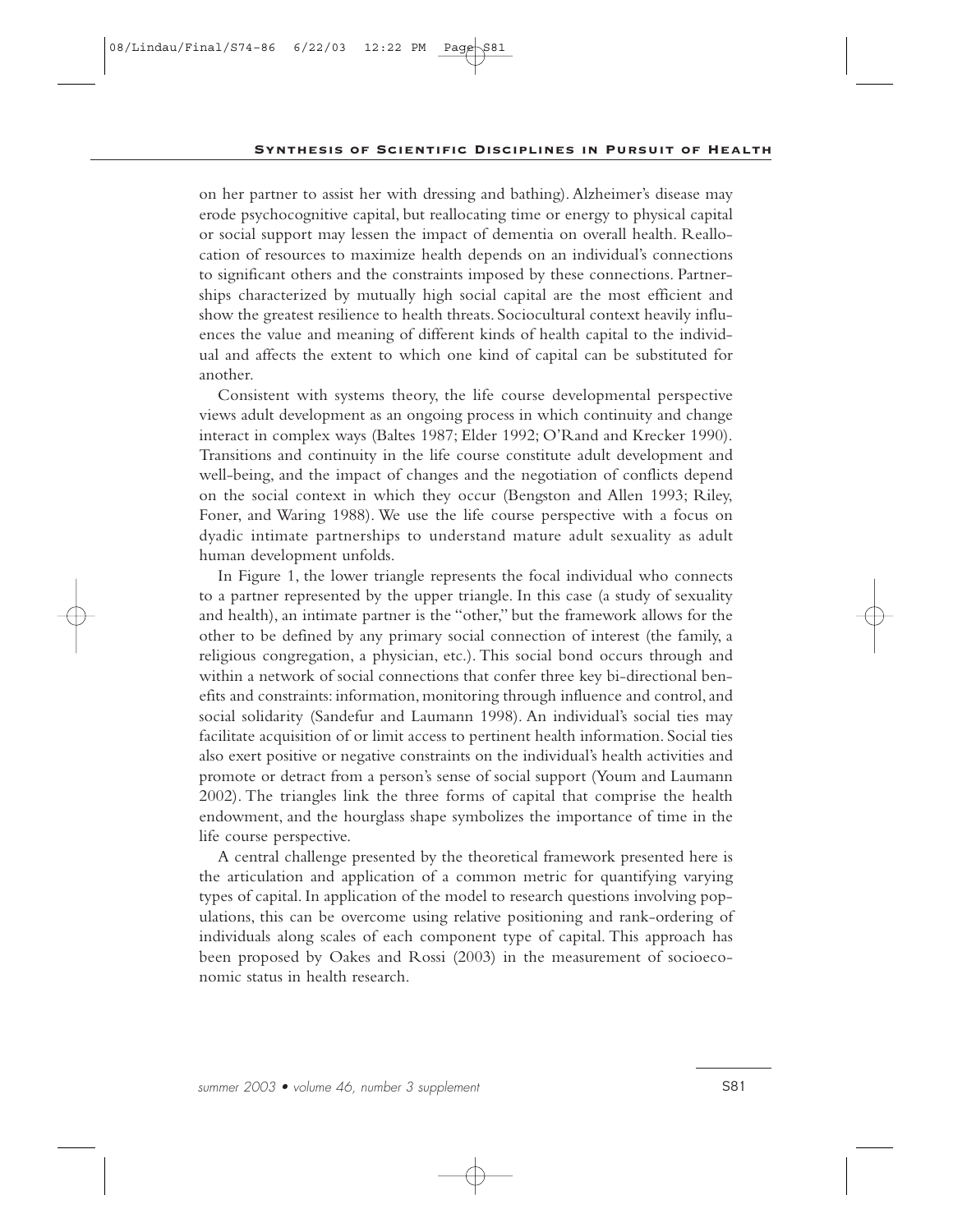on her partner to assist her with dressing and bathing). Alzheimer's disease may erode psychocognitive capital, but reallocating time or energy to physical capital or social support may lessen the impact of dementia on overall health. Reallocation of resources to maximize health depends on an individual's connections to significant others and the constraints imposed by these connections. Partnerships characterized by mutually high social capital are the most efficient and show the greatest resilience to health threats. Sociocultural context heavily influences the value and meaning of different kinds of health capital to the individual and affects the extent to which one kind of capital can be substituted for another.

Consistent with systems theory, the life course developmental perspective views adult development as an ongoing process in which continuity and change interact in complex ways (Baltes 1987; Elder 1992; O'Rand and Krecker 1990). Transitions and continuity in the life course constitute adult development and well-being, and the impact of changes and the negotiation of conflicts depend on the social context in which they occur (Bengston and Allen 1993; Riley, Foner, and Waring 1988). We use the life course perspective with a focus on dyadic intimate partnerships to understand mature adult sexuality as adult human development unfolds.

In Figure 1, the lower triangle represents the focal individual who connects to a partner represented by the upper triangle. In this case (a study of sexuality and health), an intimate partner is the "other," but the framework allows for the other to be defined by any primary social connection of interest (the family, a religious congregation, a physician, etc.). This social bond occurs through and within a network of social connections that confer three key bi-directional benefits and constraints: information, monitoring through influence and control, and social solidarity (Sandefur and Laumann 1998). An individual's social ties may facilitate acquisition of or limit access to pertinent health information. Social ties also exert positive or negative constraints on the individual's health activities and promote or detract from a person's sense of social support (Youm and Laumann 2002). The triangles link the three forms of capital that comprise the health endowment, and the hourglass shape symbolizes the importance of time in the life course perspective.

A central challenge presented by the theoretical framework presented here is the articulation and application of a common metric for quantifying varying types of capital. In application of the model to research questions involving populations, this can be overcome using relative positioning and rank-ordering of individuals along scales of each component type of capital. This approach has been proposed by Oakes and Rossi (2003) in the measurement of socioeconomic status in health research.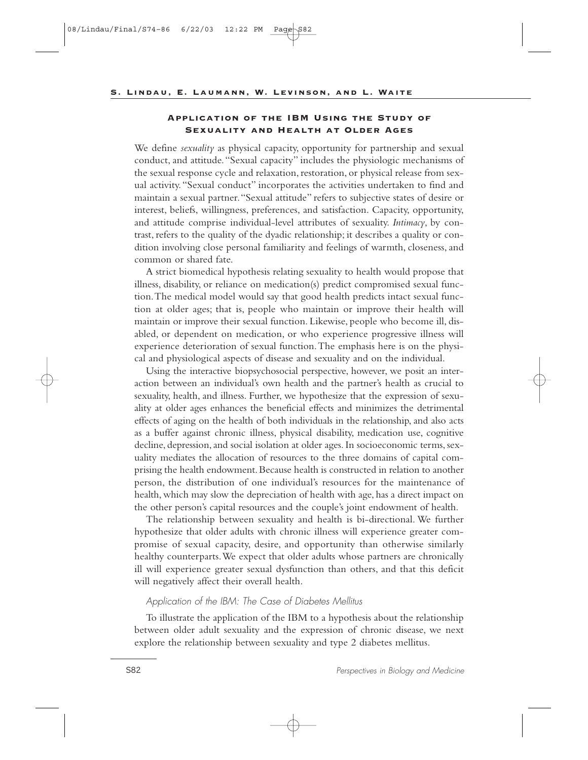## Application of the IBM Using the Study of Sexuality and Health at Older Ages

We define *sexuality* as physical capacity, opportunity for partnership and sexual conduct, and attitude. "Sexual capacity" includes the physiologic mechanisms of the sexual response cycle and relaxation, restoration, or physical release from sexual activity. "Sexual conduct" incorporates the activities undertaken to find and maintain a sexual partner. "Sexual attitude" refers to subjective states of desire or interest, beliefs, willingness, preferences, and satisfaction. Capacity, opportunity, and attitude comprise individual-level attributes of sexuality. *Intimacy*, by contrast, refers to the quality of the dyadic relationship; it describes a quality or condition involving close personal familiarity and feelings of warmth, closeness, and common or shared fate.

A strict biomedical hypothesis relating sexuality to health would propose that illness, disability, or reliance on medication(s) predict compromised sexual function. The medical model would say that good health predicts intact sexual function at older ages; that is, people who maintain or improve their health will maintain or improve their sexual function. Likewise, people who become ill, disabled, or dependent on medication, or who experience progressive illness will experience deterioration of sexual function. The emphasis here is on the physical and physiological aspects of disease and sexuality and on the individual.

Using the interactive biopsychosocial perspective, however, we posit an interaction between an individual's own health and the partner's health as crucial to sexuality, health, and illness. Further, we hypothesize that the expression of sexuality at older ages enhances the beneficial effects and minimizes the detrimental effects of aging on the health of both individuals in the relationship, and also acts as a buffer against chronic illness, physical disability, medication use, cognitive decline, depression, and social isolation at older ages. In socioeconomic terms, sexuality mediates the allocation of resources to the three domains of capital comprising the health endowment. Because health is constructed in relation to another person, the distribution of one individual's resources for the maintenance of health, which may slow the depreciation of health with age, has a direct impact on the other person's capital resources and the couple's joint endowment of health.

The relationship between sexuality and health is bi-directional. We further hypothesize that older adults with chronic illness will experience greater compromise of sexual capacity, desire, and opportunity than otherwise similarly healthy counterparts. We expect that older adults whose partners are chronically ill will experience greater sexual dysfunction than others, and that this deficit will negatively affect their overall health.

### *Application of the IBM: The Case of Diabetes Mellitus*

To illustrate the application of the IBM to a hypothesis about the relationship between older adult sexuality and the expression of chronic disease, we next explore the relationship between sexuality and type 2 diabetes mellitus.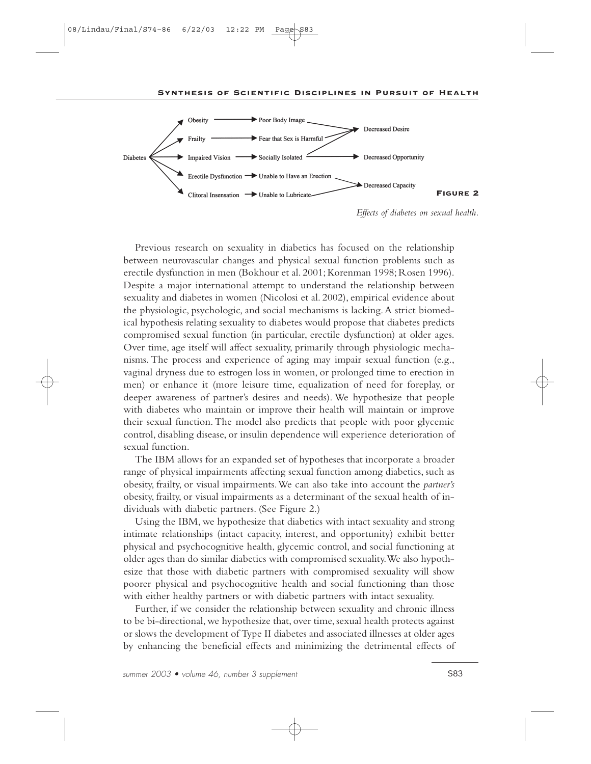Diabetes

Obesity → Poor Body Image

Frailty → Fear that Sex is Harmful

Impaired Vision → Socially Isolated

Erectile Dysfunction → Unable to Have an Erection

Clitoral Insensation → Unable to Lubricate

Decreased Desire

Decreased Opportunity

Decreased Capacity

**FIGURE 2**

*Effects of diabetes on sexual health.*

Previous research on sexuality in diabetics has focused on the relationship between neurovascular changes and physical sexual function problems such as erectile dysfunction in men (Bokhour et al. 2001; Korenman 1998; Rosen 1996). Despite a major international attempt to understand the relationship between sexuality and diabetes in women (Nicolosi et al. 2002), empirical evidence about the physiologic, psychologic, and social mechanisms is lacking. A strict biomedical hypothesis relating sexuality to diabetes would propose that diabetes predicts compromised sexual function (in particular, erectile dysfunction) at older ages. Over time, age itself will affect sexuality, primarily through physiologic mechanisms. The process and experience of aging may impair sexual function (e.g., vaginal dryness due to estrogen loss in women, or prolonged time to erection in men) or enhance it (more leisure time, equalization of need for foreplay, or deeper awareness of partner's desires and needs). We hypothesize that people with diabetes who maintain or improve their health will maintain or improve their sexual function. The model also predicts that people with poor glycemic control, disabling disease, or insulin dependence will experience deterioration of sexual function.

The IBM allows for an expanded set of hypotheses that incorporate a broader range of physical impairments affecting sexual function among diabetics, such as obesity, frailty, or visual impairments. We can also take into account the *partner's* obesity, frailty, or visual impairments as a determinant of the sexual health of individuals with diabetic partners. (See Figure 2.)

Using the IBM, we hypothesize that diabetics with intact sexuality and strong intimate relationships (intact capacity, interest, and opportunity) exhibit better physical and psychocognitive health, glycemic control, and social functioning at older ages than do similar diabetics with compromised sexuality. We also hypothesize that those with diabetic partners with compromised sexuality will show poorer physical and psychocognitive health and social functioning than those with either healthy partners or with diabetic partners with intact sexuality.

Further, if we consider the relationship between sexuality and chronic illness to be bi-directional, we hypothesize that, over time, sexual health protects against or slows the development of Type II diabetes and associated illnesses at older ages by enhancing the beneficial effects and minimizing the detrimental effects of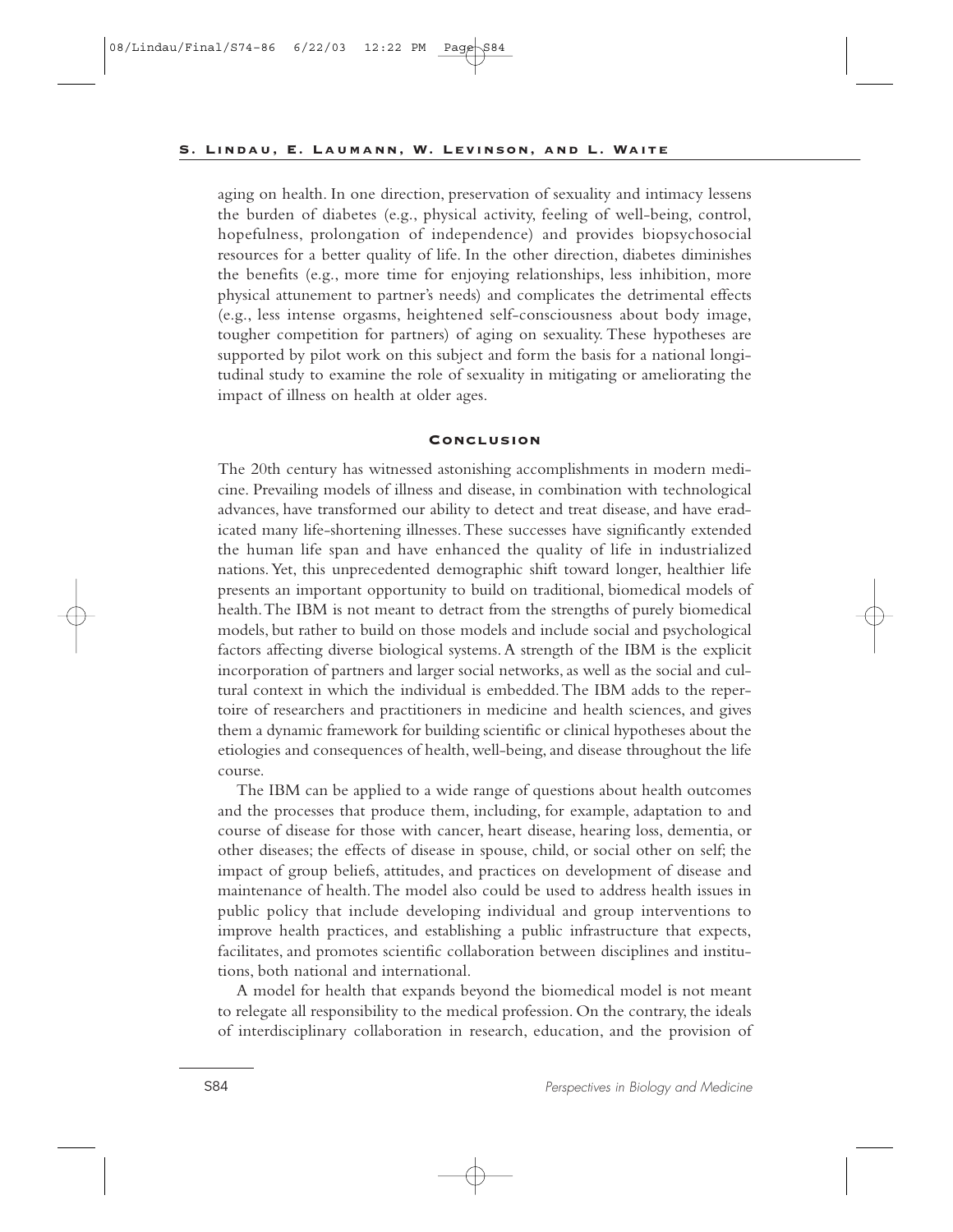aging on health. In one direction, preservation of sexuality and intimacy lessens the burden of diabetes (e.g., physical activity, feeling of well-being, control, hopefulness, prolongation of independence) and provides biopsychosocial resources for a better quality of life. In the other direction, diabetes diminishes the benefits (e.g., more time for enjoying relationships, less inhibition, more physical attunement to partner's needs) and complicates the detrimental effects (e.g., less intense orgasms, heightened self-consciousness about body image, tougher competition for partners) of aging on sexuality. These hypotheses are supported by pilot work on this subject and form the basis for a national longitudinal study to examine the role of sexuality in mitigating or ameliorating the impact of illness on health at older ages.

## Conclusion

The 20th century has witnessed astonishing accomplishments in modern medicine. Prevailing models of illness and disease, in combination with technological advances, have transformed our ability to detect and treat disease, and have eradicated many life-shortening illnesses. These successes have significantly extended the human life span and have enhanced the quality of life in industrialized nations. Yet, this unprecedented demographic shift toward longer, healthier life presents an important opportunity to build on traditional, biomedical models of health. The IBM is not meant to detract from the strengths of purely biomedical models, but rather to build on those models and include social and psychological factors affecting diverse biological systems. A strength of the IBM is the explicit incorporation of partners and larger social networks, as well as the social and cultural context in which the individual is embedded. The IBM adds to the repertoire of researchers and practitioners in medicine and health sciences, and gives them a dynamic framework for building scientific or clinical hypotheses about the etiologies and consequences of health, well-being, and disease throughout the life course.

The IBM can be applied to a wide range of questions about health outcomes and the processes that produce them, including, for example, adaptation to and course of disease for those with cancer, heart disease, hearing loss, dementia, or other diseases; the effects of disease in spouse, child, or social other on self; the impact of group beliefs, attitudes, and practices on development of disease and maintenance of health. The model also could be used to address health issues in public policy that include developing individual and group interventions to improve health practices, and establishing a public infrastructure that expects, facilitates, and promotes scientific collaboration between disciplines and institutions, both national and international.

A model for health that expands beyond the biomedical model is not meant to relegate all responsibility to the medical profession. On the contrary, the ideals of interdisciplinary collaboration in research, education, and the provision of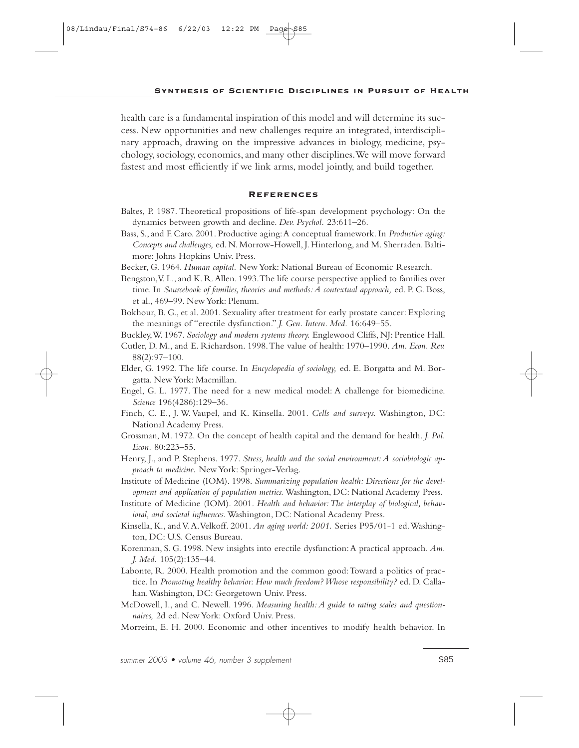health care is a fundamental inspiration of this model and will determine its success. New opportunities and new challenges require an integrated, interdisciplinary approach, drawing on the impressive advances in biology, medicine, psychology, sociology, economics, and many other disciplines. We will move forward fastest and most efficiently if we link arms, model jointly, and build together.

## References

Baltes, P. 1987. Theoretical propositions of life-span development psychology: On the dynamics between growth and decline. *Dev. Psychol.* 23:611–26.

Bass, S., and F. Caro. 2001. Productive aging: A conceptual framework. In *Productive aging: Concepts and challenges,* ed. N. Morrow-Howell, J. Hinterlong, and M. Sherraden. Baltimore: Johns Hopkins Univ. Press.

Becker, G. 1964. *Human capital.* New York: National Bureau of Economic Research.

Bengston, V. L., and K. R. Allen. 1993. The life course perspective applied to families over time. In *Sourcebook of families, theories and methods: A contextual approach,* ed. P. G. Boss, et al., 469–99. New York: Plenum.

Bokhour, B. G., et al. 2001. Sexuality after treatment for early prostate cancer: Exploring the meanings of "erectile dysfunction." *J. Gen. Intern. Med.* 16:649–55.

Buckley, W. 1967. *Sociology and modern systems theory.* Englewood Cliffs, NJ: Prentice Hall.

Cutler, D. M., and E. Richardson. 1998. The value of health: 1970–1990. *Am. Econ. Rev.* 88(2):97–100.

Elder, G. 1992. The life course. In *Encyclopedia of sociology,* ed. E. Borgatta and M. Borgatta. New York: Macmillan.

Engel, G. L. 1977. The need for a new medical model: A challenge for biomedicine. *Science* 196(4286):129–36.

Finch, C. E., J. W. Vaupel, and K. Kinsella. 2001. *Cells and surveys.* Washington, DC: National Academy Press.

Grossman, M. 1972. On the concept of health capital and the demand for health. *J. Pol. Econ.* 80:223–55.

Henry, J., and P. Stephens. 1977. *Stress, health and the social environment: A sociobiologic approach to medicine.* New York: Springer-Verlag.

Institute of Medicine (IOM). 1998. *Summarizing population health: Directions for the development and application of population metrics.* Washington, DC: National Academy Press.

Institute of Medicine (IOM). 2001. *Health and behavior: The interplay of biological, behavioral, and societal influences.* Washington, DC: National Academy Press.

Kinsella, K., and V. A. Velkoff. 2001. *An aging world: 2001.* Series P95/01-1 ed. Washington, DC: U.S. Census Bureau.

Korenman, S. G. 1998. New insights into erectile dysfunction: A practical approach. *Am. J. Med.* 105(2):135–44.

Labonte, R. 2000. Health promotion and the common good: Toward a politics of practice. In *Promoting healthy behavior: How much freedom? Whose responsibility?* ed. D. Callahan. Washington, DC: Georgetown Univ. Press.

McDowell, I., and C. Newell. 1996. *Measuring health: A guide to rating scales and questionnaires,* 2d ed. New York: Oxford Univ. Press.

Morreim, E. H. 2000. Economic and other incentives to modify health behavior. In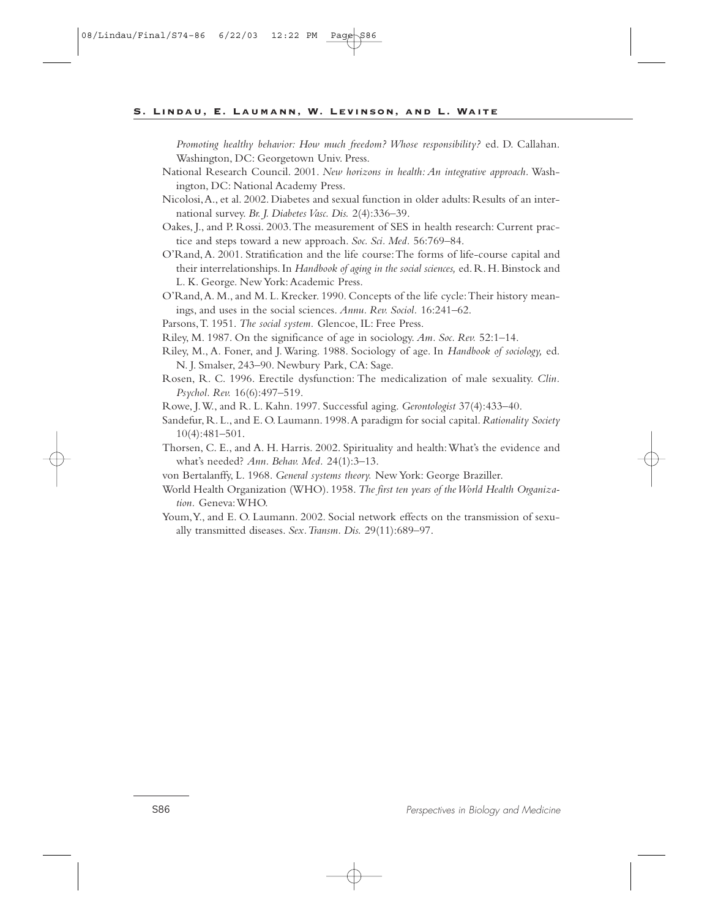*Promoting healthy behavior: How much freedom? Whose responsibility?* ed. D. Callahan. Washington, DC: Georgetown Univ. Press.

National Research Council. 2001. *New horizons in health: An integrative approach.* Washington, DC: National Academy Press.

Nicolosi, A., et al. 2002. Diabetes and sexual function in older adults: Results of an international survey. *Br. J. Diabetes Vasc. Dis.* 2(4):336–39.

Oakes, J., and P. Rossi. 2003. The measurement of SES in health research: Current practice and steps toward a new approach. *Soc. Sci. Med.* 56:769–84.

O'Rand, A. 2001. Stratification and the life course: The forms of life-course capital and their interrelationships. In *Handbook of aging in the social sciences,* ed. R. H. Binstock and L. K. George. New York: Academic Press.

O'Rand, A. M., and M. L. Krecker. 1990. Concepts of the life cycle: Their history meanings, and uses in the social sciences. *Annu. Rev. Sociol.* 16:241–62.

Parsons, T. 1951. *The social system.* Glencoe, IL: Free Press.

Riley, M. 1987. On the significance of age in sociology. *Am. Soc. Rev.* 52:1–14.

Riley, M., A. Foner, and J. Waring. 1988. Sociology of age. In *Handbook of sociology,* ed. N. J. Smalser, 243–90. Newbury Park, CA: Sage.

Rosen, R. C. 1996. Erectile dysfunction: The medicalization of male sexuality. *Clin. Psychol. Rev.* 16(6):497–519.

Rowe, J. W., and R. L. Kahn. 1997. Successful aging. *Gerontologist* 37(4):433–40.

Sandefur, R. L., and E. O. Laumann. 1998. A paradigm for social capital. *Rationality Society* 10(4):481–501.

Thorsen, C. E., and A. H. Harris. 2002. Spirituality and health: What's the evidence and what's needed? *Ann. Behav. Med.* 24(1):3–13.

von Bertalanffy, L. 1968. *General systems theory.* New York: George Braziller.

World Health Organization (WHO). 1958. *The first ten years of the World Health Organization.* Geneva: WHO.

Youm, Y., and E. O. Laumann. 2002. Social network effects on the transmission of sexually transmitted diseases. *Sex. Transm. Dis.* 29(11):689–97.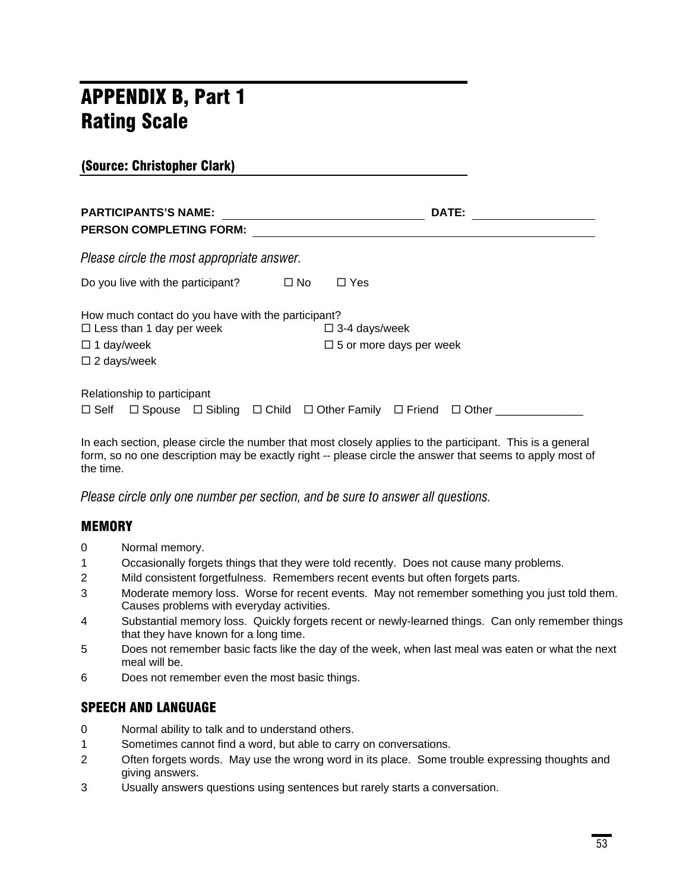# APPENDIX B, Part 1
# Rating Scale

### (Source: Christopher Clark)

**PARTICIPANTS'S NAME:** ______________________________ **DATE:** __________________

**PERSON COMPLETING FORM:** ____________________________________________________

*Please circle the most appropriate answer.*

Do you live with the participant? ☐ No ☐ Yes

How much contact do you have with the participant?

☐ Less than 1 day per week ☐ 3-4 days/week

☐ 1 day/week ☐ 5 or more days per week

☐ 2 days/week

Relationship to participant

☐ Self ☐ Spouse ☐ Sibling ☐ Child ☐ Other Family ☐ Friend ☐ Other ______________

In each section, please circle the number that most closely applies to the participant. This is a general form, so no one description may be exactly right -- please circle the answer that seems to apply most of the time.

*Please circle only one number per section, and be sure to answer all questions.*

## MEMORY

0 Normal memory.

1 Occasionally forgets things that they were told recently. Does not cause many problems.

2 Mild consistent forgetfulness. Remembers recent events but often forgets parts.

3 Moderate memory loss. Worse for recent events. May not remember something you just told them. Causes problems with everyday activities.

4 Substantial memory loss. Quickly forgets recent or newly-learned things. Can only remember things that they have known for a long time.

5 Does not remember basic facts like the day of the week, when last meal was eaten or what the next meal will be.

6 Does not remember even the most basic things.

## SPEECH AND LANGUAGE

0 Normal ability to talk and to understand others.

1 Sometimes cannot find a word, but able to carry on conversations.

2 Often forgets words. May use the wrong word in its place. Some trouble expressing thoughts and giving answers.

3 Usually answers questions using sentences but rarely starts a conversation.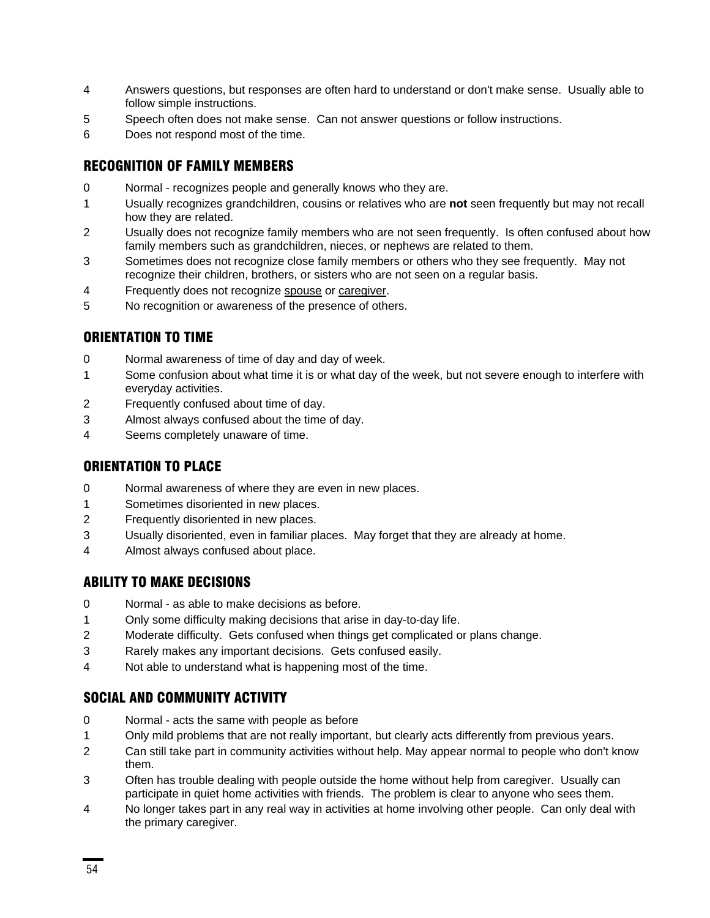4 Answers questions, but responses are often hard to understand or don't make sense. Usually able to follow simple instructions.
5 Speech often does not make sense. Can not answer questions or follow instructions.
6 Does not respond most of the time.

## RECOGNITION OF FAMILY MEMBERS

0 Normal - recognizes people and generally knows who they are.
1 Usually recognizes grandchildren, cousins or relatives who are **not** seen frequently but may not recall how they are related.
2 Usually does not recognize family members who are not seen frequently. Is often confused about how family members such as grandchildren, nieces, or nephews are related to them.
3 Sometimes does not recognize close family members or others who they see frequently. May not recognize their children, brothers, or sisters who are not seen on a regular basis.
4 Frequently does not recognize <u>spouse</u> or <u>caregiver</u>.
5 No recognition or awareness of the presence of others.

## ORIENTATION TO TIME

0 Normal awareness of time of day and day of week.
1 Some confusion about what time it is or what day of the week, but not severe enough to interfere with everyday activities.
2 Frequently confused about time of day.
3 Almost always confused about the time of day.
4 Seems completely unaware of time.

## ORIENTATION TO PLACE

0 Normal awareness of where they are even in new places.
1 Sometimes disoriented in new places.
2 Frequently disoriented in new places.
3 Usually disoriented, even in familiar places. May forget that they are already at home.
4 Almost always confused about place.

## ABILITY TO MAKE DECISIONS

0 Normal - as able to make decisions as before.
1 Only some difficulty making decisions that arise in day-to-day life.
2 Moderate difficulty. Gets confused when things get complicated or plans change.
3 Rarely makes any important decisions. Gets confused easily.
4 Not able to understand what is happening most of the time.

## SOCIAL AND COMMUNITY ACTIVITY

0 Normal - acts the same with people as before
1 Only mild problems that are not really important, but clearly acts differently from previous years.
2 Can still take part in community activities without help. May appear normal to people who don't know them.
3 Often has trouble dealing with people outside the home without help from caregiver. Usually can participate in quiet home activities with friends. The problem is clear to anyone who sees them.
4 No longer takes part in any real way in activities at home involving other people. Can only deal with the primary caregiver.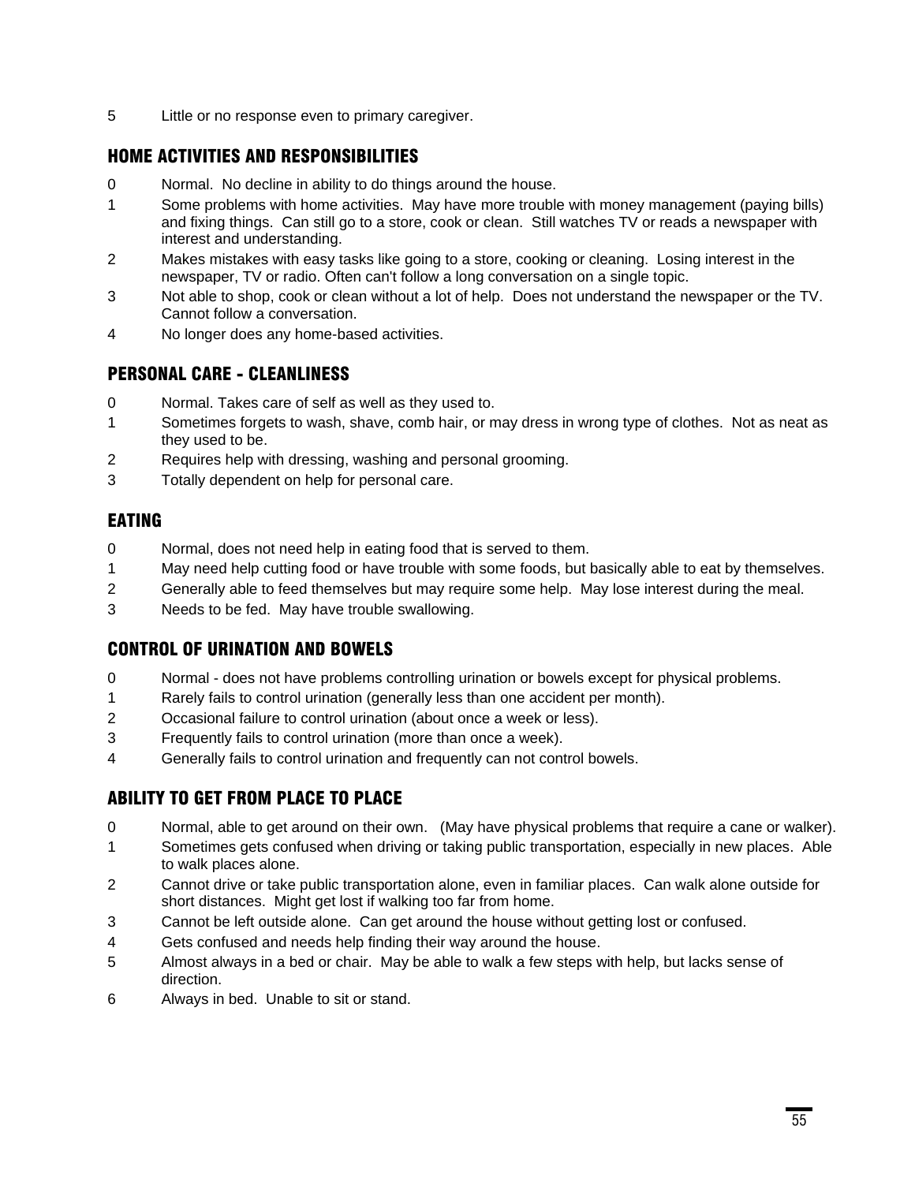5 Little or no response even to primary caregiver.

## HOME ACTIVITIES AND RESPONSIBILITIES

0 Normal. No decline in ability to do things around the house.

1 Some problems with home activities. May have more trouble with money management (paying bills) and fixing things. Can still go to a store, cook or clean. Still watches TV or reads a newspaper with interest and understanding.

2 Makes mistakes with easy tasks like going to a store, cooking or cleaning. Losing interest in the newspaper, TV or radio. Often can't follow a long conversation on a single topic.

3 Not able to shop, cook or clean without a lot of help. Does not understand the newspaper or the TV. Cannot follow a conversation.

4 No longer does any home-based activities.

## PERSONAL CARE - CLEANLINESS

0 Normal. Takes care of self as well as they used to.

1 Sometimes forgets to wash, shave, comb hair, or may dress in wrong type of clothes. Not as neat as they used to be.

2 Requires help with dressing, washing and personal grooming.

3 Totally dependent on help for personal care.

## EATING

0 Normal, does not need help in eating food that is served to them.

1 May need help cutting food or have trouble with some foods, but basically able to eat by themselves.

2 Generally able to feed themselves but may require some help. May lose interest during the meal.

3 Needs to be fed. May have trouble swallowing.

## CONTROL OF URINATION AND BOWELS

0 Normal - does not have problems controlling urination or bowels except for physical problems.

1 Rarely fails to control urination (generally less than one accident per month).

2 Occasional failure to control urination (about once a week or less).

3 Frequently fails to control urination (more than once a week).

4 Generally fails to control urination and frequently can not control bowels.

## ABILITY TO GET FROM PLACE TO PLACE

0 Normal, able to get around on their own. (May have physical problems that require a cane or walker).

1 Sometimes gets confused when driving or taking public transportation, especially in new places. Able to walk places alone.

2 Cannot drive or take public transportation alone, even in familiar places. Can walk alone outside for short distances. Might get lost if walking too far from home.

3 Cannot be left outside alone. Can get around the house without getting lost or confused.

4 Gets confused and needs help finding their way around the house.

5 Almost always in a bed or chair. May be able to walk a few steps with help, but lacks sense of direction.

6 Always in bed. Unable to sit or stand.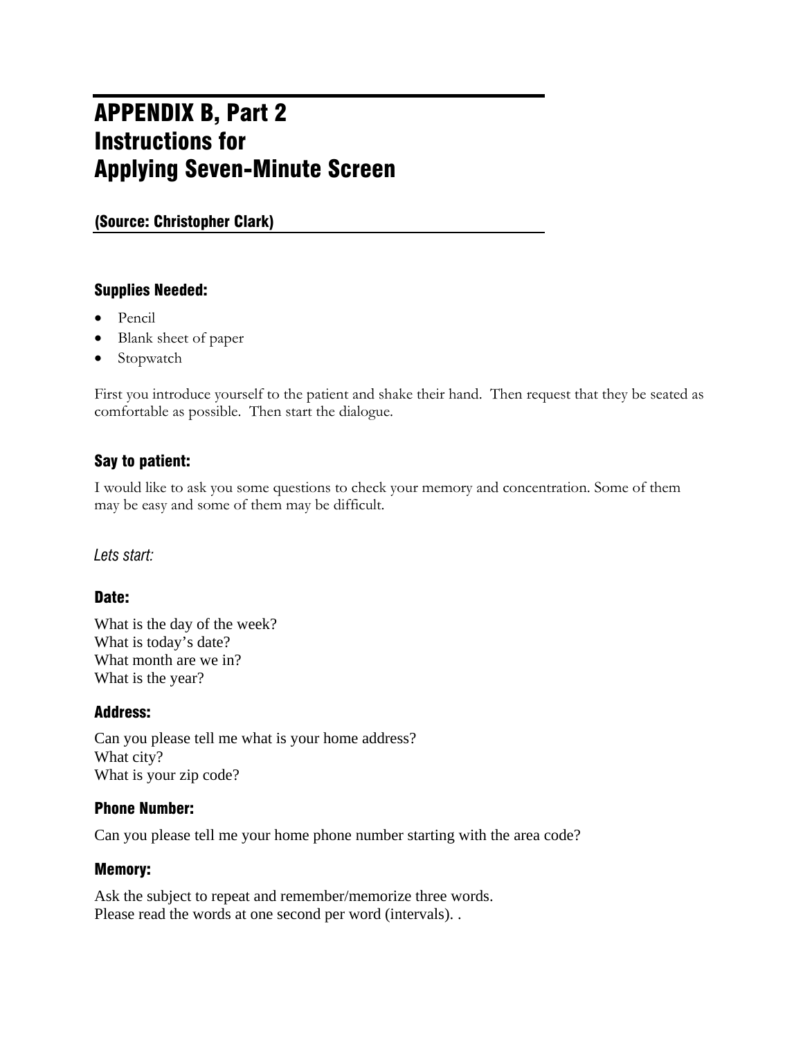# APPENDIX B, Part 2
# Instructions for Applying Seven-Minute Screen

**(Source: Christopher Clark)**

### Supplies Needed:

- Pencil
- Blank sheet of paper
- Stopwatch

First you introduce yourself to the patient and shake their hand. Then request that they be seated as comfortable as possible. Then start the dialogue.

### Say to patient:

I would like to ask you some questions to check your memory and concentration. Some of them may be easy and some of them may be difficult.

*Lets start:*

### Date:

What is the day of the week?
What is today's date?
What month are we in?
What is the year?

### Address:

Can you please tell me what is your home address?
What city?
What is your zip code?

### Phone Number:

Can you please tell me your home phone number starting with the area code?

### Memory:

Ask the subject to repeat and remember/memorize three words.
Please read the words at one second per word (intervals). .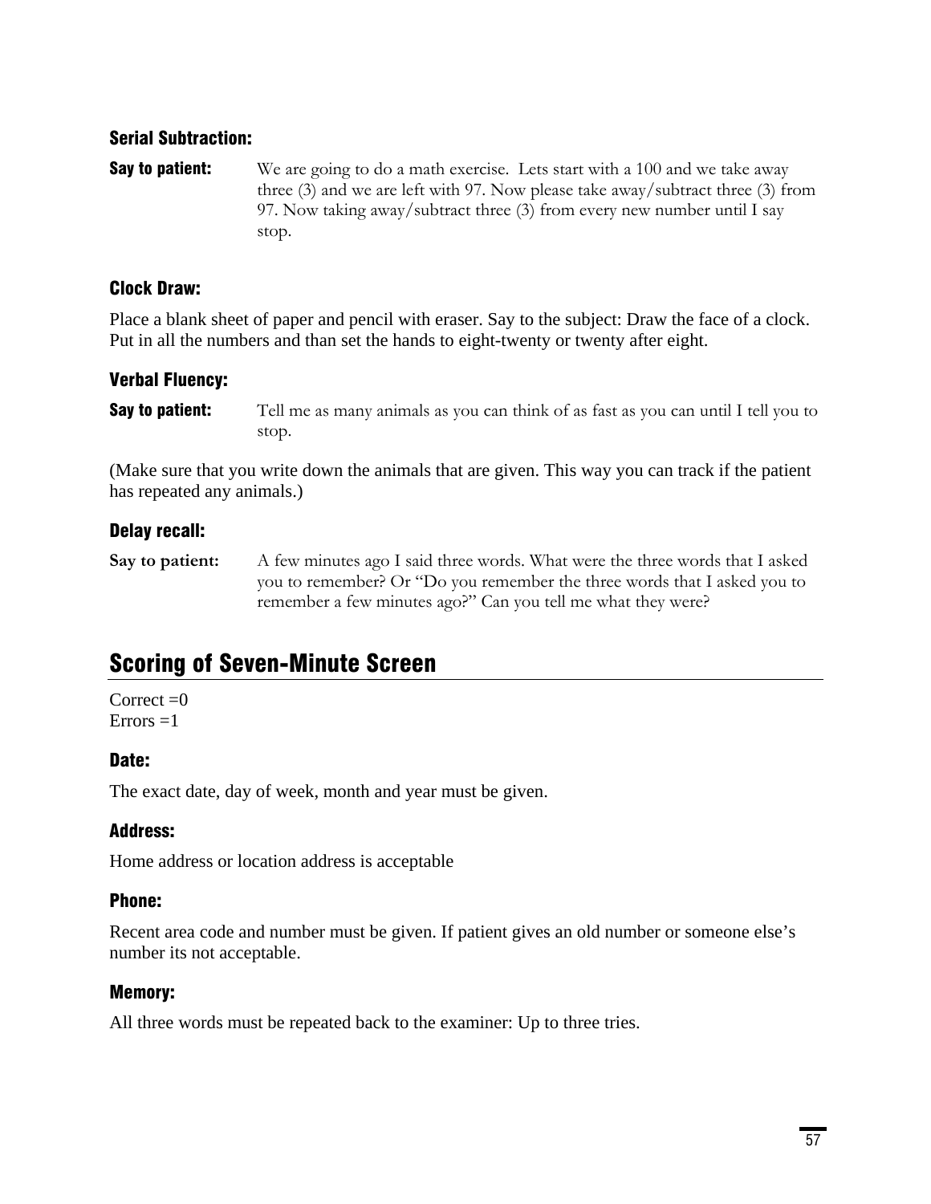### Serial Subtraction:

**Say to patient:** We are going to do a math exercise. Lets start with a 100 and we take away three (3) and we are left with 97. Now please take away/subtract three (3) from 97. Now taking away/subtract three (3) from every new number until I say stop.

### Clock Draw:

Place a blank sheet of paper and pencil with eraser. Say to the subject: Draw the face of a clock. Put in all the numbers and than set the hands to eight-twenty or twenty after eight.

### Verbal Fluency:

**Say to patient:** Tell me as many animals as you can think of as fast as you can until I tell you to stop.

(Make sure that you write down the animals that are given. This way you can track if the patient has repeated any animals.)

### Delay recall:

**Say to patient:** A few minutes ago I said three words. What were the three words that I asked you to remember? Or "Do you remember the three words that I asked you to remember a few minutes ago?" Can you tell me what they were?

## Scoring of Seven-Minute Screen

Correct =0
Errors =1

### Date:

The exact date, day of week, month and year must be given.

### Address:

Home address or location address is acceptable

### Phone:

Recent area code and number must be given. If patient gives an old number or someone else's number its not acceptable.

### Memory:

All three words must be repeated back to the examiner: Up to three tries.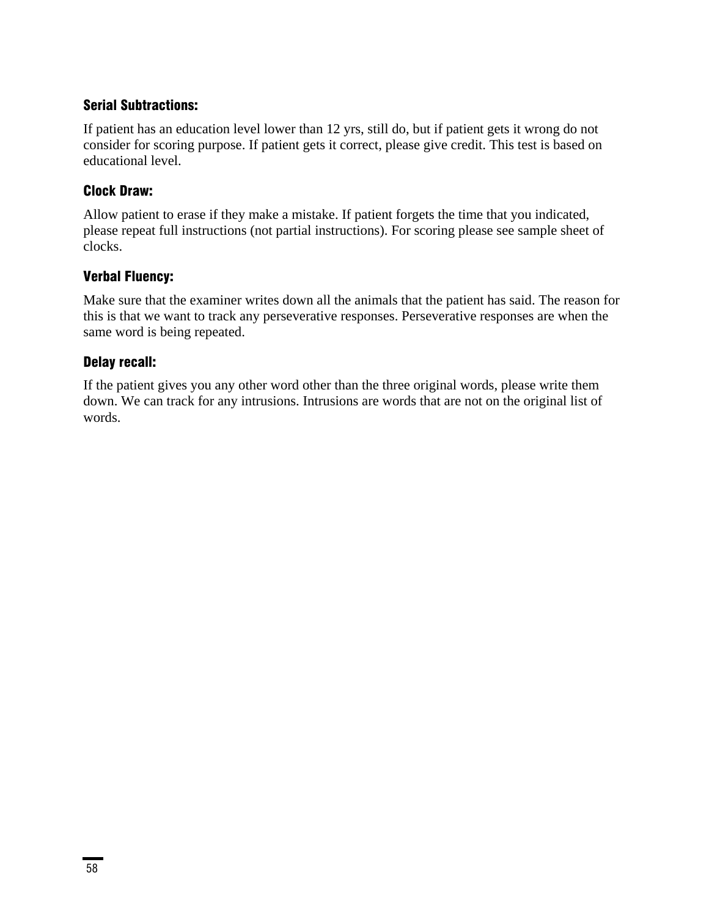### Serial Subtractions:

If patient has an education level lower than 12 yrs, still do, but if patient gets it wrong do not consider for scoring purpose. If patient gets it correct, please give credit. This test is based on educational level.

### Clock Draw:

Allow patient to erase if they make a mistake. If patient forgets the time that you indicated, please repeat full instructions (not partial instructions). For scoring please see sample sheet of clocks.

### Verbal Fluency:

Make sure that the examiner writes down all the animals that the patient has said. The reason for this is that we want to track any perseverative responses. Perseverative responses are when the same word is being repeated.

### Delay recall:

If the patient gives you any other word other than the three original words, please write them down. We can track for any intrusions. Intrusions are words that are not on the original list of words.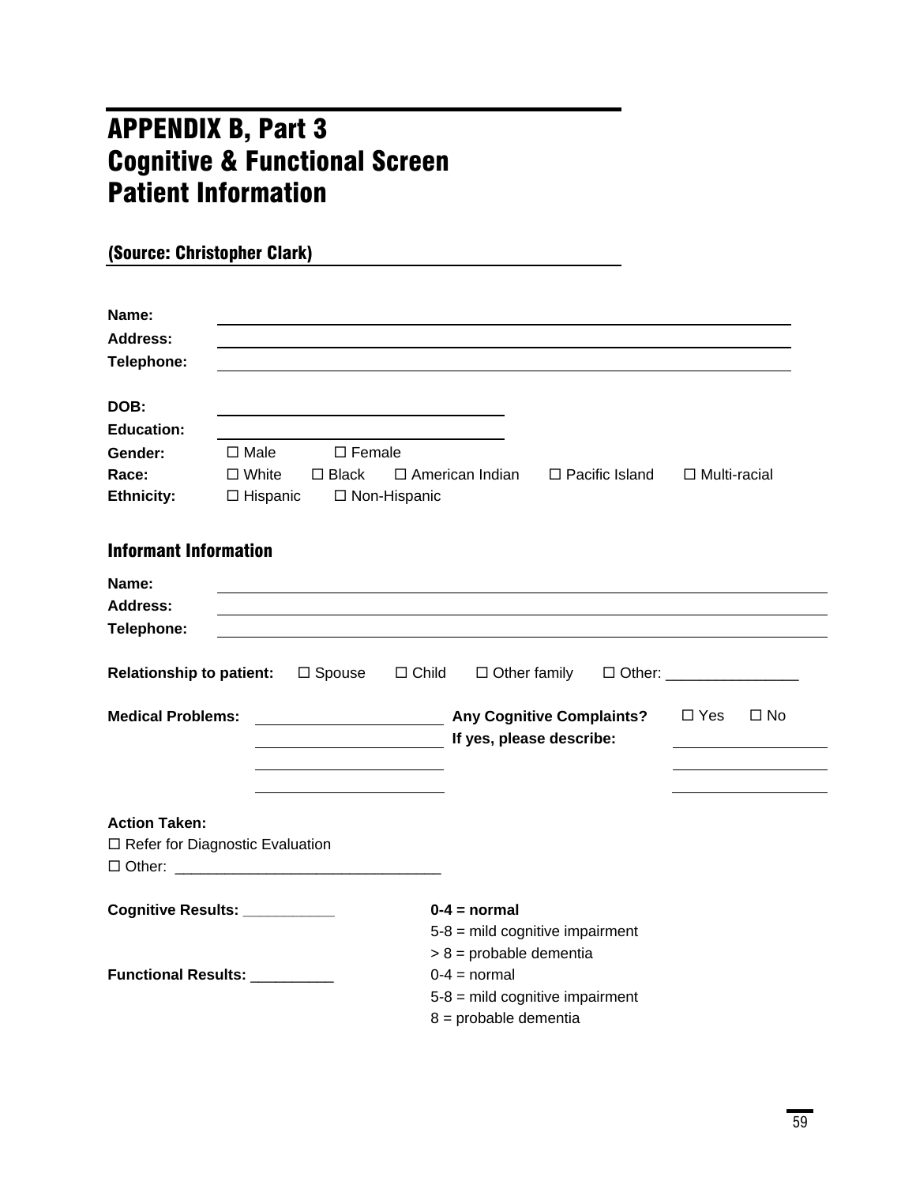# APPENDIX B, Part 3
# Cognitive & Functional Screen
# Patient Information

**(Source: Christopher Clark)**

**Name:** ______________________________

**Address:** ______________________________

**Telephone:** ______________________________

**DOB:** ______________________________

**Education:** ______________________________

**Gender:** ☐ Male ☐ Female

**Race:** ☐ White ☐ Black ☐ American Indian ☐ Pacific Island ☐ Multi-racial

**Ethnicity:** ☐ Hispanic ☐ Non-Hispanic

## Informant Information

**Name:** ______________________________

**Address:** ______________________________

**Telephone:** ______________________________

**Relationship to patient:** ☐ Spouse ☐ Child ☐ Other family ☐ Other: ________________

**Medical Problems:** ______________________________

**Any Cognitive Complaints?** ☐ Yes ☐ No

**If yes, please describe:** ______________________________

**Action Taken:**

☐ Refer for Diagnostic Evaluation

☐ Other: ______________________________

**Cognitive Results:** ___________

**0-4 = normal**
5-8 = mild cognitive impairment
> 8 = probable dementia

**Functional Results:** __________

0-4 = normal
5-8 = mild cognitive impairment
8 = probable dementia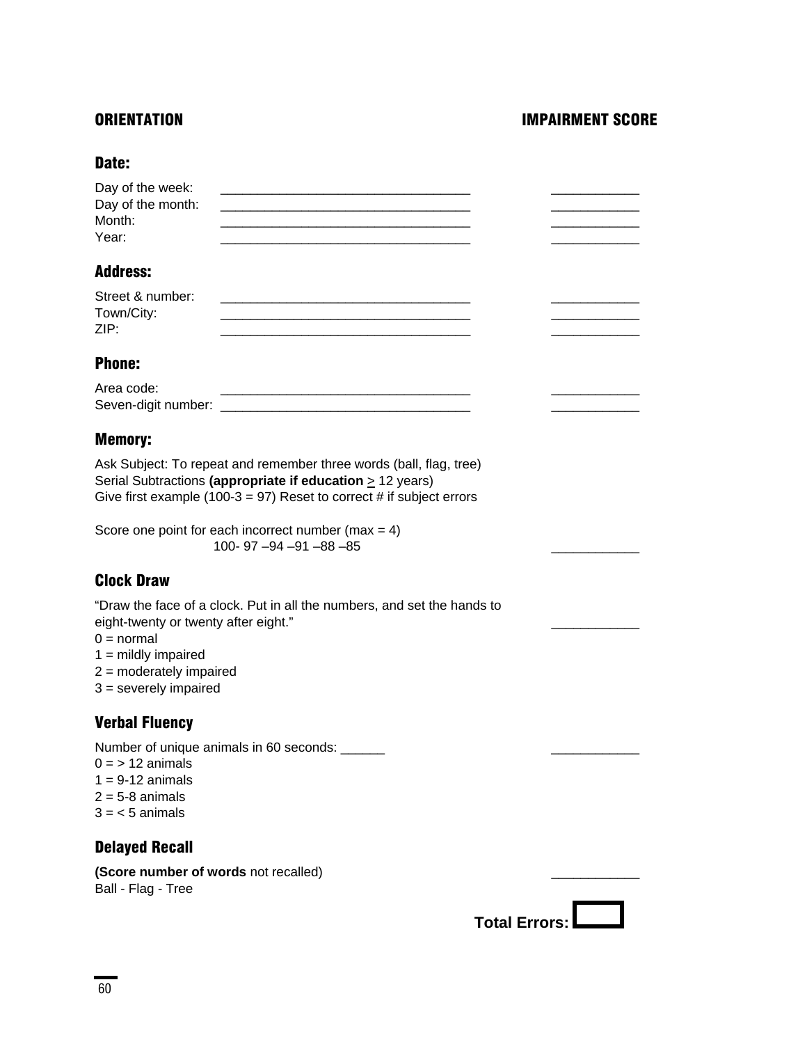## ORIENTATION — IMPAIRMENT SCORE

### Date:

| | | |
|---|---|---|
| Day of the week: | ______________________________ | __________ |
| Day of the month: | ______________________________ | __________ |
| Month: | ______________________________ | __________ |
| Year: | ______________________________ | __________ |

### Address:

| | | |
|---|---|---|
| Street & number: | ______________________________ | __________ |
| Town/City: | ______________________________ | __________ |
| ZIP: | ______________________________ | __________ |

### Phone:

| | | |
|---|---|---|
| Area code: | ______________________________ | __________ |
| Seven-digit number: | ______________________________ | __________ |

### Memory:

Ask Subject: To repeat and remember three words (ball, flag, tree)
Serial Subtractions **(appropriate if education** ≥ 12 years)
Give first example (100-3 = 97) Reset to correct # if subject errors

Score one point for each incorrect number (max = 4)
100- 97 –94 –91 –88 –85 __________

### Clock Draw

"Draw the face of a clock. Put in all the numbers, and set the hands to eight-twenty or twenty after eight." __________

0 = normal
1 = mildly impaired
2 = moderately impaired
3 = severely impaired

### Verbal Fluency

Number of unique animals in 60 seconds: ______ __________

0 = > 12 animals
1 = 9-12 animals
2 = 5-8 animals
3 = < 5 animals

### Delayed Recall

**(Score number of words** not recalled) __________
Ball - Flag - Tree

**Total Errors:** ☐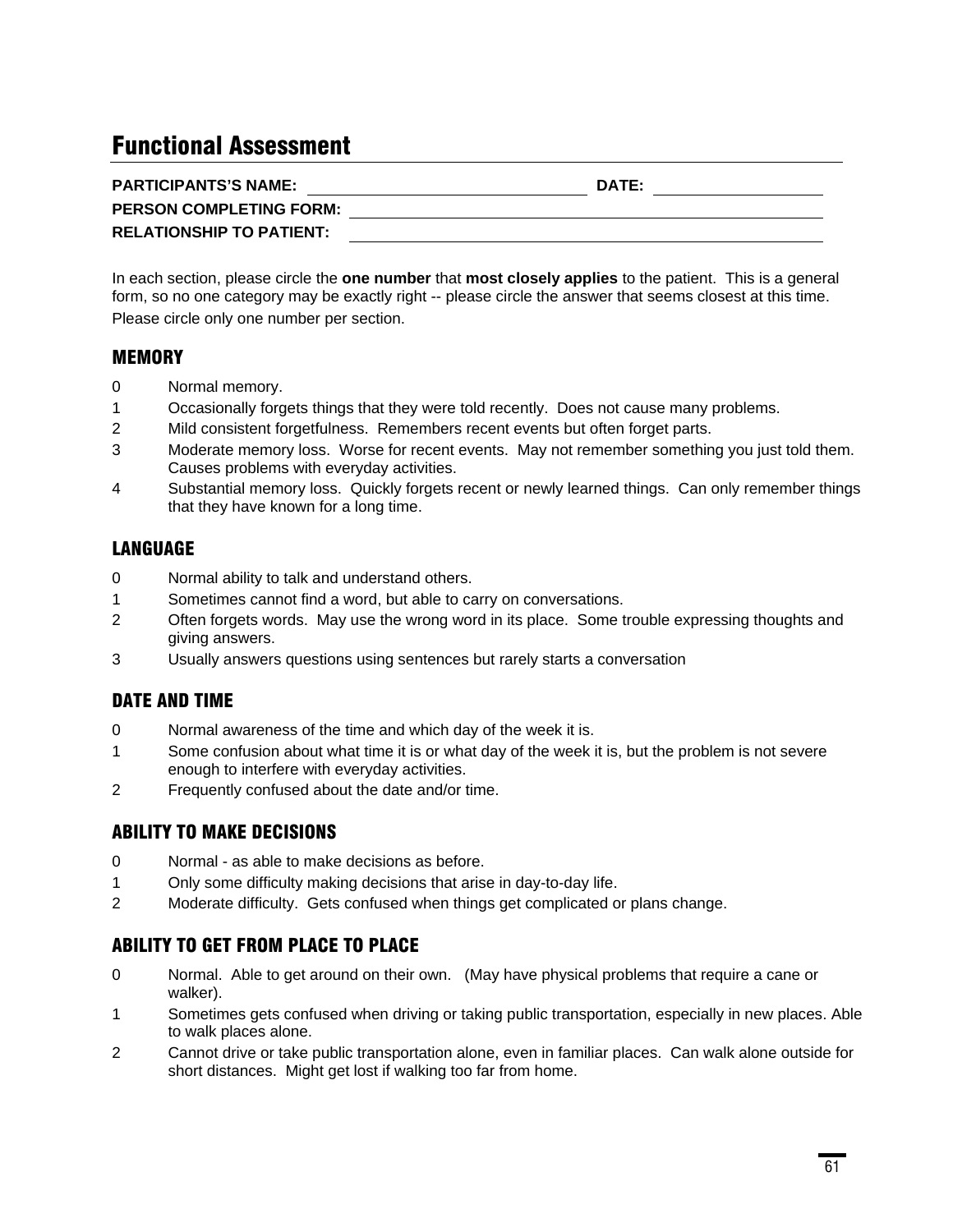# Functional Assessment

**PARTICIPANTS'S NAME:** ______________________ **DATE:** ______________

**PERSON COMPLETING FORM:** ______________________

**RELATIONSHIP TO PATIENT:** ______________________

In each section, please circle the **one number** that **most closely applies** to the patient. This is a general form, so no one category may be exactly right -- please circle the answer that seems closest at this time. Please circle only one number per section.

## MEMORY

0 Normal memory.

1 Occasionally forgets things that they were told recently. Does not cause many problems.

2 Mild consistent forgetfulness. Remembers recent events but often forget parts.

3 Moderate memory loss. Worse for recent events. May not remember something you just told them. Causes problems with everyday activities.

4 Substantial memory loss. Quickly forgets recent or newly learned things. Can only remember things that they have known for a long time.

## LANGUAGE

0 Normal ability to talk and understand others.

1 Sometimes cannot find a word, but able to carry on conversations.

2 Often forgets words. May use the wrong word in its place. Some trouble expressing thoughts and giving answers.

3 Usually answers questions using sentences but rarely starts a conversation

## DATE AND TIME

0 Normal awareness of the time and which day of the week it is.

1 Some confusion about what time it is or what day of the week it is, but the problem is not severe enough to interfere with everyday activities.

2 Frequently confused about the date and/or time.

## ABILITY TO MAKE DECISIONS

0 Normal - as able to make decisions as before.

1 Only some difficulty making decisions that arise in day-to-day life.

2 Moderate difficulty. Gets confused when things get complicated or plans change.

## ABILITY TO GET FROM PLACE TO PLACE

0 Normal. Able to get around on their own. (May have physical problems that require a cane or walker).

1 Sometimes gets confused when driving or taking public transportation, especially in new places. Able to walk places alone.

2 Cannot drive or take public transportation alone, even in familiar places. Can walk alone outside for short distances. Might get lost if walking too far from home.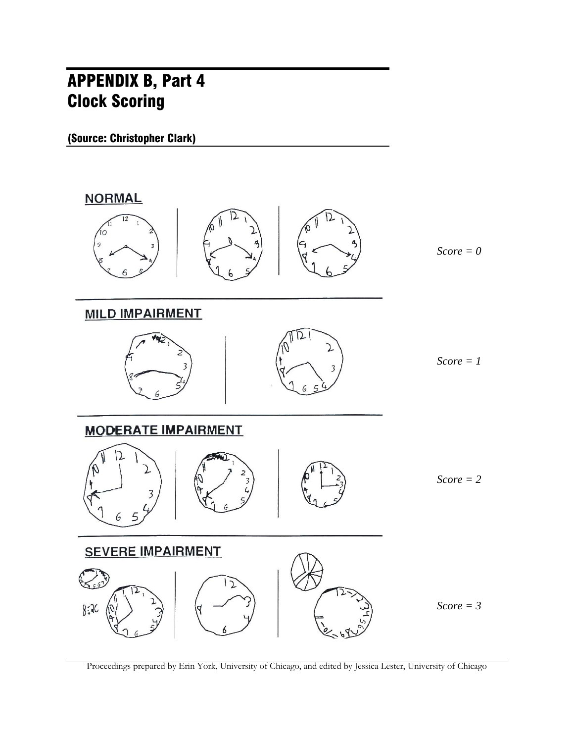# APPENDIX B, Part 4
# Clock Scoring

**(Source: Christopher Clark)**

**NORMAL**

*Score = 0*

**MILD IMPAIRMENT**

*Score = 1*

**MODERATE IMPAIRMENT**

*Score = 2*

**SEVERE IMPAIRMENT**

*Score = 3*

Proceedings prepared by Erin York, University of Chicago, and edited by Jessica Lester, University of Chicago